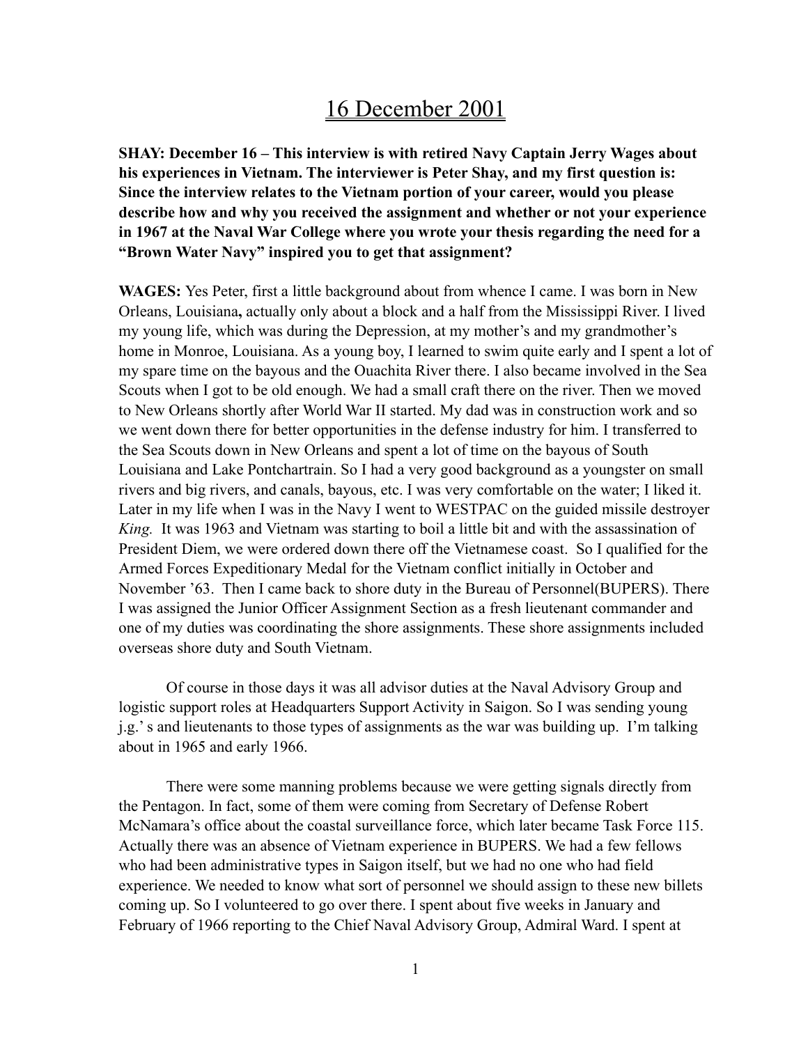# 16 December 2001

**SHAY: December 16 – This interview is with retired Navy Captain Jerry Wages about his experiences in Vietnam. The interviewer is Peter Shay, and my first question is: Since the interview relates to the Vietnam portion of your career, would you please describe how and why you received the assignment and whether or not your experience in 1967 at the Naval War College where you wrote your thesis regarding the need for a "Brown Water Navy" inspired you to get that assignment?**

**WAGES:** Yes Peter, first a little background about from whence I came. I was born in New Orleans, Louisiana**,** actually only about a block and a half from the Mississippi River. I lived my young life, which was during the Depression, at my mother's and my grandmother's home in Monroe, Louisiana. As a young boy, I learned to swim quite early and I spent a lot of my spare time on the bayous and the Ouachita River there. I also became involved in the Sea Scouts when I got to be old enough. We had a small craft there on the river. Then we moved to New Orleans shortly after World War II started. My dad was in construction work and so we went down there for better opportunities in the defense industry for him. I transferred to the Sea Scouts down in New Orleans and spent a lot of time on the bayous of South Louisiana and Lake Pontchartrain. So I had a very good background as a youngster on small rivers and big rivers, and canals, bayous, etc. I was very comfortable on the water; I liked it. Later in my life when I was in the Navy I went to WESTPAC on the guided missile destroyer *King.* It was 1963 and Vietnam was starting to boil a little bit and with the assassination of President Diem, we were ordered down there off the Vietnamese coast. So I qualified for the Armed Forces Expeditionary Medal for the Vietnam conflict initially in October and November '63. Then I came back to shore duty in the Bureau of Personnel(BUPERS). There I was assigned the Junior Officer Assignment Section as a fresh lieutenant commander and one of my duties was coordinating the shore assignments. These shore assignments included overseas shore duty and South Vietnam.

Of course in those days it was all advisor duties at the Naval Advisory Group and logistic support roles at Headquarters Support Activity in Saigon. So I was sending young j.g.' s and lieutenants to those types of assignments as the war was building up. I'm talking about in 1965 and early 1966.

There were some manning problems because we were getting signals directly from the Pentagon. In fact, some of them were coming from Secretary of Defense Robert McNamara's office about the coastal surveillance force, which later became Task Force 115. Actually there was an absence of Vietnam experience in BUPERS. We had a few fellows who had been administrative types in Saigon itself, but we had no one who had field experience. We needed to know what sort of personnel we should assign to these new billets coming up. So I volunteered to go over there. I spent about five weeks in January and February of 1966 reporting to the Chief Naval Advisory Group, Admiral Ward. I spent at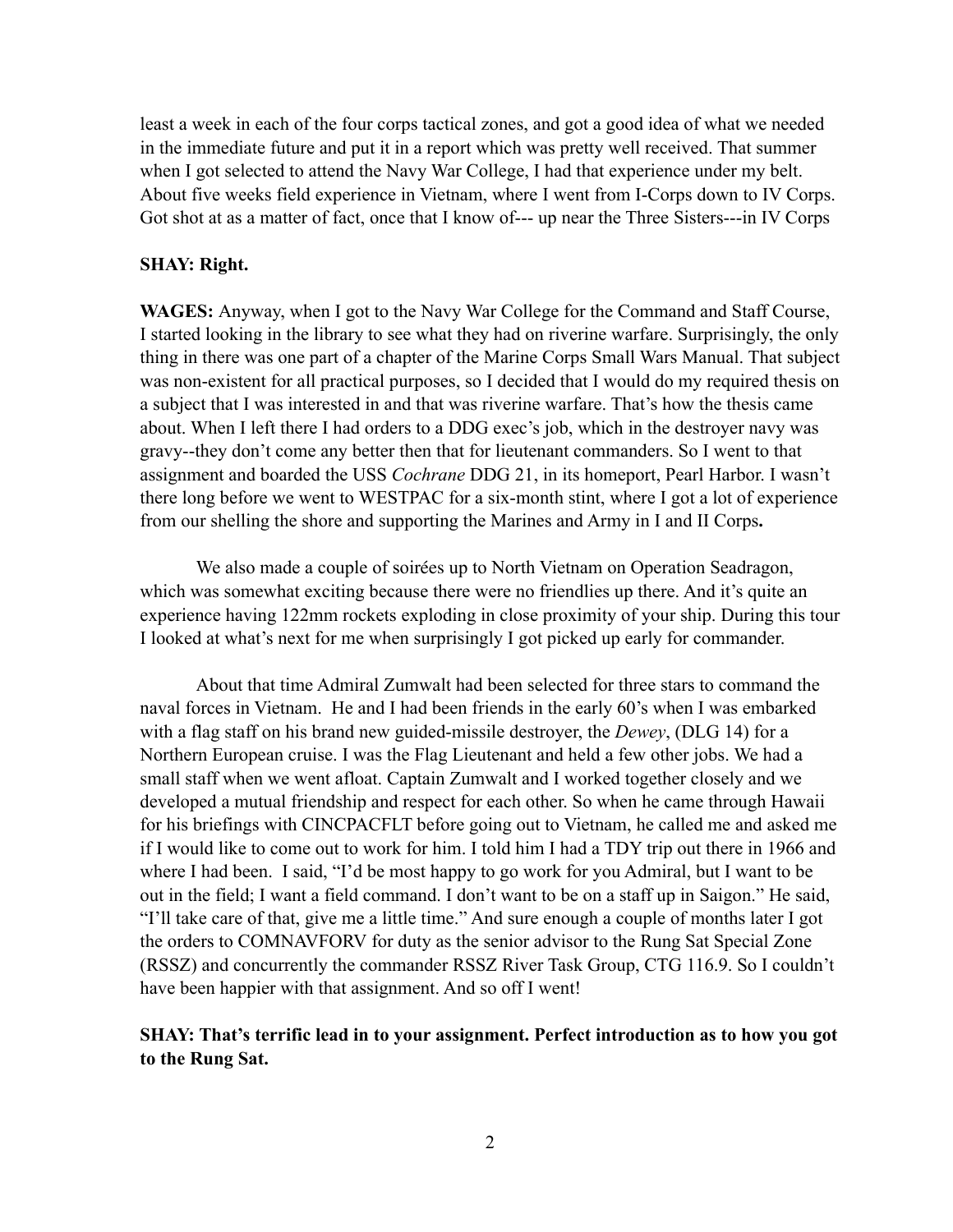least a week in each of the four corps tactical zones, and got a good idea of what we needed in the immediate future and put it in a report which was pretty well received. That summer when I got selected to attend the Navy War College, I had that experience under my belt. About five weeks field experience in Vietnam, where I went from I-Corps down to IV Corps. Got shot at as a matter of fact, once that I know of--- up near the Three Sisters---in IV Corps

**SHAY: Right.**

**WAGES:** Anyway, when I got to the Navy War College for the Command and Staff Course, I started looking in the library to see what they had on riverine warfare. Surprisingly, the only thing in there was one part of a chapter of the Marine Corps Small Wars Manual. That subject was non-existent for all practical purposes, so I decided that I would do my required thesis on a subject that I was interested in and that was riverine warfare. That's how the thesis came about. When I left there I had orders to a DDG exec's job, which in the destroyer navy was gravy--they don't come any better then that for lieutenant commanders. So I went to that assignment and boarded the USS *Cochrane* DDG 21, in its homeport, Pearl Harbor. I wasn't there long before we went to WESTPAC for a six-month stint, where I got a lot of experience from our shelling the shore and supporting the Marines and Army in I and II Corps**.**

We also made a couple of soirées up to North Vietnam on Operation Seadragon, which was somewhat exciting because there were no friendlies up there. And it's quite an experience having 122mm rockets exploding in close proximity of your ship. During this tour I looked at what's next for me when surprisingly I got picked up early for commander.

About that time Admiral Zumwalt had been selected for three stars to command the naval forces in Vietnam. He and I had been friends in the early 60's when I was embarked with a flag staff on his brand new guided-missile destroyer, the *Dewey*, (DLG 14) for a Northern European cruise. I was the Flag Lieutenant and held a few other jobs. We had a small staff when we went afloat. Captain Zumwalt and I worked together closely and we developed a mutual friendship and respect for each other. So when he came through Hawaii for his briefings with CINCPACFLT before going out to Vietnam, he called me and asked me if I would like to come out to work for him. I told him I had a TDY trip out there in 1966 and where I had been. I said, "I'd be most happy to go work for you Admiral, but I want to be out in the field; I want a field command. I don't want to be on a staff up in Saigon." He said, "I'll take care of that, give me a little time." And sure enough a couple of months later I got the orders to COMNAVFORV for duty as the senior advisor to the Rung Sat Special Zone (RSSZ) and concurrently the commander RSSZ River Task Group, CTG 116.9. So I couldn't have been happier with that assignment. And so off I went!

**SHAY: That's terrific lead in to your assignment. Perfect introduction as to how you got to the Rung Sat.**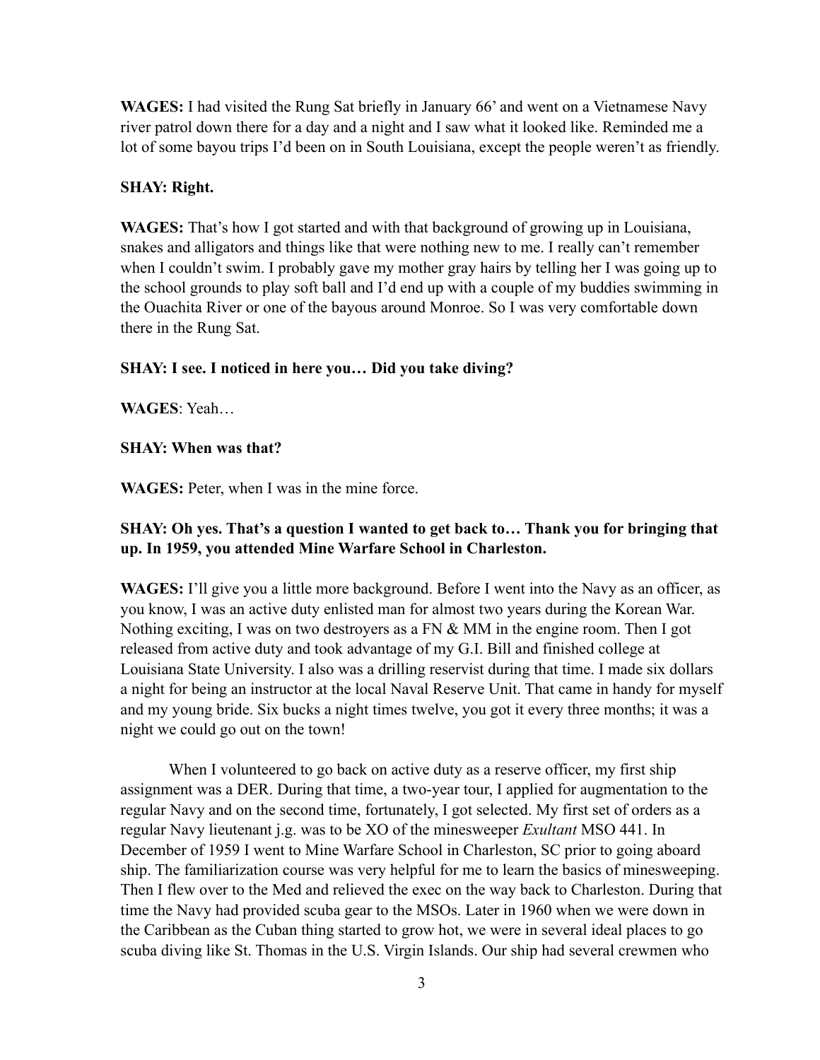**WAGES:** I had visited the Rung Sat briefly in January 66' and went on a Vietnamese Navy river patrol down there for a day and a night and I saw what it looked like. Reminded me a lot of some bayou trips I'd been on in South Louisiana, except the people weren't as friendly.

**SHAY: Right.**

**WAGES:** That's how I got started and with that background of growing up in Louisiana, snakes and alligators and things like that were nothing new to me. I really can't remember when I couldn't swim. I probably gave my mother gray hairs by telling her I was going up to the school grounds to play soft ball and I'd end up with a couple of my buddies swimming in the Ouachita River or one of the bayous around Monroe. So I was very comfortable down there in the Rung Sat.

**SHAY: I see. I noticed in here you… Did you take diving?**

**WAGES**: Yeah…

**SHAY: When was that?**

**WAGES:** Peter, when I was in the mine force.

**SHAY: Oh yes. That's a question I wanted to get back to… Thank you for bringing that up. In 1959, you attended Mine Warfare School in Charleston.**

**WAGES:** I'll give you a little more background. Before I went into the Navy as an officer, as you know, I was an active duty enlisted man for almost two years during the Korean War. Nothing exciting, I was on two destroyers as a FN & MM in the engine room. Then I got released from active duty and took advantage of my G.I. Bill and finished college at Louisiana State University. I also was a drilling reservist during that time. I made six dollars a night for being an instructor at the local Naval Reserve Unit. That came in handy for myself and my young bride. Six bucks a night times twelve, you got it every three months; it was a night we could go out on the town!

When I volunteered to go back on active duty as a reserve officer, my first ship assignment was a DER. During that time, a two-year tour, I applied for augmentation to the regular Navy and on the second time, fortunately, I got selected. My first set of orders as a regular Navy lieutenant j.g. was to be XO of the minesweeper *Exultant* MSO 441. In December of 1959 I went to Mine Warfare School in Charleston, SC prior to going aboard ship. The familiarization course was very helpful for me to learn the basics of minesweeping. Then I flew over to the Med and relieved the exec on the way back to Charleston. During that time the Navy had provided scuba gear to the MSOs. Later in 1960 when we were down in the Caribbean as the Cuban thing started to grow hot, we were in several ideal places to go scuba diving like St. Thomas in the U.S. Virgin Islands. Our ship had several crewmen who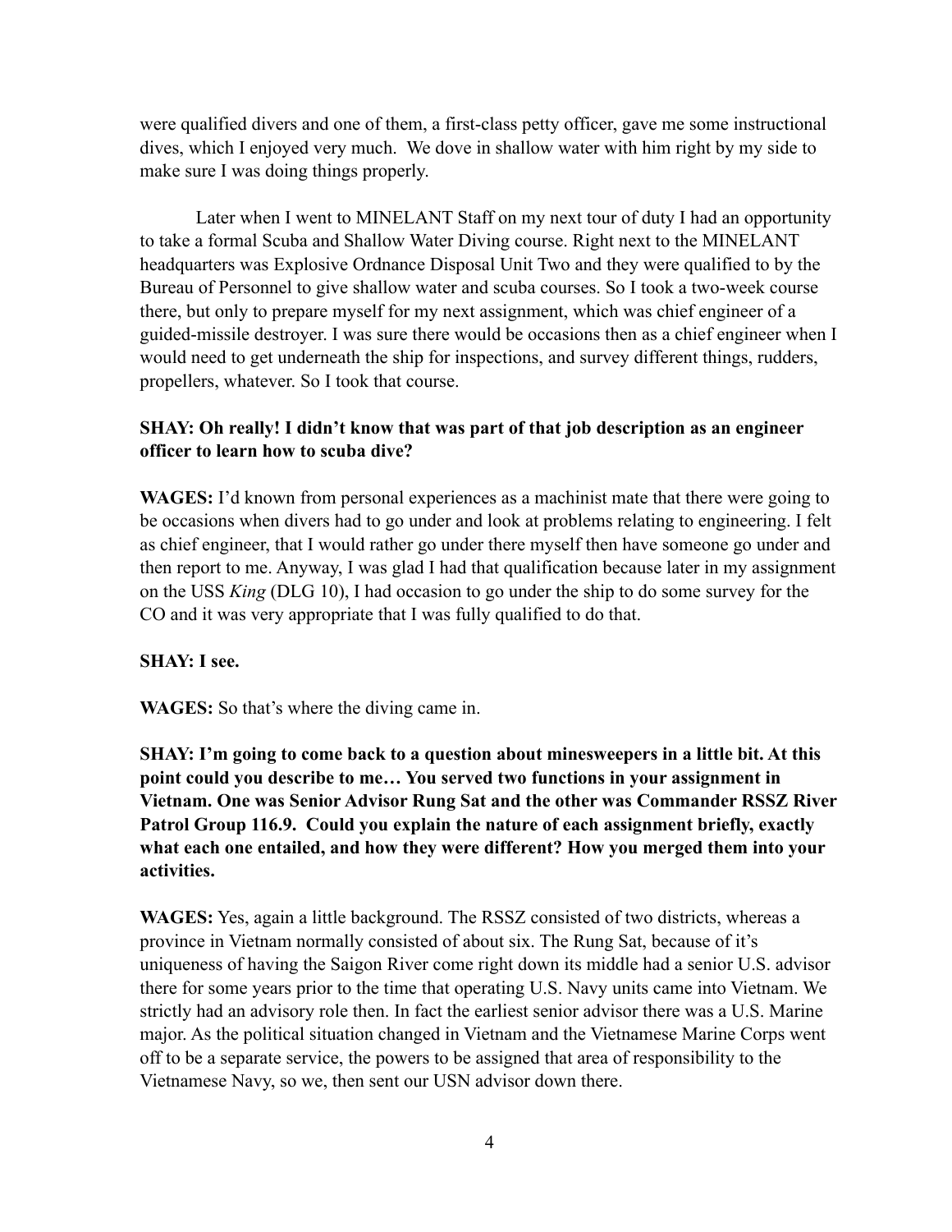were qualified divers and one of them, a first-class petty officer, gave me some instructional dives, which I enjoyed very much. We dove in shallow water with him right by my side to make sure I was doing things properly.

Later when I went to MINELANT Staff on my next tour of duty I had an opportunity to take a formal Scuba and Shallow Water Diving course. Right next to the MINELANT headquarters was Explosive Ordnance Disposal Unit Two and they were qualified to by the Bureau of Personnel to give shallow water and scuba courses. So I took a two-week course there, but only to prepare myself for my next assignment, which was chief engineer of a guided-missile destroyer. I was sure there would be occasions then as a chief engineer when I would need to get underneath the ship for inspections, and survey different things, rudders, propellers, whatever. So I took that course.

**SHAY: Oh really! I didn't know that was part of that job description as an engineer officer to learn how to scuba dive?**

**WAGES:** I'd known from personal experiences as a machinist mate that there were going to be occasions when divers had to go under and look at problems relating to engineering. I felt as chief engineer, that I would rather go under there myself then have someone go under and then report to me. Anyway, I was glad I had that qualification because later in my assignment on the USS *King* (DLG 10), I had occasion to go under the ship to do some survey for the CO and it was very appropriate that I was fully qualified to do that.

**SHAY: I see.**

**WAGES:** So that's where the diving came in.

**SHAY: I'm going to come back to a question about minesweepers in a little bit. At this point could you describe to me… You served two functions in your assignment in Vietnam. One was Senior Advisor Rung Sat and the other was Commander RSSZ River Patrol Group 116.9. Could you explain the nature of each assignment briefly, exactly what each one entailed, and how they were different? How you merged them into your activities.**

**WAGES:** Yes, again a little background. The RSSZ consisted of two districts, whereas a province in Vietnam normally consisted of about six. The Rung Sat, because of it's uniqueness of having the Saigon River come right down its middle had a senior U.S. advisor there for some years prior to the time that operating U.S. Navy units came into Vietnam. We strictly had an advisory role then. In fact the earliest senior advisor there was a U.S. Marine major. As the political situation changed in Vietnam and the Vietnamese Marine Corps went off to be a separate service, the powers to be assigned that area of responsibility to the Vietnamese Navy, so we, then sent our USN advisor down there.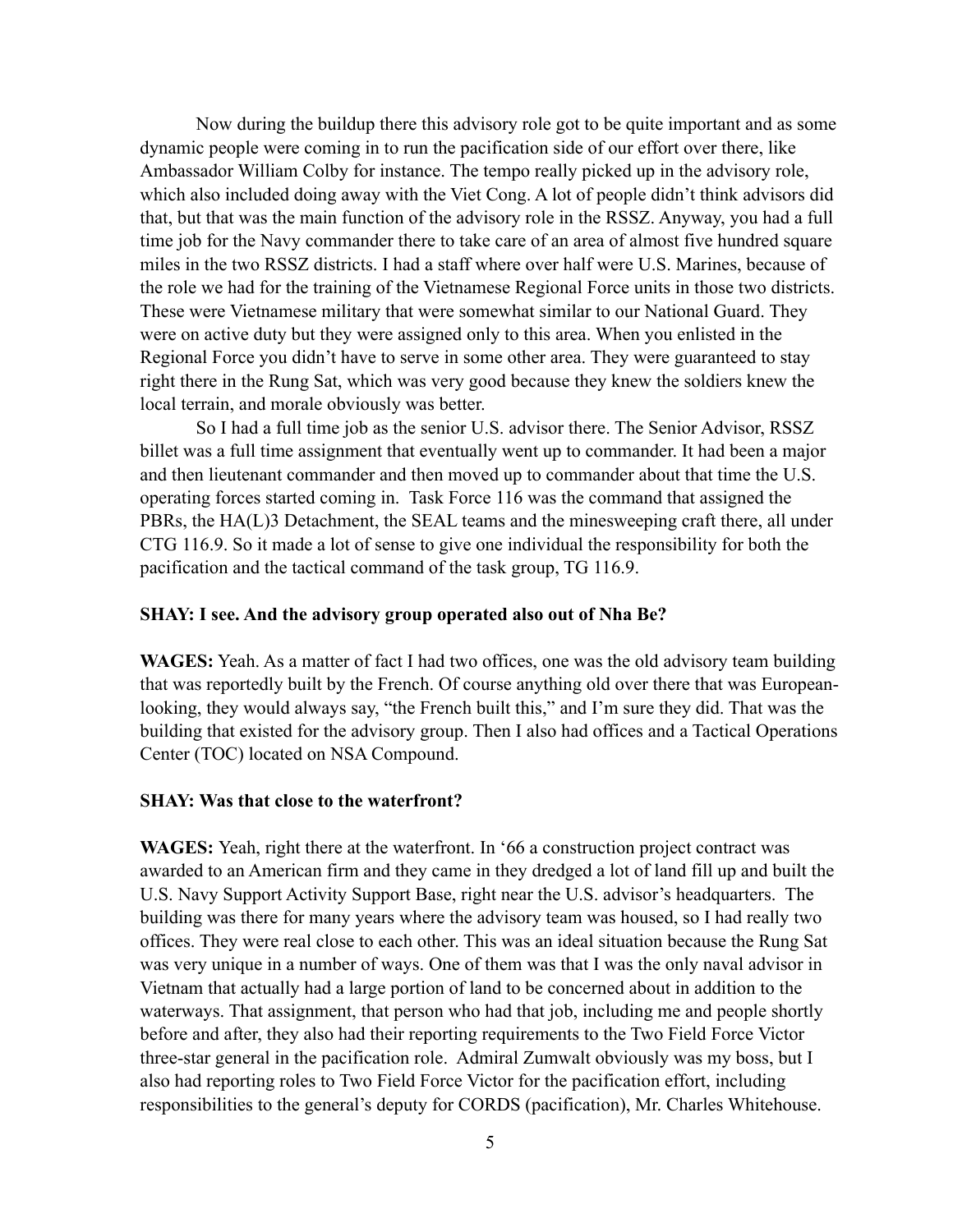Now during the buildup there this advisory role got to be quite important and as some dynamic people were coming in to run the pacification side of our effort over there, like Ambassador William Colby for instance. The tempo really picked up in the advisory role, which also included doing away with the Viet Cong. A lot of people didn't think advisors did that, but that was the main function of the advisory role in the RSSZ. Anyway, you had a full time job for the Navy commander there to take care of an area of almost five hundred square miles in the two RSSZ districts. I had a staff where over half were U.S. Marines, because of the role we had for the training of the Vietnamese Regional Force units in those two districts. These were Vietnamese military that were somewhat similar to our National Guard. They were on active duty but they were assigned only to this area. When you enlisted in the Regional Force you didn't have to serve in some other area. They were guaranteed to stay right there in the Rung Sat, which was very good because they knew the soldiers knew the local terrain, and morale obviously was better.

So I had a full time job as the senior U.S. advisor there. The Senior Advisor, RSSZ billet was a full time assignment that eventually went up to commander. It had been a major and then lieutenant commander and then moved up to commander about that time the U.S. operating forces started coming in. Task Force 116 was the command that assigned the PBRs, the HA(L)3 Detachment, the SEAL teams and the minesweeping craft there, all under CTG 116.9. So it made a lot of sense to give one individual the responsibility for both the pacification and the tactical command of the task group, TG 116.9.

**SHAY: I see. And the advisory group operated also out of Nha Be?**

**WAGES:** Yeah. As a matter of fact I had two offices, one was the old advisory team building that was reportedly built by the French. Of course anything old over there that was European-looking, they would always say, "the French built this," and I'm sure they did. That was the building that existed for the advisory group. Then I also had offices and a Tactical Operations Center (TOC) located on NSA Compound.

**SHAY: Was that close to the waterfront?**

**WAGES:** Yeah, right there at the waterfront. In '66 a construction project contract was awarded to an American firm and they came in they dredged a lot of land fill up and built the U.S. Navy Support Activity Support Base, right near the U.S. advisor's headquarters. The building was there for many years where the advisory team was housed, so I had really two offices. They were real close to each other. This was an ideal situation because the Rung Sat was very unique in a number of ways. One of them was that I was the only naval advisor in Vietnam that actually had a large portion of land to be concerned about in addition to the waterways. That assignment, that person who had that job, including me and people shortly before and after, they also had their reporting requirements to the Two Field Force Victor three-star general in the pacification role. Admiral Zumwalt obviously was my boss, but I also had reporting roles to Two Field Force Victor for the pacification effort, including responsibilities to the general's deputy for CORDS (pacification), Mr. Charles Whitehouse.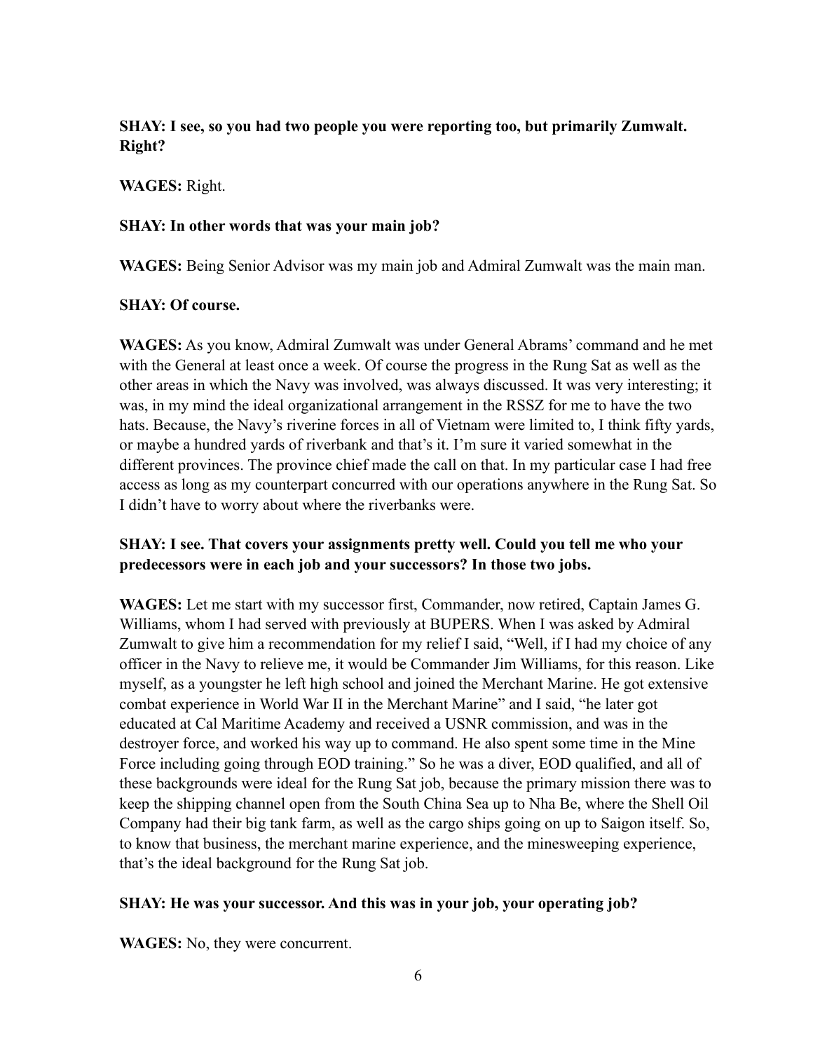**SHAY: I see, so you had two people you were reporting too, but primarily Zumwalt. Right?**

**WAGES:** Right.

**SHAY: In other words that was your main job?**

**WAGES:** Being Senior Advisor was my main job and Admiral Zumwalt was the main man.

**SHAY: Of course.**

**WAGES:** As you know, Admiral Zumwalt was under General Abrams' command and he met with the General at least once a week. Of course the progress in the Rung Sat as well as the other areas in which the Navy was involved, was always discussed. It was very interesting; it was, in my mind the ideal organizational arrangement in the RSSZ for me to have the two hats. Because, the Navy's riverine forces in all of Vietnam were limited to, I think fifty yards, or maybe a hundred yards of riverbank and that's it. I'm sure it varied somewhat in the different provinces. The province chief made the call on that. In my particular case I had free access as long as my counterpart concurred with our operations anywhere in the Rung Sat. So I didn't have to worry about where the riverbanks were.

**SHAY: I see. That covers your assignments pretty well. Could you tell me who your predecessors were in each job and your successors? In those two jobs.**

**WAGES:** Let me start with my successor first, Commander, now retired, Captain James G. Williams, whom I had served with previously at BUPERS. When I was asked by Admiral Zumwalt to give him a recommendation for my relief I said, "Well, if I had my choice of any officer in the Navy to relieve me, it would be Commander Jim Williams, for this reason. Like myself, as a youngster he left high school and joined the Merchant Marine. He got extensive combat experience in World War II in the Merchant Marine" and I said, "he later got educated at Cal Maritime Academy and received a USNR commission, and was in the destroyer force, and worked his way up to command. He also spent some time in the Mine Force including going through EOD training." So he was a diver, EOD qualified, and all of these backgrounds were ideal for the Rung Sat job, because the primary mission there was to keep the shipping channel open from the South China Sea up to Nha Be, where the Shell Oil Company had their big tank farm, as well as the cargo ships going on up to Saigon itself. So, to know that business, the merchant marine experience, and the minesweeping experience, that's the ideal background for the Rung Sat job.

**SHAY: He was your successor. And this was in your job, your operating job?**

**WAGES:** No, they were concurrent.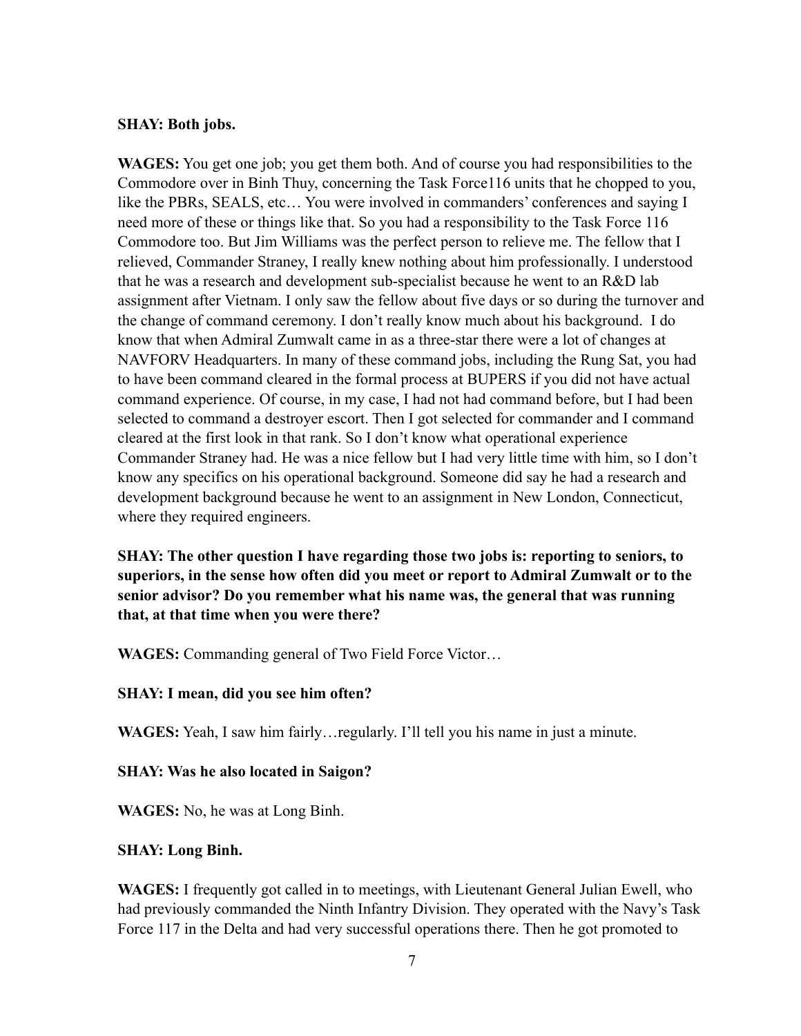**SHAY: Both jobs.**

**WAGES:** You get one job; you get them both. And of course you had responsibilities to the Commodore over in Binh Thuy, concerning the Task Force116 units that he chopped to you, like the PBRs, SEALS, etc… You were involved in commanders' conferences and saying I need more of these or things like that. So you had a responsibility to the Task Force 116 Commodore too. But Jim Williams was the perfect person to relieve me. The fellow that I relieved, Commander Straney, I really knew nothing about him professionally. I understood that he was a research and development sub-specialist because he went to an R&D lab assignment after Vietnam. I only saw the fellow about five days or so during the turnover and the change of command ceremony. I don't really know much about his background. I do know that when Admiral Zumwalt came in as a three-star there were a lot of changes at NAVFORV Headquarters. In many of these command jobs, including the Rung Sat, you had to have been command cleared in the formal process at BUPERS if you did not have actual command experience. Of course, in my case, I had not had command before, but I had been selected to command a destroyer escort. Then I got selected for commander and I command cleared at the first look in that rank. So I don't know what operational experience Commander Straney had. He was a nice fellow but I had very little time with him, so I don't know any specifics on his operational background. Someone did say he had a research and development background because he went to an assignment in New London, Connecticut, where they required engineers.

**SHAY: The other question I have regarding those two jobs is: reporting to seniors, to superiors, in the sense how often did you meet or report to Admiral Zumwalt or to the senior advisor? Do you remember what his name was, the general that was running that, at that time when you were there?**

**WAGES:** Commanding general of Two Field Force Victor…

**SHAY: I mean, did you see him often?**

**WAGES:** Yeah, I saw him fairly…regularly. I'll tell you his name in just a minute.

**SHAY: Was he also located in Saigon?**

**WAGES:** No, he was at Long Binh.

**SHAY: Long Binh.**

**WAGES:** I frequently got called in to meetings, with Lieutenant General Julian Ewell, who had previously commanded the Ninth Infantry Division. They operated with the Navy's Task Force 117 in the Delta and had very successful operations there. Then he got promoted to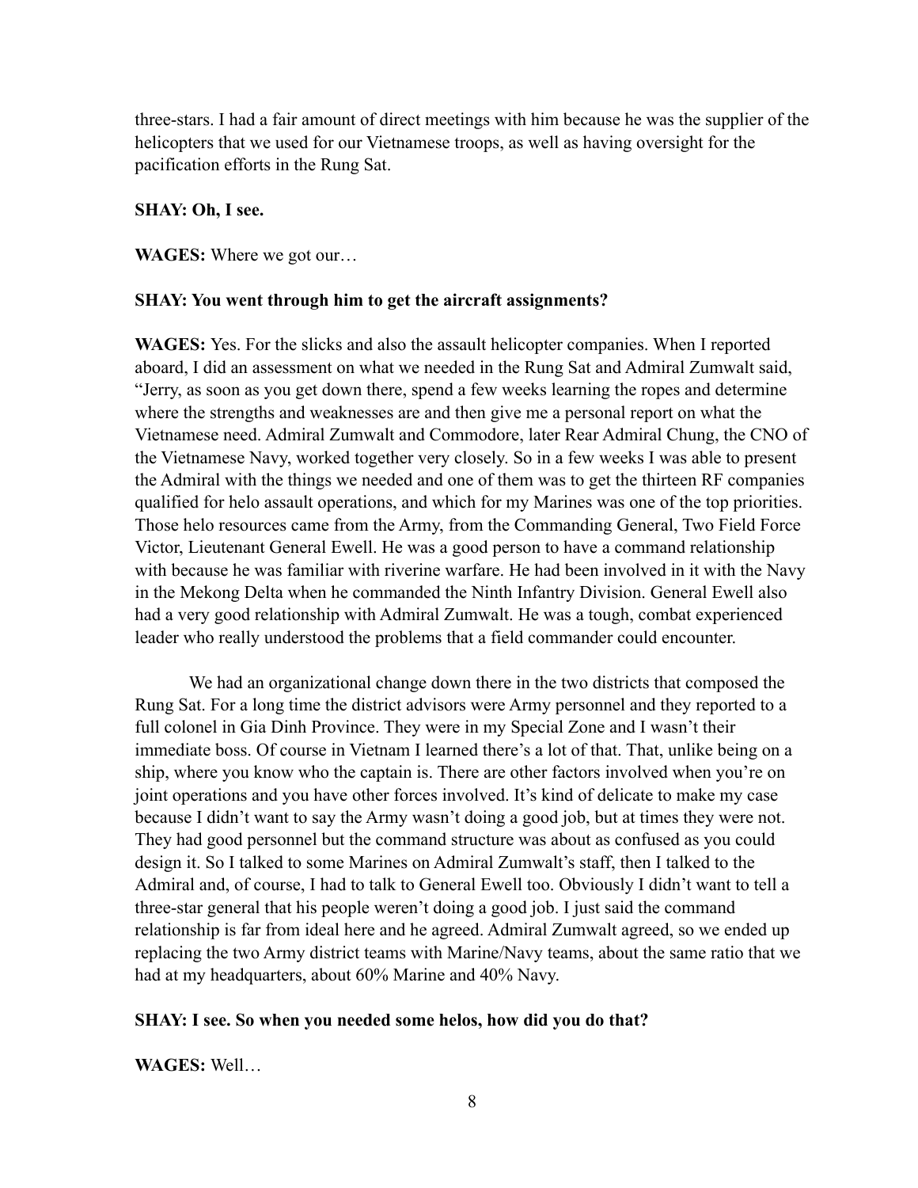three-stars. I had a fair amount of direct meetings with him because he was the supplier of the helicopters that we used for our Vietnamese troops, as well as having oversight for the pacification efforts in the Rung Sat.

**SHAY: Oh, I see.**

**WAGES:** Where we got our…

**SHAY: You went through him to get the aircraft assignments?**

**WAGES:** Yes. For the slicks and also the assault helicopter companies. When I reported aboard, I did an assessment on what we needed in the Rung Sat and Admiral Zumwalt said, "Jerry, as soon as you get down there, spend a few weeks learning the ropes and determine where the strengths and weaknesses are and then give me a personal report on what the Vietnamese need. Admiral Zumwalt and Commodore, later Rear Admiral Chung, the CNO of the Vietnamese Navy, worked together very closely. So in a few weeks I was able to present the Admiral with the things we needed and one of them was to get the thirteen RF companies qualified for helo assault operations, and which for my Marines was one of the top priorities. Those helo resources came from the Army, from the Commanding General, Two Field Force Victor, Lieutenant General Ewell. He was a good person to have a command relationship with because he was familiar with riverine warfare. He had been involved in it with the Navy in the Mekong Delta when he commanded the Ninth Infantry Division. General Ewell also had a very good relationship with Admiral Zumwalt. He was a tough, combat experienced leader who really understood the problems that a field commander could encounter.

We had an organizational change down there in the two districts that composed the Rung Sat. For a long time the district advisors were Army personnel and they reported to a full colonel in Gia Dinh Province. They were in my Special Zone and I wasn't their immediate boss. Of course in Vietnam I learned there's a lot of that. That, unlike being on a ship, where you know who the captain is. There are other factors involved when you're on joint operations and you have other forces involved. It's kind of delicate to make my case because I didn't want to say the Army wasn't doing a good job, but at times they were not. They had good personnel but the command structure was about as confused as you could design it. So I talked to some Marines on Admiral Zumwalt's staff, then I talked to the Admiral and, of course, I had to talk to General Ewell too. Obviously I didn't want to tell a three-star general that his people weren't doing a good job. I just said the command relationship is far from ideal here and he agreed. Admiral Zumwalt agreed, so we ended up replacing the two Army district teams with Marine/Navy teams, about the same ratio that we had at my headquarters, about 60% Marine and 40% Navy.

**SHAY: I see. So when you needed some helos, how did you do that?**

**WAGES:** Well…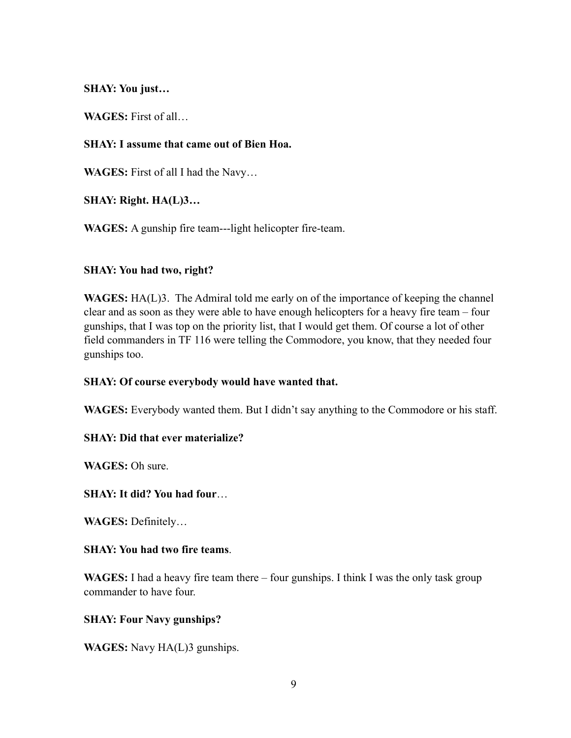**SHAY: You just…**

**WAGES:** First of all…

**SHAY: I assume that came out of Bien Hoa.**

**WAGES:** First of all I had the Navy…

**SHAY: Right. HA(L)3…**

**WAGES:** A gunship fire team---light helicopter fire-team.

**SHAY: You had two, right?**

**WAGES:** HA(L)3. The Admiral told me early on of the importance of keeping the channel clear and as soon as they were able to have enough helicopters for a heavy fire team – four gunships, that I was top on the priority list, that I would get them. Of course a lot of other field commanders in TF 116 were telling the Commodore, you know, that they needed four gunships too.

**SHAY: Of course everybody would have wanted that.**

**WAGES:** Everybody wanted them. But I didn't say anything to the Commodore or his staff.

**SHAY: Did that ever materialize?**

**WAGES:** Oh sure.

**SHAY: It did? You had four**…

**WAGES:** Definitely…

**SHAY: You had two fire teams**.

**WAGES:** I had a heavy fire team there – four gunships. I think I was the only task group commander to have four.

**SHAY: Four Navy gunships?**

**WAGES:** Navy HA(L)3 gunships.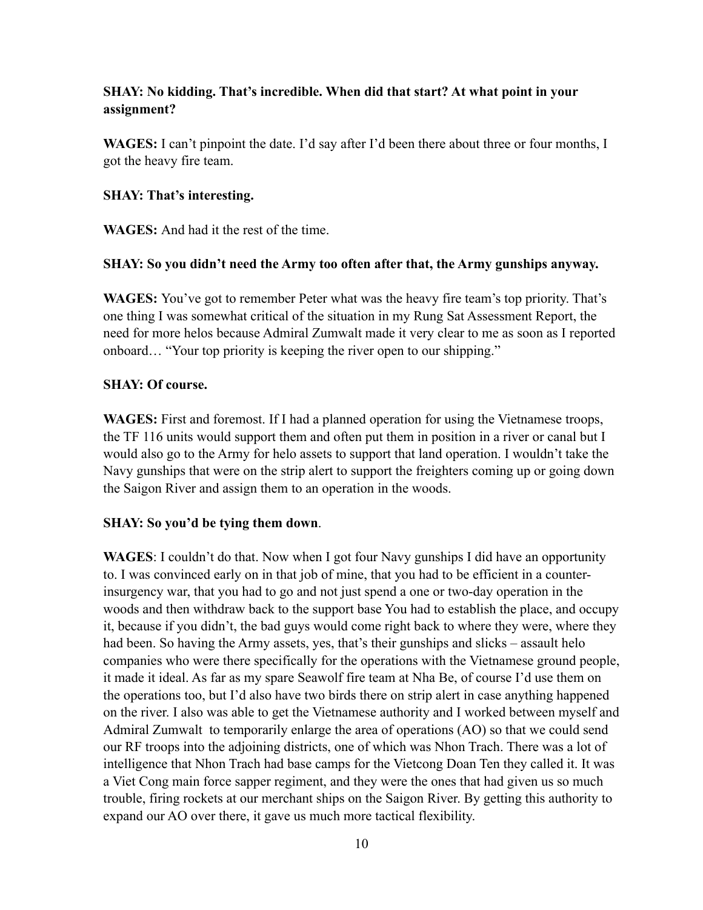**SHAY: No kidding. That's incredible. When did that start? At what point in your assignment?**

**WAGES:** I can't pinpoint the date. I'd say after I'd been there about three or four months, I got the heavy fire team.

**SHAY: That's interesting.**

**WAGES:** And had it the rest of the time.

**SHAY: So you didn't need the Army too often after that, the Army gunships anyway.**

**WAGES:** You've got to remember Peter what was the heavy fire team's top priority. That's one thing I was somewhat critical of the situation in my Rung Sat Assessment Report, the need for more helos because Admiral Zumwalt made it very clear to me as soon as I reported onboard… "Your top priority is keeping the river open to our shipping."

**SHAY: Of course.**

**WAGES:** First and foremost. If I had a planned operation for using the Vietnamese troops, the TF 116 units would support them and often put them in position in a river or canal but I would also go to the Army for helo assets to support that land operation. I wouldn't take the Navy gunships that were on the strip alert to support the freighters coming up or going down the Saigon River and assign them to an operation in the woods.

**SHAY: So you'd be tying them down**.

**WAGES**: I couldn't do that. Now when I got four Navy gunships I did have an opportunity to. I was convinced early on in that job of mine, that you had to be efficient in a counter-insurgency war, that you had to go and not just spend a one or two-day operation in the woods and then withdraw back to the support base You had to establish the place, and occupy it, because if you didn't, the bad guys would come right back to where they were, where they had been. So having the Army assets, yes, that's their gunships and slicks – assault helo companies who were there specifically for the operations with the Vietnamese ground people, it made it ideal. As far as my spare Seawolf fire team at Nha Be, of course I'd use them on the operations too, but I'd also have two birds there on strip alert in case anything happened on the river. I also was able to get the Vietnamese authority and I worked between myself and Admiral Zumwalt to temporarily enlarge the area of operations (AO) so that we could send our RF troops into the adjoining districts, one of which was Nhon Trach. There was a lot of intelligence that Nhon Trach had base camps for the Vietcong Doan Ten they called it. It was a Viet Cong main force sapper regiment, and they were the ones that had given us so much trouble, firing rockets at our merchant ships on the Saigon River. By getting this authority to expand our AO over there, it gave us much more tactical flexibility.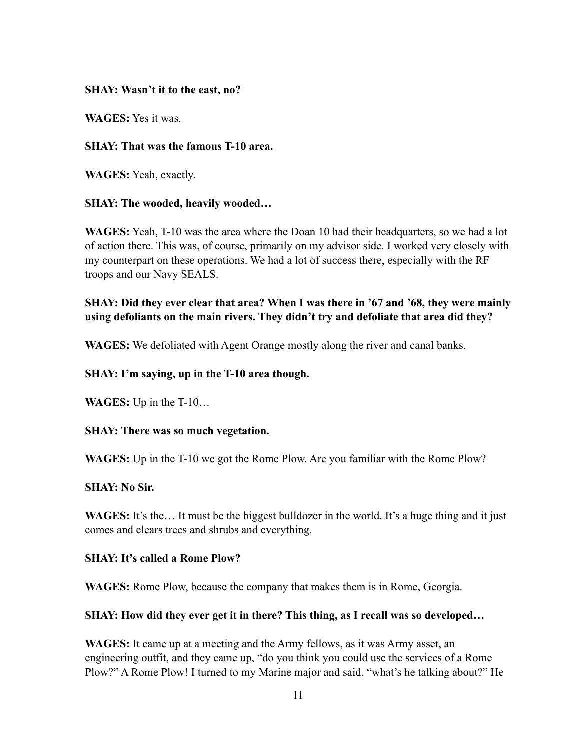**SHAY: Wasn't it to the east, no?**

**WAGES:** Yes it was.

**SHAY: That was the famous T-10 area.**

**WAGES:** Yeah, exactly.

**SHAY: The wooded, heavily wooded…**

**WAGES:** Yeah, T-10 was the area where the Doan 10 had their headquarters, so we had a lot of action there. This was, of course, primarily on my advisor side. I worked very closely with my counterpart on these operations. We had a lot of success there, especially with the RF troops and our Navy SEALS.

**SHAY: Did they ever clear that area? When I was there in '67 and '68, they were mainly using defoliants on the main rivers. They didn't try and defoliate that area did they?**

**WAGES:** We defoliated with Agent Orange mostly along the river and canal banks.

**SHAY: I'm saying, up in the T-10 area though.**

**WAGES:** Up in the T-10…

**SHAY: There was so much vegetation.**

**WAGES:** Up in the T-10 we got the Rome Plow. Are you familiar with the Rome Plow?

**SHAY: No Sir.**

**WAGES:** It's the… It must be the biggest bulldozer in the world. It's a huge thing and it just comes and clears trees and shrubs and everything.

**SHAY: It's called a Rome Plow?**

**WAGES:** Rome Plow, because the company that makes them is in Rome, Georgia.

**SHAY: How did they ever get it in there? This thing, as I recall was so developed…**

**WAGES:** It came up at a meeting and the Army fellows, as it was Army asset, an engineering outfit, and they came up, "do you think you could use the services of a Rome Plow?" A Rome Plow! I turned to my Marine major and said, "what's he talking about?" He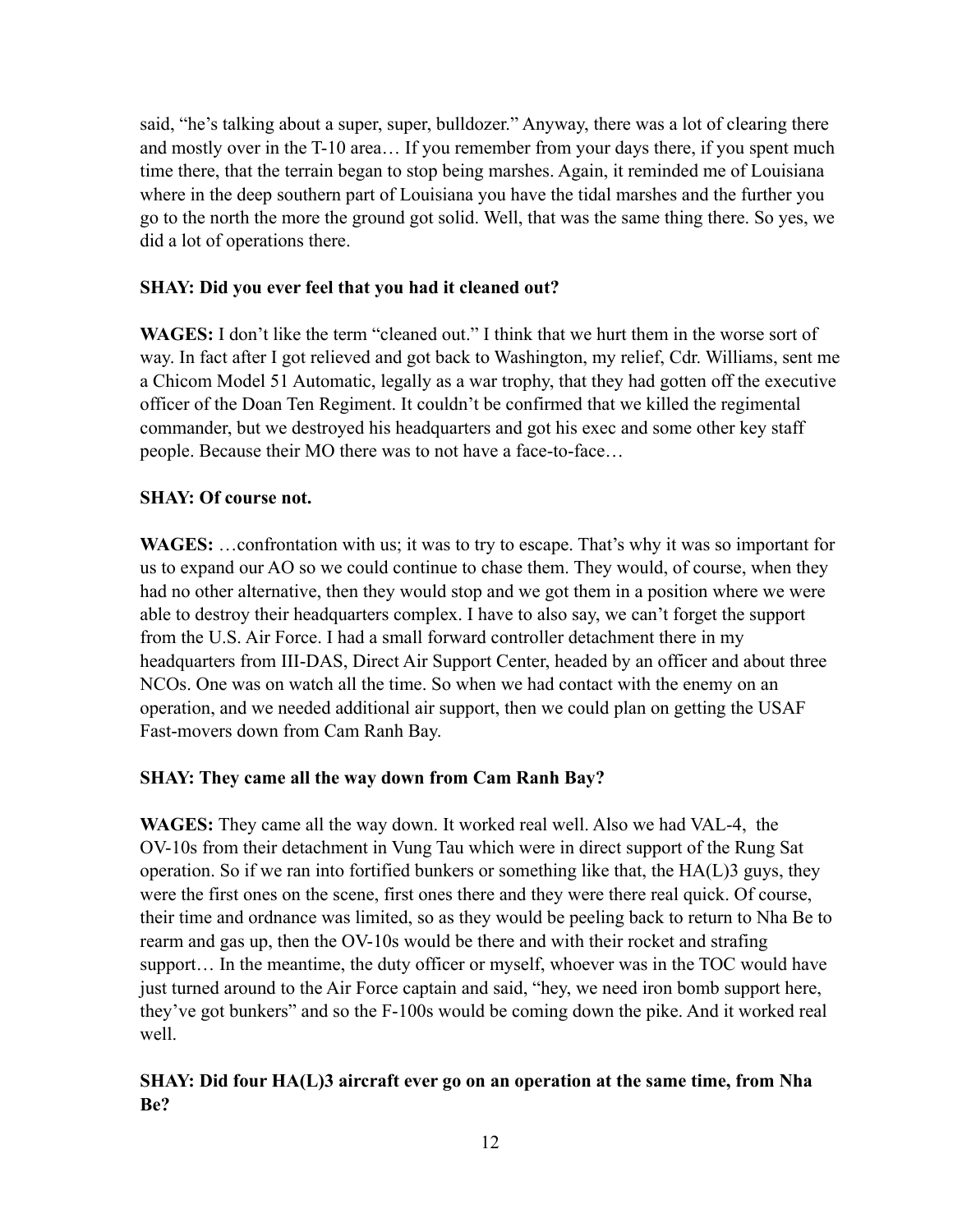said, "he's talking about a super, super, bulldozer." Anyway, there was a lot of clearing there and mostly over in the T-10 area… If you remember from your days there, if you spent much time there, that the terrain began to stop being marshes. Again, it reminded me of Louisiana where in the deep southern part of Louisiana you have the tidal marshes and the further you go to the north the more the ground got solid. Well, that was the same thing there. So yes, we did a lot of operations there.

**SHAY: Did you ever feel that you had it cleaned out?**

**WAGES:** I don't like the term "cleaned out." I think that we hurt them in the worse sort of way. In fact after I got relieved and got back to Washington, my relief, Cdr. Williams, sent me a Chicom Model 51 Automatic, legally as a war trophy, that they had gotten off the executive officer of the Doan Ten Regiment. It couldn't be confirmed that we killed the regimental commander, but we destroyed his headquarters and got his exec and some other key staff people. Because their MO there was to not have a face-to-face…

**SHAY: Of course not.**

**WAGES:** …confrontation with us; it was to try to escape. That's why it was so important for us to expand our AO so we could continue to chase them. They would, of course, when they had no other alternative, then they would stop and we got them in a position where we were able to destroy their headquarters complex. I have to also say, we can't forget the support from the U.S. Air Force. I had a small forward controller detachment there in my headquarters from III-DAS, Direct Air Support Center, headed by an officer and about three NCOs. One was on watch all the time. So when we had contact with the enemy on an operation, and we needed additional air support, then we could plan on getting the USAF Fast-movers down from Cam Ranh Bay.

**SHAY: They came all the way down from Cam Ranh Bay?**

**WAGES:** They came all the way down. It worked real well. Also we had VAL-4, the OV-10s from their detachment in Vung Tau which were in direct support of the Rung Sat operation. So if we ran into fortified bunkers or something like that, the HA(L)3 guys, they were the first ones on the scene, first ones there and they were there real quick. Of course, their time and ordnance was limited, so as they would be peeling back to return to Nha Be to rearm and gas up, then the OV-10s would be there and with their rocket and strafing support… In the meantime, the duty officer or myself, whoever was in the TOC would have just turned around to the Air Force captain and said, "hey, we need iron bomb support here, they've got bunkers" and so the F-100s would be coming down the pike. And it worked real well.

**SHAY: Did four HA(L)3 aircraft ever go on an operation at the same time, from Nha Be?**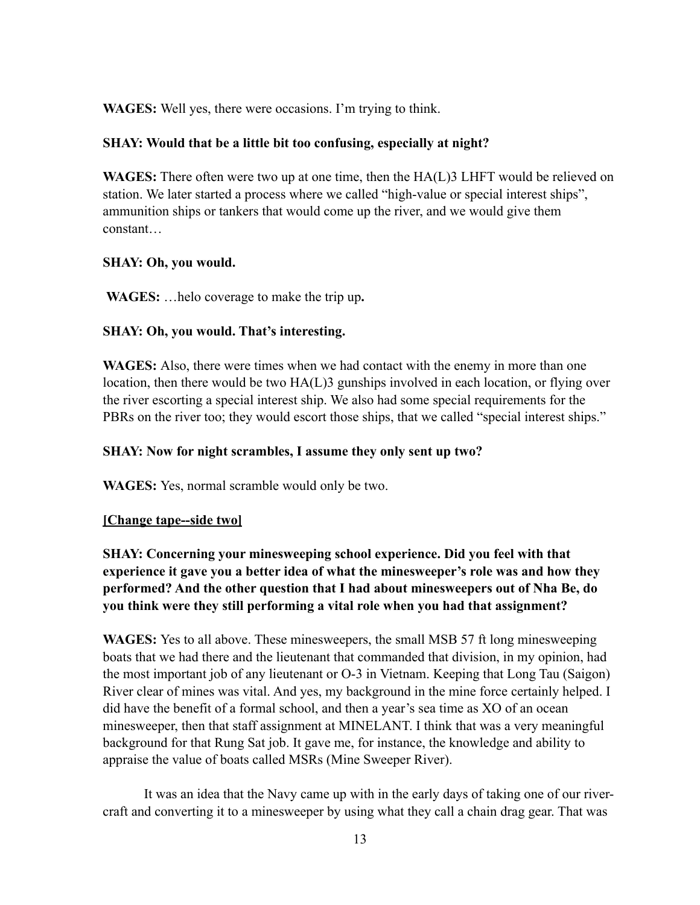**WAGES:** Well yes, there were occasions. I'm trying to think.

**SHAY: Would that be a little bit too confusing, especially at night?**

**WAGES:** There often were two up at one time, then the HA(L)3 LHFT would be relieved on station. We later started a process where we called "high-value or special interest ships", ammunition ships or tankers that would come up the river, and we would give them constant…

**SHAY: Oh, you would.**

**WAGES:** …helo coverage to make the trip up**.**

**SHAY: Oh, you would. That's interesting.**

**WAGES:** Also, there were times when we had contact with the enemy in more than one location, then there would be two HA(L)3 gunships involved in each location, or flying over the river escorting a special interest ship. We also had some special requirements for the PBRs on the river too; they would escort those ships, that we called "special interest ships."

**SHAY: Now for night scrambles, I assume they only sent up two?**

**WAGES:** Yes, normal scramble would only be two.

**[Change tape--side two]**

**SHAY: Concerning your minesweeping school experience. Did you feel with that experience it gave you a better idea of what the minesweeper's role was and how they performed? And the other question that I had about minesweepers out of Nha Be, do you think were they still performing a vital role when you had that assignment?**

**WAGES:** Yes to all above. These minesweepers, the small MSB 57 ft long minesweeping boats that we had there and the lieutenant that commanded that division, in my opinion, had the most important job of any lieutenant or O-3 in Vietnam. Keeping that Long Tau (Saigon) River clear of mines was vital. And yes, my background in the mine force certainly helped. I did have the benefit of a formal school, and then a year's sea time as XO of an ocean minesweeper, then that staff assignment at MINELANT. I think that was a very meaningful background for that Rung Sat job. It gave me, for instance, the knowledge and ability to appraise the value of boats called MSRs (Mine Sweeper River).

It was an idea that the Navy came up with in the early days of taking one of our river-craft and converting it to a minesweeper by using what they call a chain drag gear. That was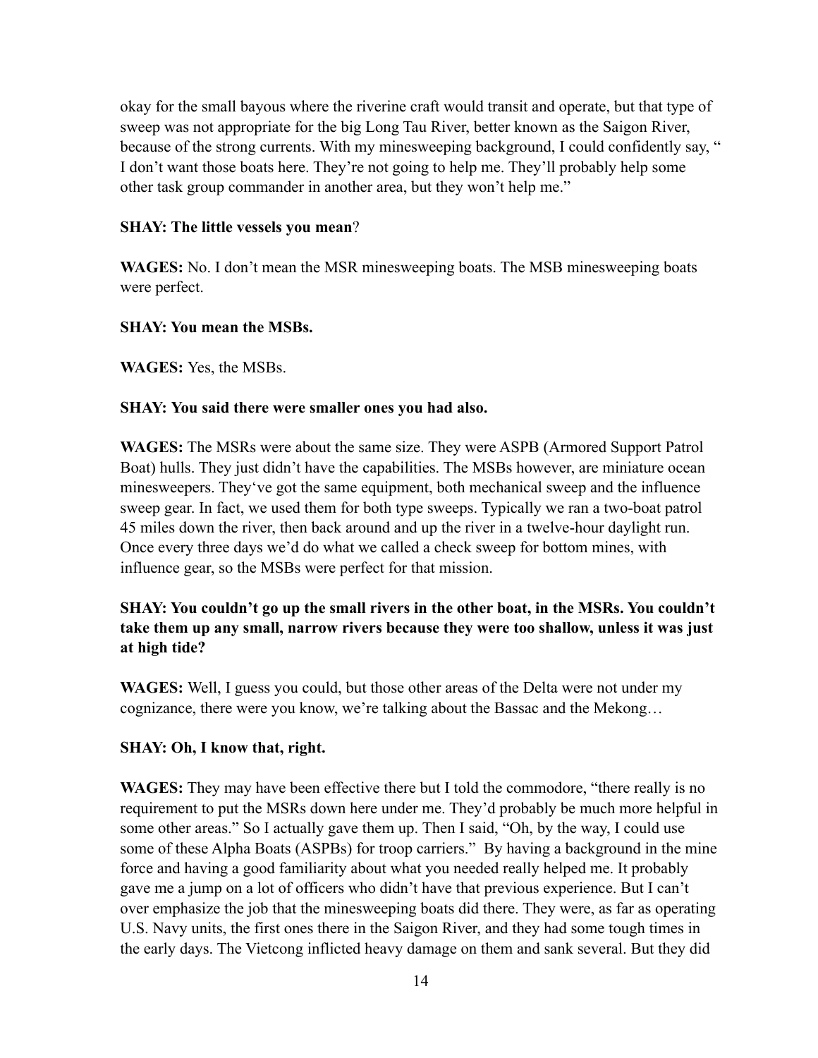okay for the small bayous where the riverine craft would transit and operate, but that type of sweep was not appropriate for the big Long Tau River, better known as the Saigon River, because of the strong currents. With my minesweeping background, I could confidently say, " I don't want those boats here. They're not going to help me. They'll probably help some other task group commander in another area, but they won't help me."

**SHAY: The little vessels you mean**?

**WAGES:** No. I don't mean the MSR minesweeping boats. The MSB minesweeping boats were perfect.

**SHAY: You mean the MSBs.**

**WAGES:** Yes, the MSBs.

**SHAY: You said there were smaller ones you had also.**

**WAGES:** The MSRs were about the same size. They were ASPB (Armored Support Patrol Boat) hulls. They just didn't have the capabilities. The MSBs however, are miniature ocean minesweepers. They've got the same equipment, both mechanical sweep and the influence sweep gear. In fact, we used them for both type sweeps. Typically we ran a two-boat patrol 45 miles down the river, then back around and up the river in a twelve-hour daylight run. Once every three days we'd do what we called a check sweep for bottom mines, with influence gear, so the MSBs were perfect for that mission.

**SHAY: You couldn't go up the small rivers in the other boat, in the MSRs. You couldn't take them up any small, narrow rivers because they were too shallow, unless it was just at high tide?**

**WAGES:** Well, I guess you could, but those other areas of the Delta were not under my cognizance, there were you know, we're talking about the Bassac and the Mekong…

**SHAY: Oh, I know that, right.**

**WAGES:** They may have been effective there but I told the commodore, "there really is no requirement to put the MSRs down here under me. They'd probably be much more helpful in some other areas." So I actually gave them up. Then I said, "Oh, by the way, I could use some of these Alpha Boats (ASPBs) for troop carriers." By having a background in the mine force and having a good familiarity about what you needed really helped me. It probably gave me a jump on a lot of officers who didn't have that previous experience. But I can't over emphasize the job that the minesweeping boats did there. They were, as far as operating U.S. Navy units, the first ones there in the Saigon River, and they had some tough times in the early days. The Vietcong inflicted heavy damage on them and sank several. But they did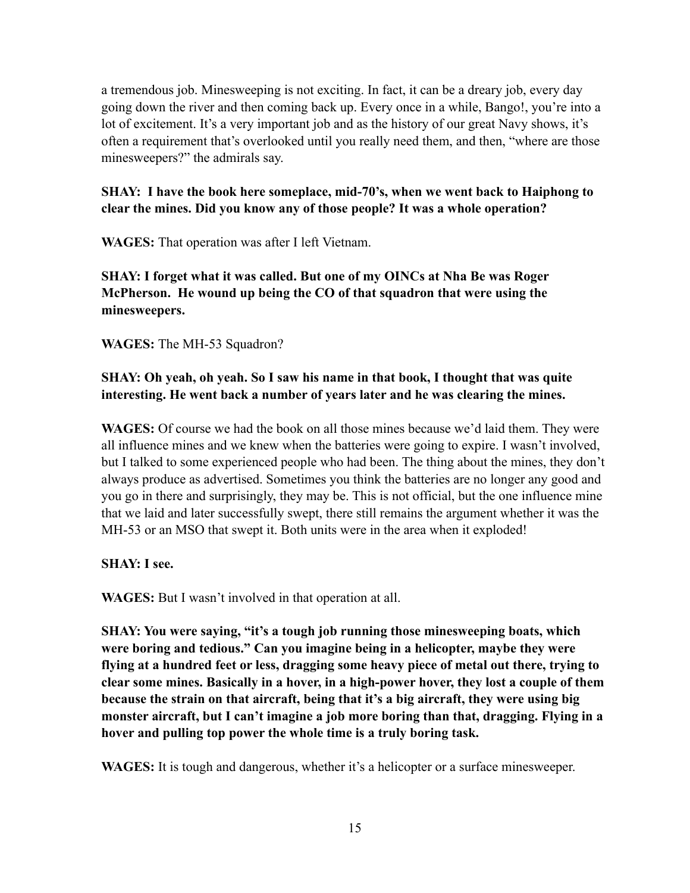a tremendous job. Minesweeping is not exciting. In fact, it can be a dreary job, every day going down the river and then coming back up. Every once in a while, Bango!, you're into a lot of excitement. It's a very important job and as the history of our great Navy shows, it's often a requirement that's overlooked until you really need them, and then, "where are those minesweepers?" the admirals say.

**SHAY: I have the book here someplace, mid-70's, when we went back to Haiphong to clear the mines. Did you know any of those people? It was a whole operation?**

**WAGES:** That operation was after I left Vietnam.

**SHAY: I forget what it was called. But one of my OINCs at Nha Be was Roger McPherson. He wound up being the CO of that squadron that were using the minesweepers.**

**WAGES:** The MH-53 Squadron?

**SHAY: Oh yeah, oh yeah. So I saw his name in that book, I thought that was quite interesting. He went back a number of years later and he was clearing the mines.**

**WAGES:** Of course we had the book on all those mines because we'd laid them. They were all influence mines and we knew when the batteries were going to expire. I wasn't involved, but I talked to some experienced people who had been. The thing about the mines, they don't always produce as advertised. Sometimes you think the batteries are no longer any good and you go in there and surprisingly, they may be. This is not official, but the one influence mine that we laid and later successfully swept, there still remains the argument whether it was the MH-53 or an MSO that swept it. Both units were in the area when it exploded!

**SHAY: I see.**

**WAGES:** But I wasn't involved in that operation at all.

**SHAY: You were saying, "it's a tough job running those minesweeping boats, which were boring and tedious." Can you imagine being in a helicopter, maybe they were flying at a hundred feet or less, dragging some heavy piece of metal out there, trying to clear some mines. Basically in a hover, in a high-power hover, they lost a couple of them because the strain on that aircraft, being that it's a big aircraft, they were using big monster aircraft, but I can't imagine a job more boring than that, dragging. Flying in a hover and pulling top power the whole time is a truly boring task.**

**WAGES:** It is tough and dangerous, whether it's a helicopter or a surface minesweeper.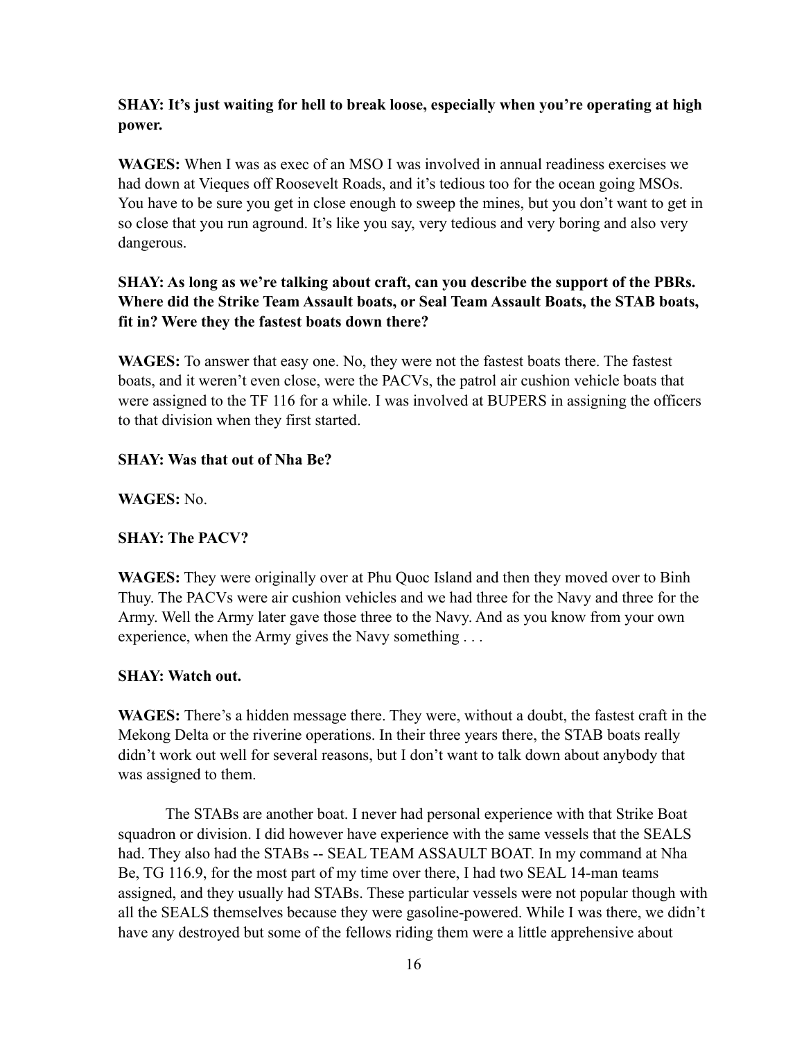**SHAY: It's just waiting for hell to break loose, especially when you're operating at high power.**

**WAGES:** When I was as exec of an MSO I was involved in annual readiness exercises we had down at Vieques off Roosevelt Roads, and it's tedious too for the ocean going MSOs. You have to be sure you get in close enough to sweep the mines, but you don't want to get in so close that you run aground. It's like you say, very tedious and very boring and also very dangerous.

**SHAY: As long as we're talking about craft, can you describe the support of the PBRs. Where did the Strike Team Assault boats, or Seal Team Assault Boats, the STAB boats, fit in? Were they the fastest boats down there?**

**WAGES:** To answer that easy one. No, they were not the fastest boats there. The fastest boats, and it weren't even close, were the PACVs, the patrol air cushion vehicle boats that were assigned to the TF 116 for a while. I was involved at BUPERS in assigning the officers to that division when they first started.

**SHAY: Was that out of Nha Be?**

**WAGES:** No.

**SHAY: The PACV?**

**WAGES:** They were originally over at Phu Quoc Island and then they moved over to Binh Thuy. The PACVs were air cushion vehicles and we had three for the Navy and three for the Army. Well the Army later gave those three to the Navy. And as you know from your own experience, when the Army gives the Navy something . . .

**SHAY: Watch out.**

**WAGES:** There's a hidden message there. They were, without a doubt, the fastest craft in the Mekong Delta or the riverine operations. In their three years there, the STAB boats really didn't work out well for several reasons, but I don't want to talk down about anybody that was assigned to them.

The STABs are another boat. I never had personal experience with that Strike Boat squadron or division. I did however have experience with the same vessels that the SEALS had. They also had the STABs -- SEAL TEAM ASSAULT BOAT. In my command at Nha Be, TG 116.9, for the most part of my time over there, I had two SEAL 14-man teams assigned, and they usually had STABs. These particular vessels were not popular though with all the SEALS themselves because they were gasoline-powered. While I was there, we didn't have any destroyed but some of the fellows riding them were a little apprehensive about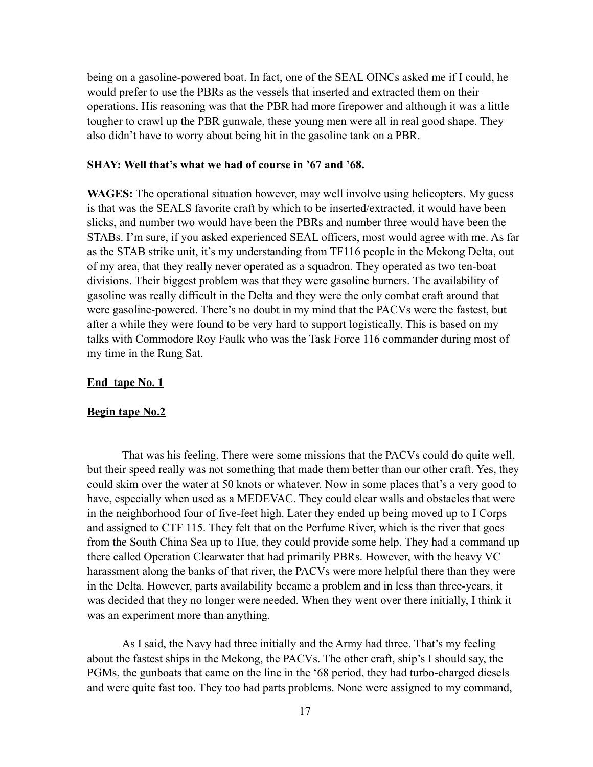being on a gasoline-powered boat. In fact, one of the SEAL OINCs asked me if I could, he would prefer to use the PBRs as the vessels that inserted and extracted them on their operations. His reasoning was that the PBR had more firepower and although it was a little tougher to crawl up the PBR gunwale, these young men were all in real good shape. They also didn't have to worry about being hit in the gasoline tank on a PBR.

**SHAY: Well that's what we had of course in '67 and '68.**

**WAGES:** The operational situation however, may well involve using helicopters. My guess is that was the SEALS favorite craft by which to be inserted/extracted, it would have been slicks, and number two would have been the PBRs and number three would have been the STABs. I'm sure, if you asked experienced SEAL officers, most would agree with me. As far as the STAB strike unit, it's my understanding from TF116 people in the Mekong Delta, out of my area, that they really never operated as a squadron. They operated as two ten-boat divisions. Their biggest problem was that they were gasoline burners. The availability of gasoline was really difficult in the Delta and they were the only combat craft around that were gasoline-powered. There's no doubt in my mind that the PACVs were the fastest, but after a while they were found to be very hard to support logistically. This is based on my talks with Commodore Roy Faulk who was the Task Force 116 commander during most of my time in the Rung Sat.

<u>**End tape No. 1**</u>

<u>**Begin tape No.2**</u>

That was his feeling. There were some missions that the PACVs could do quite well, but their speed really was not something that made them better than our other craft. Yes, they could skim over the water at 50 knots or whatever. Now in some places that's a very good to have, especially when used as a MEDEVAC. They could clear walls and obstacles that were in the neighborhood four of five-feet high. Later they ended up being moved up to I Corps and assigned to CTF 115. They felt that on the Perfume River, which is the river that goes from the South China Sea up to Hue, they could provide some help. They had a command up there called Operation Clearwater that had primarily PBRs. However, with the heavy VC harassment along the banks of that river, the PACVs were more helpful there than they were in the Delta. However, parts availability became a problem and in less than three-years, it was decided that they no longer were needed. When they went over there initially, I think it was an experiment more than anything.

As I said, the Navy had three initially and the Army had three. That's my feeling about the fastest ships in the Mekong, the PACVs. The other craft, ship's I should say, the PGMs, the gunboats that came on the line in the '68 period, they had turbo-charged diesels and were quite fast too. They too had parts problems. None were assigned to my command,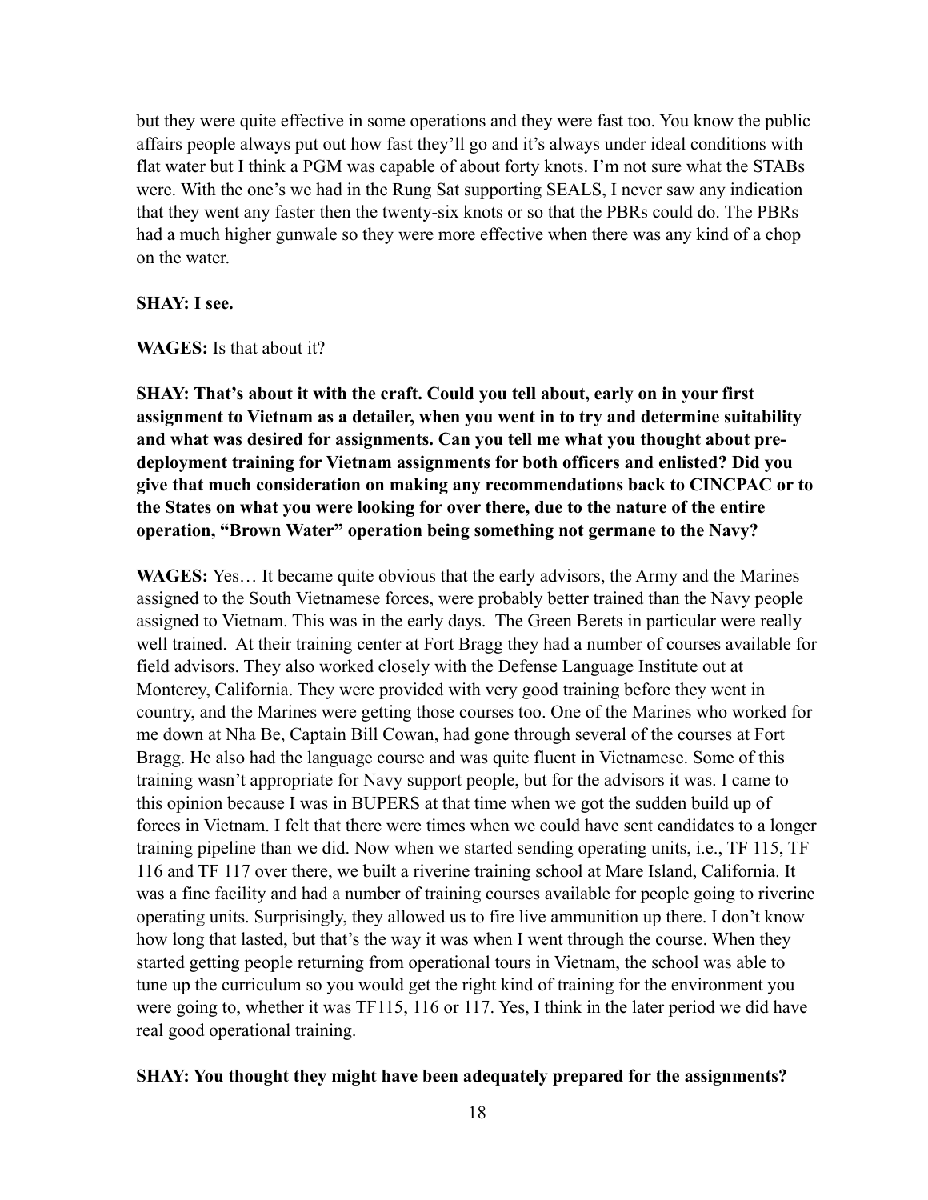but they were quite effective in some operations and they were fast too. You know the public affairs people always put out how fast they'll go and it's always under ideal conditions with flat water but I think a PGM was capable of about forty knots. I'm not sure what the STABs were. With the one's we had in the Rung Sat supporting SEALS, I never saw any indication that they went any faster then the twenty-six knots or so that the PBRs could do. The PBRs had a much higher gunwale so they were more effective when there was any kind of a chop on the water.

**SHAY: I see.**

**WAGES:** Is that about it?

**SHAY: That's about it with the craft. Could you tell about, early on in your first assignment to Vietnam as a detailer, when you went in to try and determine suitability and what was desired for assignments. Can you tell me what you thought about pre-deployment training for Vietnam assignments for both officers and enlisted? Did you give that much consideration on making any recommendations back to CINCPAC or to the States on what you were looking for over there, due to the nature of the entire operation, "Brown Water" operation being something not germane to the Navy?**

**WAGES:** Yes… It became quite obvious that the early advisors, the Army and the Marines assigned to the South Vietnamese forces, were probably better trained than the Navy people assigned to Vietnam. This was in the early days. The Green Berets in particular were really well trained. At their training center at Fort Bragg they had a number of courses available for field advisors. They also worked closely with the Defense Language Institute out at Monterey, California. They were provided with very good training before they went in country, and the Marines were getting those courses too. One of the Marines who worked for me down at Nha Be, Captain Bill Cowan, had gone through several of the courses at Fort Bragg. He also had the language course and was quite fluent in Vietnamese. Some of this training wasn't appropriate for Navy support people, but for the advisors it was. I came to this opinion because I was in BUPERS at that time when we got the sudden build up of forces in Vietnam. I felt that there were times when we could have sent candidates to a longer training pipeline than we did. Now when we started sending operating units, i.e., TF 115, TF 116 and TF 117 over there, we built a riverine training school at Mare Island, California. It was a fine facility and had a number of training courses available for people going to riverine operating units. Surprisingly, they allowed us to fire live ammunition up there. I don't know how long that lasted, but that's the way it was when I went through the course. When they started getting people returning from operational tours in Vietnam, the school was able to tune up the curriculum so you would get the right kind of training for the environment you were going to, whether it was TF115, 116 or 117. Yes, I think in the later period we did have real good operational training.

**SHAY: You thought they might have been adequately prepared for the assignments?**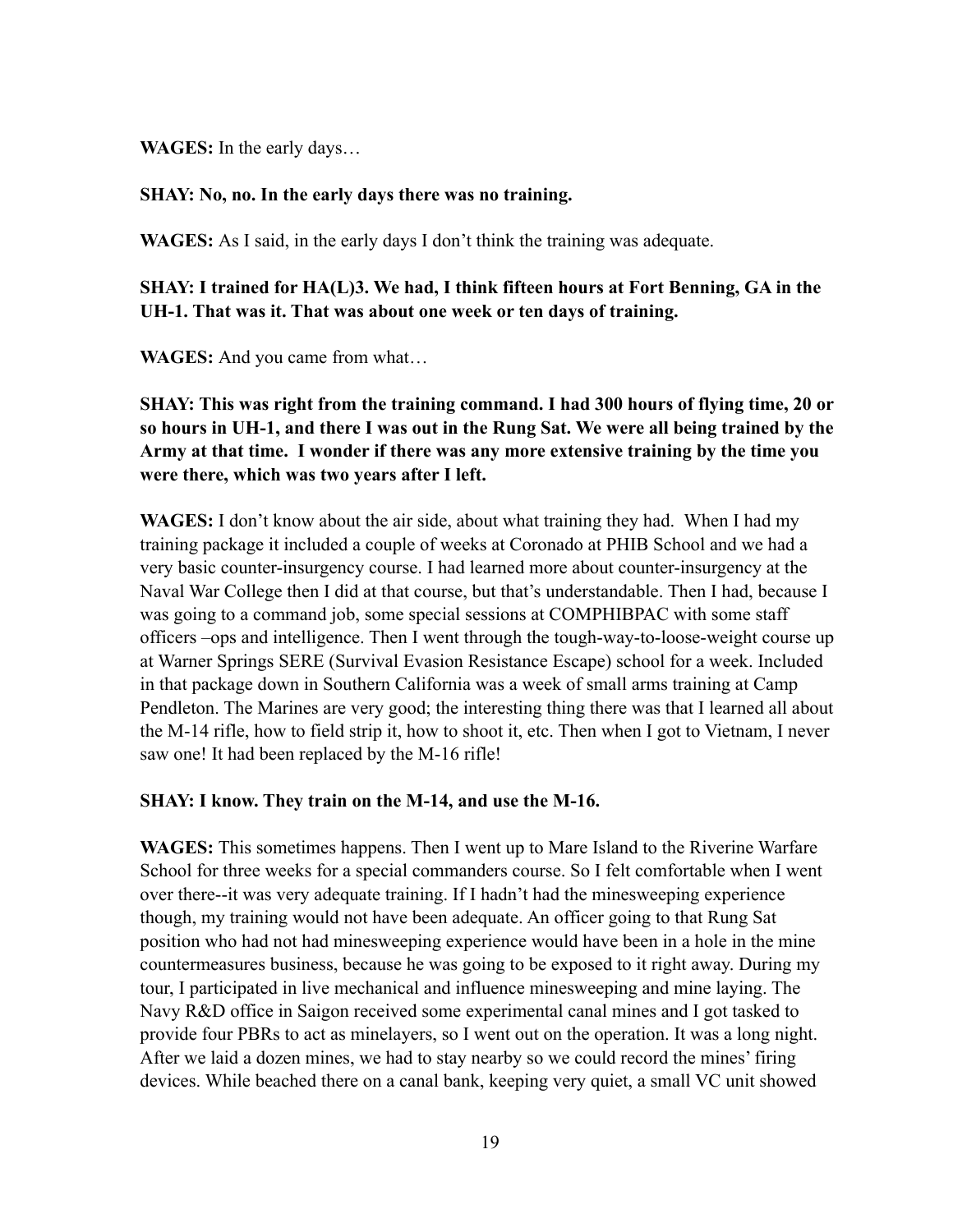**WAGES:** In the early days…

**SHAY: No, no. In the early days there was no training.**

**WAGES:** As I said, in the early days I don't think the training was adequate.

**SHAY: I trained for HA(L)3. We had, I think fifteen hours at Fort Benning, GA in the UH-1. That was it. That was about one week or ten days of training.**

**WAGES:** And you came from what…

**SHAY: This was right from the training command. I had 300 hours of flying time, 20 or so hours in UH-1, and there I was out in the Rung Sat. We were all being trained by the Army at that time. I wonder if there was any more extensive training by the time you were there, which was two years after I left.**

**WAGES:** I don't know about the air side, about what training they had. When I had my training package it included a couple of weeks at Coronado at PHIB School and we had a very basic counter-insurgency course. I had learned more about counter-insurgency at the Naval War College then I did at that course, but that's understandable. Then I had, because I was going to a command job, some special sessions at COMPHIBPAC with some staff officers –ops and intelligence. Then I went through the tough-way-to-loose-weight course up at Warner Springs SERE (Survival Evasion Resistance Escape) school for a week. Included in that package down in Southern California was a week of small arms training at Camp Pendleton. The Marines are very good; the interesting thing there was that I learned all about the M-14 rifle, how to field strip it, how to shoot it, etc. Then when I got to Vietnam, I never saw one! It had been replaced by the M-16 rifle!

**SHAY: I know. They train on the M-14, and use the M-16.**

**WAGES:** This sometimes happens. Then I went up to Mare Island to the Riverine Warfare School for three weeks for a special commanders course. So I felt comfortable when I went over there--it was very adequate training. If I hadn't had the minesweeping experience though, my training would not have been adequate. An officer going to that Rung Sat position who had not had minesweeping experience would have been in a hole in the mine countermeasures business, because he was going to be exposed to it right away. During my tour, I participated in live mechanical and influence minesweeping and mine laying. The Navy R&D office in Saigon received some experimental canal mines and I got tasked to provide four PBRs to act as minelayers, so I went out on the operation. It was a long night. After we laid a dozen mines, we had to stay nearby so we could record the mines' firing devices. While beached there on a canal bank, keeping very quiet, a small VC unit showed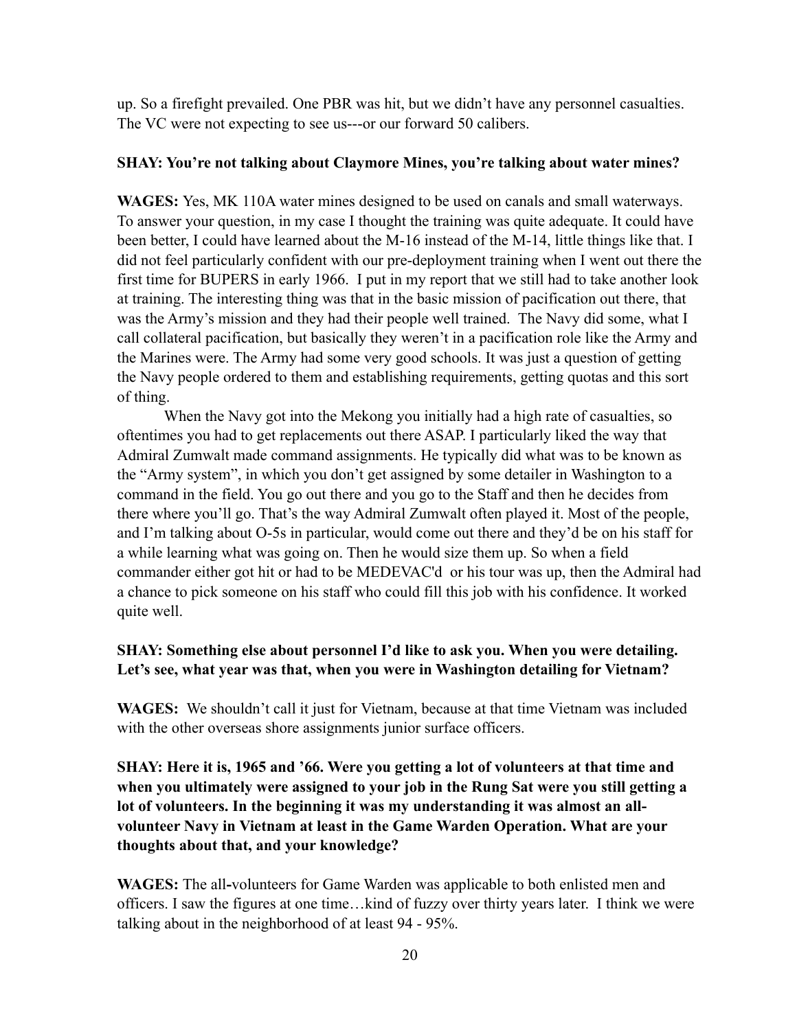up. So a firefight prevailed. One PBR was hit, but we didn't have any personnel casualties. The VC were not expecting to see us---or our forward 50 calibers.

**SHAY: You're not talking about Claymore Mines, you're talking about water mines?**

**WAGES:** Yes, MK 110A water mines designed to be used on canals and small waterways. To answer your question, in my case I thought the training was quite adequate. It could have been better, I could have learned about the M-16 instead of the M-14, little things like that. I did not feel particularly confident with our pre-deployment training when I went out there the first time for BUPERS in early 1966. I put in my report that we still had to take another look at training. The interesting thing was that in the basic mission of pacification out there, that was the Army's mission and they had their people well trained. The Navy did some, what I call collateral pacification, but basically they weren't in a pacification role like the Army and the Marines were. The Army had some very good schools. It was just a question of getting the Navy people ordered to them and establishing requirements, getting quotas and this sort of thing.

When the Navy got into the Mekong you initially had a high rate of casualties, so oftentimes you had to get replacements out there ASAP. I particularly liked the way that Admiral Zumwalt made command assignments. He typically did what was to be known as the "Army system", in which you don't get assigned by some detailer in Washington to a command in the field. You go out there and you go to the Staff and then he decides from there where you'll go. That's the way Admiral Zumwalt often played it. Most of the people, and I'm talking about O-5s in particular, would come out there and they'd be on his staff for a while learning what was going on. Then he would size them up. So when a field commander either got hit or had to be MEDEVAC'd or his tour was up, then the Admiral had a chance to pick someone on his staff who could fill this job with his confidence. It worked quite well.

**SHAY: Something else about personnel I'd like to ask you. When you were detailing. Let's see, what year was that, when you were in Washington detailing for Vietnam?**

**WAGES:** We shouldn't call it just for Vietnam, because at that time Vietnam was included with the other overseas shore assignments junior surface officers.

**SHAY: Here it is, 1965 and '66. Were you getting a lot of volunteers at that time and when you ultimately were assigned to your job in the Rung Sat were you still getting a lot of volunteers. In the beginning it was my understanding it was almost an all-volunteer Navy in Vietnam at least in the Game Warden Operation. What are your thoughts about that, and your knowledge?**

**WAGES:** The all-volunteers for Game Warden was applicable to both enlisted men and officers. I saw the figures at one time…kind of fuzzy over thirty years later. I think we were talking about in the neighborhood of at least 94 - 95%.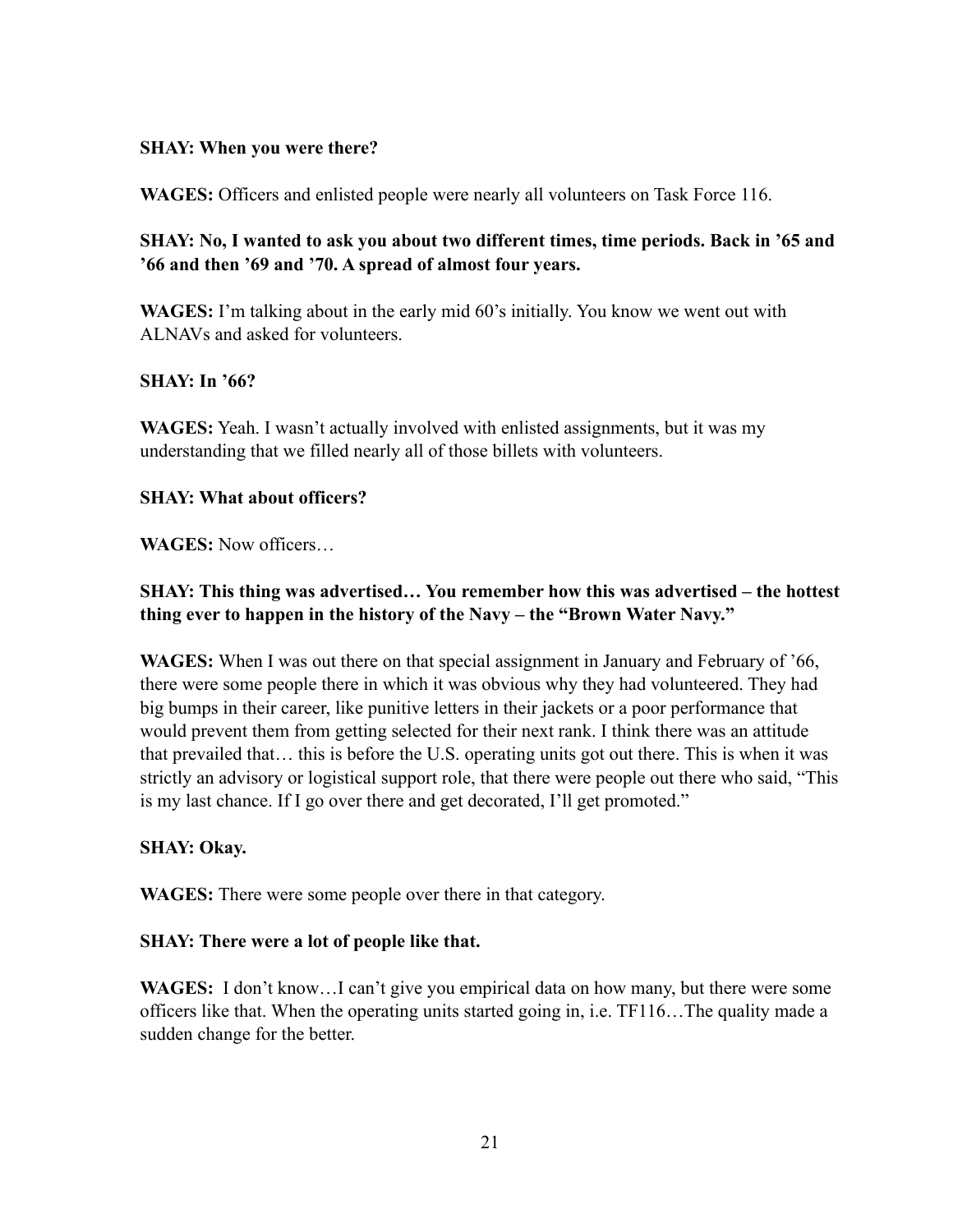**SHAY: When you were there?**

**WAGES:** Officers and enlisted people were nearly all volunteers on Task Force 116.

**SHAY: No, I wanted to ask you about two different times, time periods. Back in '65 and '66 and then '69 and '70. A spread of almost four years.**

**WAGES:** I'm talking about in the early mid 60's initially. You know we went out with ALNAVs and asked for volunteers.

**SHAY: In '66?**

**WAGES:** Yeah. I wasn't actually involved with enlisted assignments, but it was my understanding that we filled nearly all of those billets with volunteers.

**SHAY: What about officers?**

**WAGES:** Now officers…

**SHAY: This thing was advertised… You remember how this was advertised – the hottest thing ever to happen in the history of the Navy – the "Brown Water Navy."**

**WAGES:** When I was out there on that special assignment in January and February of '66, there were some people there in which it was obvious why they had volunteered. They had big bumps in their career, like punitive letters in their jackets or a poor performance that would prevent them from getting selected for their next rank. I think there was an attitude that prevailed that… this is before the U.S. operating units got out there. This is when it was strictly an advisory or logistical support role, that there were people out there who said, "This is my last chance. If I go over there and get decorated, I'll get promoted."

**SHAY: Okay.**

**WAGES:** There were some people over there in that category.

**SHAY: There were a lot of people like that.**

**WAGES:** I don't know…I can't give you empirical data on how many, but there were some officers like that. When the operating units started going in, i.e. TF116…The quality made a sudden change for the better.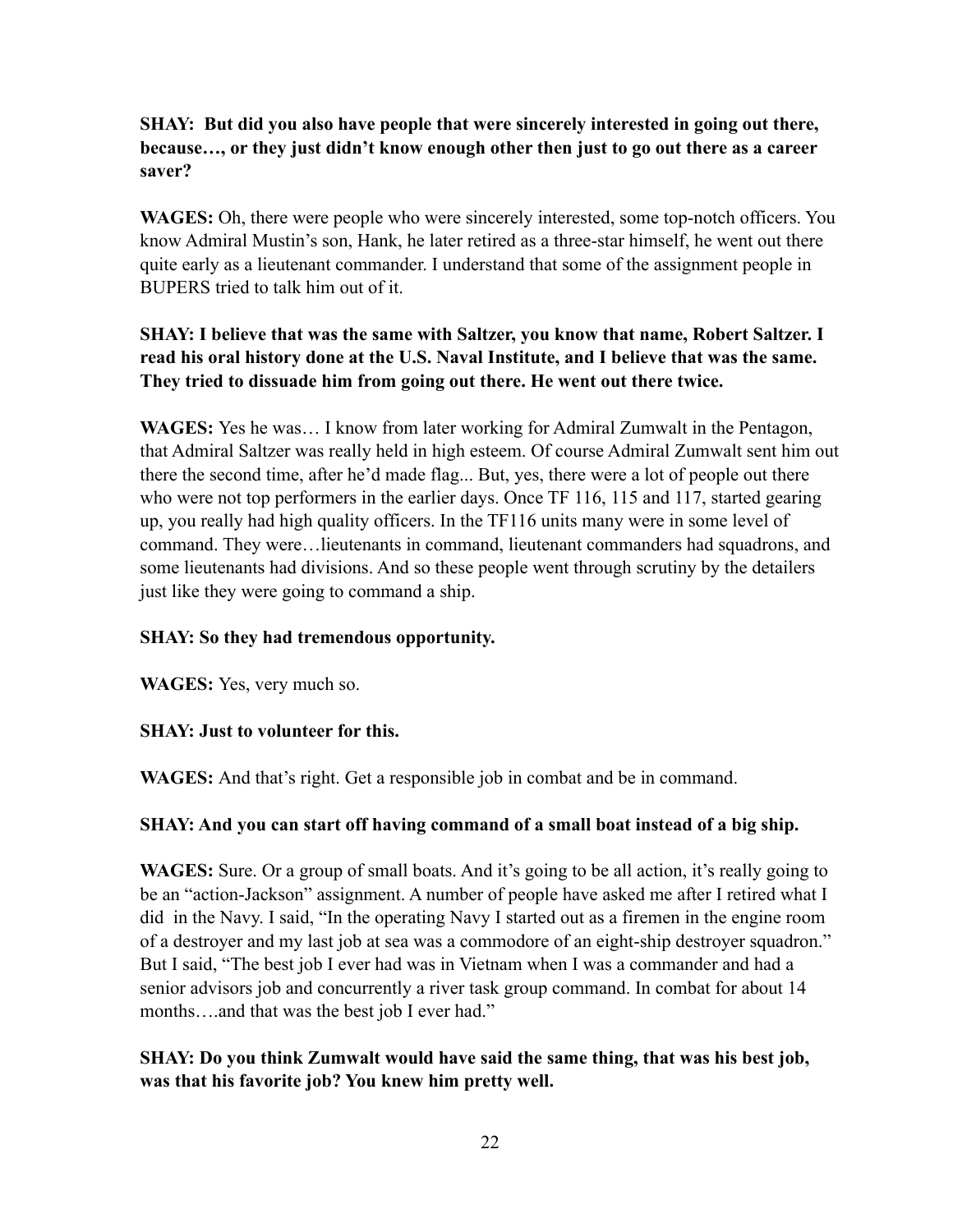**SHAY: But did you also have people that were sincerely interested in going out there, because…, or they just didn't know enough other then just to go out there as a career saver?**

**WAGES:** Oh, there were people who were sincerely interested, some top-notch officers. You know Admiral Mustin's son, Hank, he later retired as a three-star himself, he went out there quite early as a lieutenant commander. I understand that some of the assignment people in BUPERS tried to talk him out of it.

**SHAY: I believe that was the same with Saltzer, you know that name, Robert Saltzer. I read his oral history done at the U.S. Naval Institute, and I believe that was the same. They tried to dissuade him from going out there. He went out there twice.**

**WAGES:** Yes he was… I know from later working for Admiral Zumwalt in the Pentagon, that Admiral Saltzer was really held in high esteem. Of course Admiral Zumwalt sent him out there the second time, after he'd made flag... But, yes, there were a lot of people out there who were not top performers in the earlier days. Once TF 116, 115 and 117, started gearing up, you really had high quality officers. In the TF116 units many were in some level of command. They were…lieutenants in command, lieutenant commanders had squadrons, and some lieutenants had divisions. And so these people went through scrutiny by the detailers just like they were going to command a ship.

**SHAY: So they had tremendous opportunity.**

**WAGES:** Yes, very much so.

**SHAY: Just to volunteer for this.**

**WAGES:** And that's right. Get a responsible job in combat and be in command.

**SHAY: And you can start off having command of a small boat instead of a big ship.**

**WAGES:** Sure. Or a group of small boats. And it's going to be all action, it's really going to be an "action-Jackson" assignment. A number of people have asked me after I retired what I did in the Navy. I said, "In the operating Navy I started out as a firemen in the engine room of a destroyer and my last job at sea was a commodore of an eight-ship destroyer squadron." But I said, "The best job I ever had was in Vietnam when I was a commander and had a senior advisors job and concurrently a river task group command. In combat for about 14 months….and that was the best job I ever had."

**SHAY: Do you think Zumwalt would have said the same thing, that was his best job, was that his favorite job? You knew him pretty well.**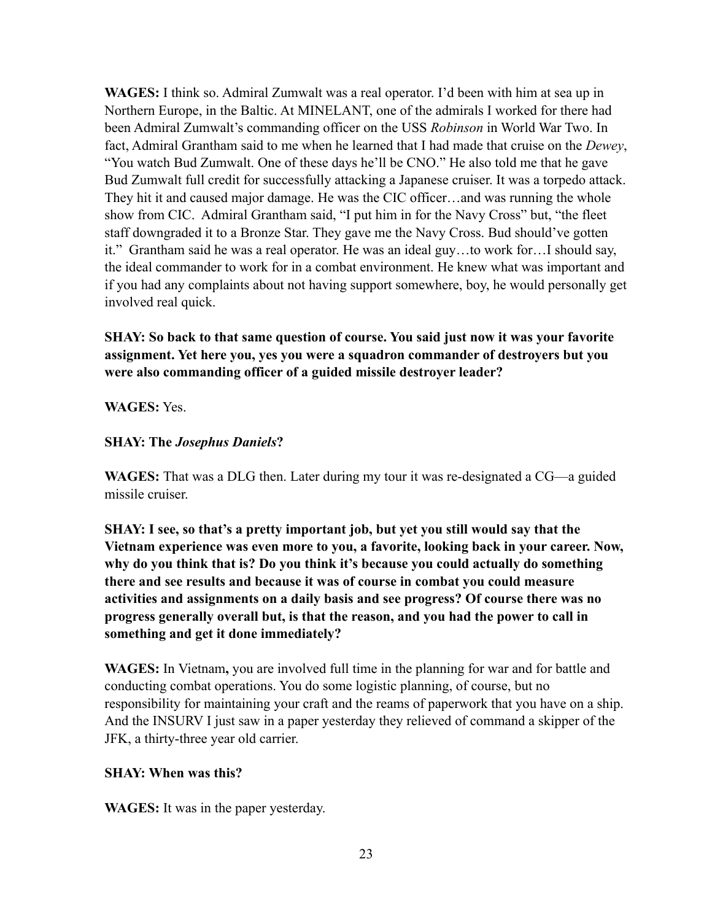**WAGES:** I think so. Admiral Zumwalt was a real operator. I'd been with him at sea up in Northern Europe, in the Baltic. At MINELANT, one of the admirals I worked for there had been Admiral Zumwalt's commanding officer on the USS *Robinson* in World War Two. In fact, Admiral Grantham said to me when he learned that I had made that cruise on the *Dewey*, "You watch Bud Zumwalt. One of these days he'll be CNO." He also told me that he gave Bud Zumwalt full credit for successfully attacking a Japanese cruiser. It was a torpedo attack. They hit it and caused major damage. He was the CIC officer…and was running the whole show from CIC. Admiral Grantham said, "I put him in for the Navy Cross" but, "the fleet staff downgraded it to a Bronze Star. They gave me the Navy Cross. Bud should've gotten it." Grantham said he was a real operator. He was an ideal guy…to work for…I should say, the ideal commander to work for in a combat environment. He knew what was important and if you had any complaints about not having support somewhere, boy, he would personally get involved real quick.

**SHAY: So back to that same question of course. You said just now it was your favorite assignment. Yet here you, yes you were a squadron commander of destroyers but you were also commanding officer of a guided missile destroyer leader?**

**WAGES:** Yes.

**SHAY: The *Josephus Daniels*?**

**WAGES:** That was a DLG then. Later during my tour it was re-designated a CG—a guided missile cruiser.

**SHAY: I see, so that's a pretty important job, but yet you still would say that the Vietnam experience was even more to you, a favorite, looking back in your career. Now, why do you think that is? Do you think it's because you could actually do something there and see results and because it was of course in combat you could measure activities and assignments on a daily basis and see progress? Of course there was no progress generally overall but, is that the reason, and you had the power to call in something and get it done immediately?**

**WAGES:** In Vietnam**,** you are involved full time in the planning for war and for battle and conducting combat operations. You do some logistic planning, of course, but no responsibility for maintaining your craft and the reams of paperwork that you have on a ship. And the INSURV I just saw in a paper yesterday they relieved of command a skipper of the JFK, a thirty-three year old carrier.

**SHAY: When was this?**

**WAGES:** It was in the paper yesterday.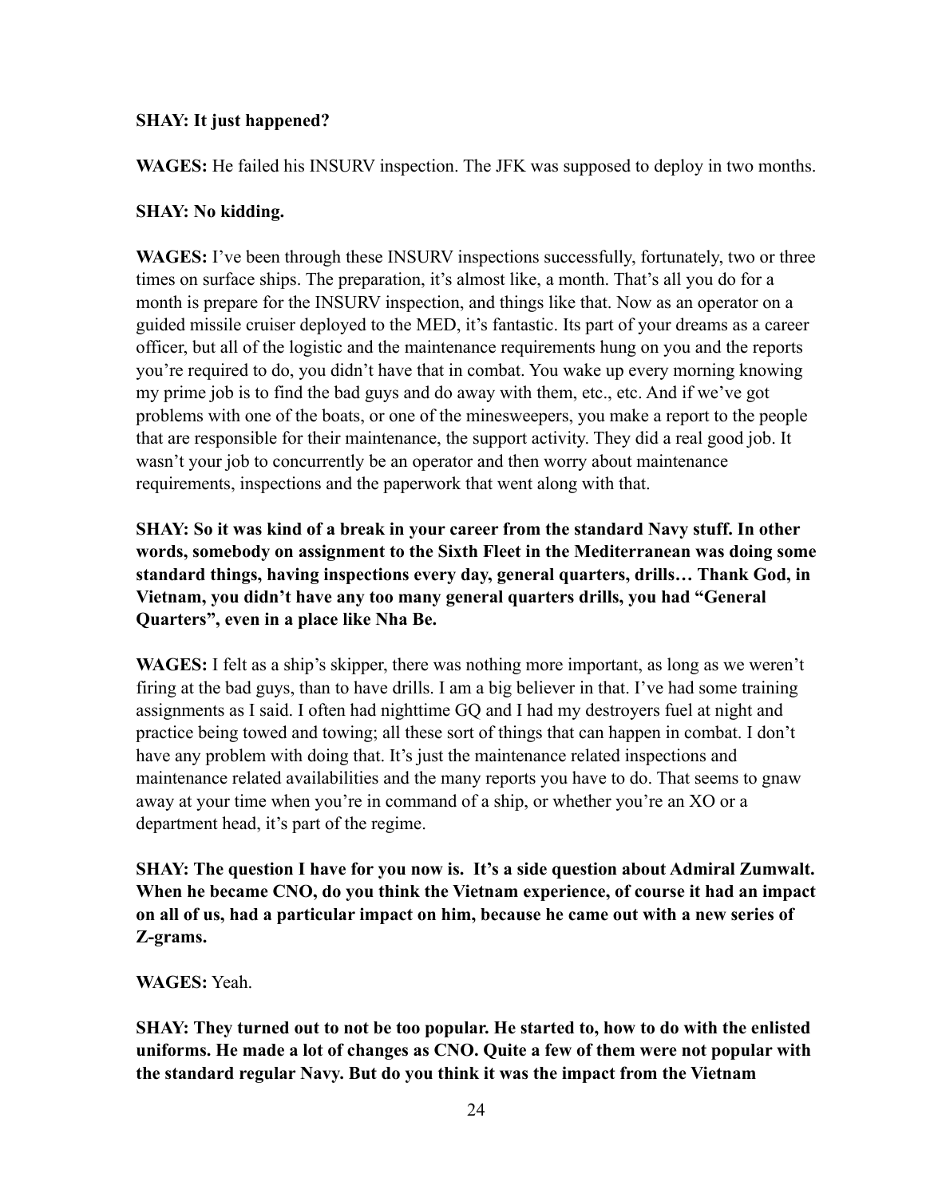**SHAY: It just happened?**

**WAGES:** He failed his INSURV inspection. The JFK was supposed to deploy in two months.

**SHAY: No kidding.**

**WAGES:** I've been through these INSURV inspections successfully, fortunately, two or three times on surface ships. The preparation, it's almost like, a month. That's all you do for a month is prepare for the INSURV inspection, and things like that. Now as an operator on a guided missile cruiser deployed to the MED, it's fantastic. Its part of your dreams as a career officer, but all of the logistic and the maintenance requirements hung on you and the reports you're required to do, you didn't have that in combat. You wake up every morning knowing my prime job is to find the bad guys and do away with them, etc., etc. And if we've got problems with one of the boats, or one of the minesweepers, you make a report to the people that are responsible for their maintenance, the support activity. They did a real good job. It wasn't your job to concurrently be an operator and then worry about maintenance requirements, inspections and the paperwork that went along with that.

**SHAY: So it was kind of a break in your career from the standard Navy stuff. In other words, somebody on assignment to the Sixth Fleet in the Mediterranean was doing some standard things, having inspections every day, general quarters, drills… Thank God, in Vietnam, you didn't have any too many general quarters drills, you had "General Quarters", even in a place like Nha Be.**

**WAGES:** I felt as a ship's skipper, there was nothing more important, as long as we weren't firing at the bad guys, than to have drills. I am a big believer in that. I've had some training assignments as I said. I often had nighttime GQ and I had my destroyers fuel at night and practice being towed and towing; all these sort of things that can happen in combat. I don't have any problem with doing that. It's just the maintenance related inspections and maintenance related availabilities and the many reports you have to do. That seems to gnaw away at your time when you're in command of a ship, or whether you're an XO or a department head, it's part of the regime.

**SHAY: The question I have for you now is. It's a side question about Admiral Zumwalt. When he became CNO, do you think the Vietnam experience, of course it had an impact on all of us, had a particular impact on him, because he came out with a new series of Z-grams.**

**WAGES:** Yeah.

**SHAY: They turned out to not be too popular. He started to, how to do with the enlisted uniforms. He made a lot of changes as CNO. Quite a few of them were not popular with the standard regular Navy. But do you think it was the impact from the Vietnam**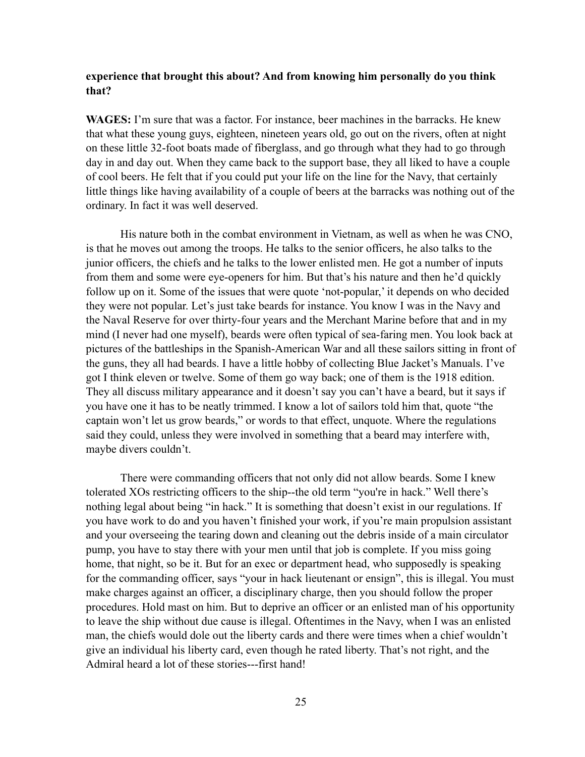**experience that brought this about? And from knowing him personally do you think that?**

**WAGES:** I'm sure that was a factor. For instance, beer machines in the barracks. He knew that what these young guys, eighteen, nineteen years old, go out on the rivers, often at night on these little 32-foot boats made of fiberglass, and go through what they had to go through day in and day out. When they came back to the support base, they all liked to have a couple of cool beers. He felt that if you could put your life on the line for the Navy, that certainly little things like having availability of a couple of beers at the barracks was nothing out of the ordinary. In fact it was well deserved.

His nature both in the combat environment in Vietnam, as well as when he was CNO, is that he moves out among the troops. He talks to the senior officers, he also talks to the junior officers, the chiefs and he talks to the lower enlisted men. He got a number of inputs from them and some were eye-openers for him. But that's his nature and then he'd quickly follow up on it. Some of the issues that were quote 'not-popular,' it depends on who decided they were not popular. Let's just take beards for instance. You know I was in the Navy and the Naval Reserve for over thirty-four years and the Merchant Marine before that and in my mind (I never had one myself), beards were often typical of sea-faring men. You look back at pictures of the battleships in the Spanish-American War and all these sailors sitting in front of the guns, they all had beards. I have a little hobby of collecting Blue Jacket's Manuals. I've got I think eleven or twelve. Some of them go way back; one of them is the 1918 edition. They all discuss military appearance and it doesn't say you can't have a beard, but it says if you have one it has to be neatly trimmed. I know a lot of sailors told him that, quote "the captain won't let us grow beards," or words to that effect, unquote. Where the regulations said they could, unless they were involved in something that a beard may interfere with, maybe divers couldn't.

There were commanding officers that not only did not allow beards. Some I knew tolerated XOs restricting officers to the ship--the old term "you're in hack." Well there's nothing legal about being "in hack." It is something that doesn't exist in our regulations. If you have work to do and you haven't finished your work, if you're main propulsion assistant and your overseeing the tearing down and cleaning out the debris inside of a main circulator pump, you have to stay there with your men until that job is complete. If you miss going home, that night, so be it. But for an exec or department head, who supposedly is speaking for the commanding officer, says "your in hack lieutenant or ensign", this is illegal. You must make charges against an officer, a disciplinary charge, then you should follow the proper procedures. Hold mast on him. But to deprive an officer or an enlisted man of his opportunity to leave the ship without due cause is illegal. Oftentimes in the Navy, when I was an enlisted man, the chiefs would dole out the liberty cards and there were times when a chief wouldn't give an individual his liberty card, even though he rated liberty. That's not right, and the Admiral heard a lot of these stories---first hand!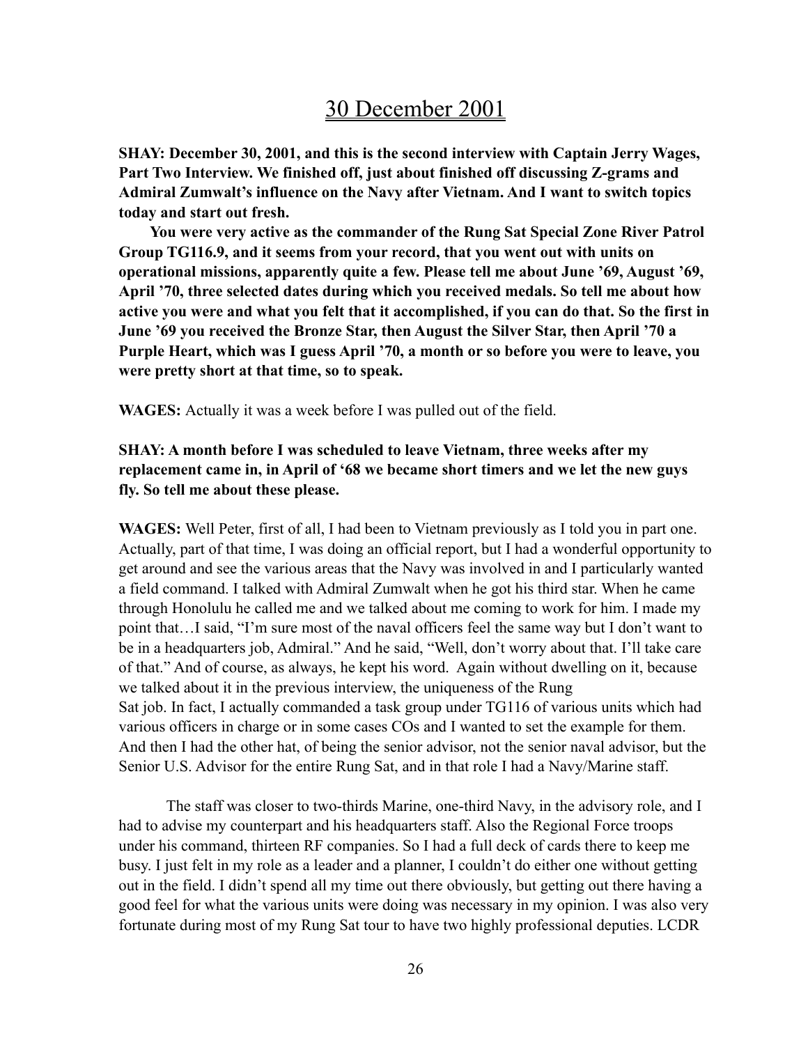# 30 December 2001

**SHAY: December 30, 2001, and this is the second interview with Captain Jerry Wages, Part Two Interview. We finished off, just about finished off discussing Z-grams and Admiral Zumwalt's influence on the Navy after Vietnam. And I want to switch topics today and start out fresh.**

**You were very active as the commander of the Rung Sat Special Zone River Patrol Group TG116.9, and it seems from your record, that you went out with units on operational missions, apparently quite a few. Please tell me about June '69, August '69, April '70, three selected dates during which you received medals. So tell me about how active you were and what you felt that it accomplished, if you can do that. So the first in June '69 you received the Bronze Star, then August the Silver Star, then April '70 a Purple Heart, which was I guess April '70, a month or so before you were to leave, you were pretty short at that time, so to speak.**

**WAGES:** Actually it was a week before I was pulled out of the field.

**SHAY: A month before I was scheduled to leave Vietnam, three weeks after my replacement came in, in April of '68 we became short timers and we let the new guys fly. So tell me about these please.**

**WAGES:** Well Peter, first of all, I had been to Vietnam previously as I told you in part one. Actually, part of that time, I was doing an official report, but I had a wonderful opportunity to get around and see the various areas that the Navy was involved in and I particularly wanted a field command. I talked with Admiral Zumwalt when he got his third star. When he came through Honolulu he called me and we talked about me coming to work for him. I made my point that…I said, "I'm sure most of the naval officers feel the same way but I don't want to be in a headquarters job, Admiral." And he said, "Well, don't worry about that. I'll take care of that." And of course, as always, he kept his word. Again without dwelling on it, because we talked about it in the previous interview, the uniqueness of the Rung Sat job. In fact, I actually commanded a task group under TG116 of various units which had various officers in charge or in some cases COs and I wanted to set the example for them. And then I had the other hat, of being the senior advisor, not the senior naval advisor, but the Senior U.S. Advisor for the entire Rung Sat, and in that role I had a Navy/Marine staff.

The staff was closer to two-thirds Marine, one-third Navy, in the advisory role, and I had to advise my counterpart and his headquarters staff. Also the Regional Force troops under his command, thirteen RF companies. So I had a full deck of cards there to keep me busy. I just felt in my role as a leader and a planner, I couldn't do either one without getting out in the field. I didn't spend all my time out there obviously, but getting out there having a good feel for what the various units were doing was necessary in my opinion. I was also very fortunate during most of my Rung Sat tour to have two highly professional deputies. LCDR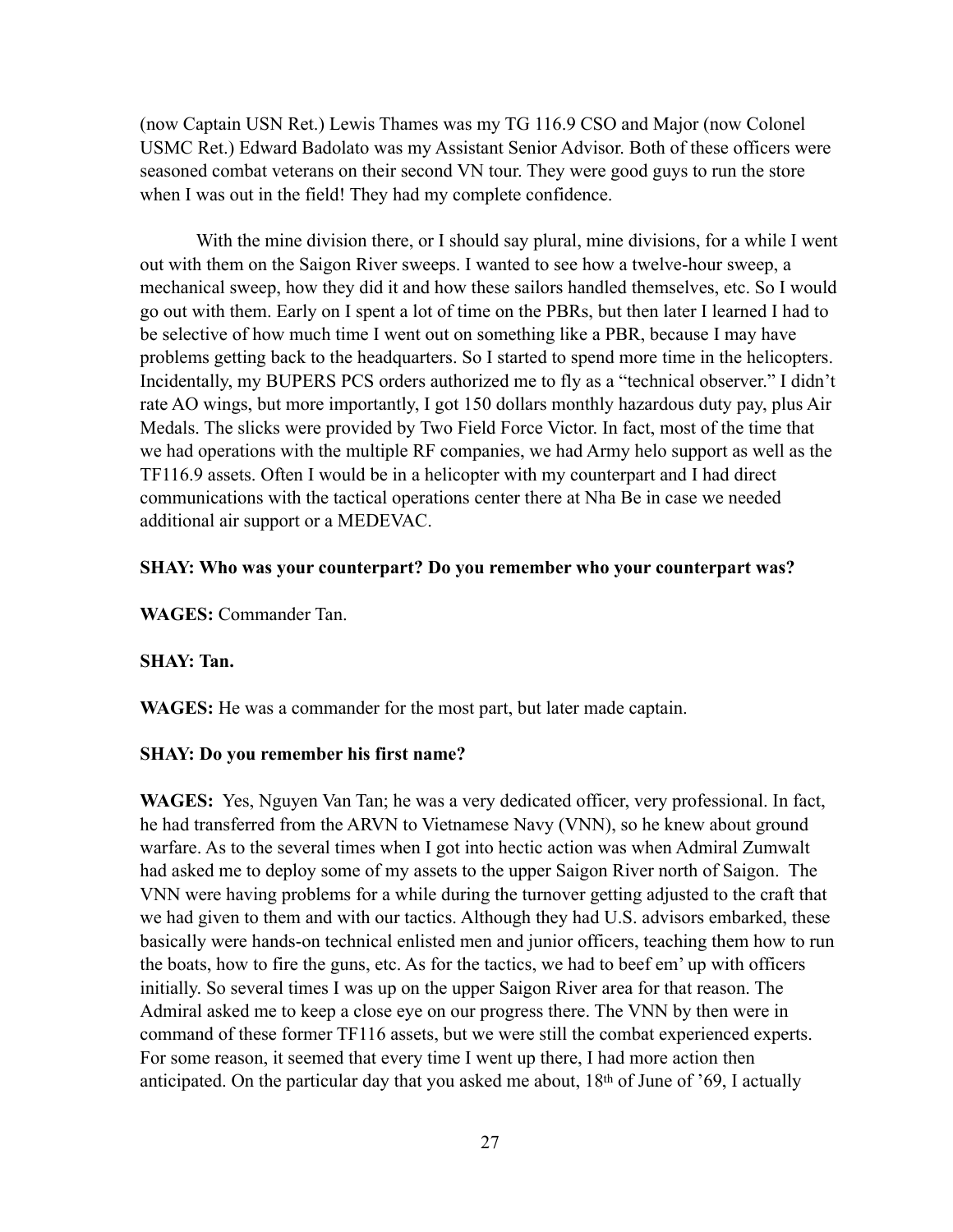(now Captain USN Ret.) Lewis Thames was my TG 116.9 CSO and Major (now Colonel USMC Ret.) Edward Badolato was my Assistant Senior Advisor. Both of these officers were seasoned combat veterans on their second VN tour. They were good guys to run the store when I was out in the field! They had my complete confidence.

With the mine division there, or I should say plural, mine divisions, for a while I went out with them on the Saigon River sweeps. I wanted to see how a twelve-hour sweep, a mechanical sweep, how they did it and how these sailors handled themselves, etc. So I would go out with them. Early on I spent a lot of time on the PBRs, but then later I learned I had to be selective of how much time I went out on something like a PBR, because I may have problems getting back to the headquarters. So I started to spend more time in the helicopters. Incidentally, my BUPERS PCS orders authorized me to fly as a "technical observer." I didn't rate AO wings, but more importantly, I got 150 dollars monthly hazardous duty pay, plus Air Medals. The slicks were provided by Two Field Force Victor. In fact, most of the time that we had operations with the multiple RF companies, we had Army helo support as well as the TF116.9 assets. Often I would be in a helicopter with my counterpart and I had direct communications with the tactical operations center there at Nha Be in case we needed additional air support or a MEDEVAC.

**SHAY: Who was your counterpart? Do you remember who your counterpart was?**

**WAGES:** Commander Tan.

**SHAY: Tan.**

**WAGES:** He was a commander for the most part, but later made captain.

**SHAY: Do you remember his first name?**

**WAGES:** Yes, Nguyen Van Tan; he was a very dedicated officer, very professional. In fact, he had transferred from the ARVN to Vietnamese Navy (VNN), so he knew about ground warfare. As to the several times when I got into hectic action was when Admiral Zumwalt had asked me to deploy some of my assets to the upper Saigon River north of Saigon. The VNN were having problems for a while during the turnover getting adjusted to the craft that we had given to them and with our tactics. Although they had U.S. advisors embarked, these basically were hands-on technical enlisted men and junior officers, teaching them how to run the boats, how to fire the guns, etc. As for the tactics, we had to beef em' up with officers initially. So several times I was up on the upper Saigon River area for that reason. The Admiral asked me to keep a close eye on our progress there. The VNN by then were in command of these former TF116 assets, but we were still the combat experienced experts. For some reason, it seemed that every time I went up there, I had more action then anticipated. On the particular day that you asked me about, 18th of June of '69, I actually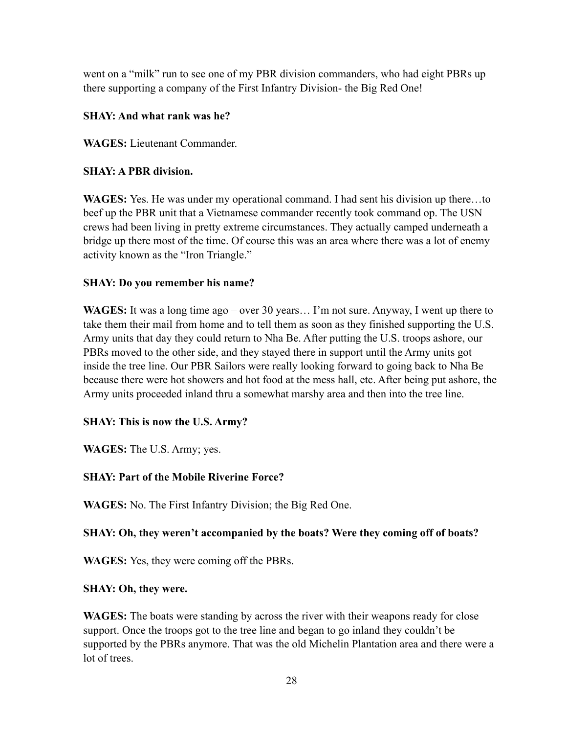went on a "milk" run to see one of my PBR division commanders, who had eight PBRs up there supporting a company of the First Infantry Division- the Big Red One!

**SHAY: And what rank was he?**

**WAGES:** Lieutenant Commander.

**SHAY: A PBR division.**

**WAGES:** Yes. He was under my operational command. I had sent his division up there…to beef up the PBR unit that a Vietnamese commander recently took command op. The USN crews had been living in pretty extreme circumstances. They actually camped underneath a bridge up there most of the time. Of course this was an area where there was a lot of enemy activity known as the "Iron Triangle."

**SHAY: Do you remember his name?**

**WAGES:** It was a long time ago – over 30 years… I'm not sure. Anyway, I went up there to take them their mail from home and to tell them as soon as they finished supporting the U.S. Army units that day they could return to Nha Be. After putting the U.S. troops ashore, our PBRs moved to the other side, and they stayed there in support until the Army units got inside the tree line. Our PBR Sailors were really looking forward to going back to Nha Be because there were hot showers and hot food at the mess hall, etc. After being put ashore, the Army units proceeded inland thru a somewhat marshy area and then into the tree line.

**SHAY: This is now the U.S. Army?**

**WAGES:** The U.S. Army; yes.

**SHAY: Part of the Mobile Riverine Force?**

**WAGES:** No. The First Infantry Division; the Big Red One.

**SHAY: Oh, they weren't accompanied by the boats? Were they coming off of boats?**

**WAGES:** Yes, they were coming off the PBRs.

**SHAY: Oh, they were.**

**WAGES:** The boats were standing by across the river with their weapons ready for close support. Once the troops got to the tree line and began to go inland they couldn't be supported by the PBRs anymore. That was the old Michelin Plantation area and there were a lot of trees.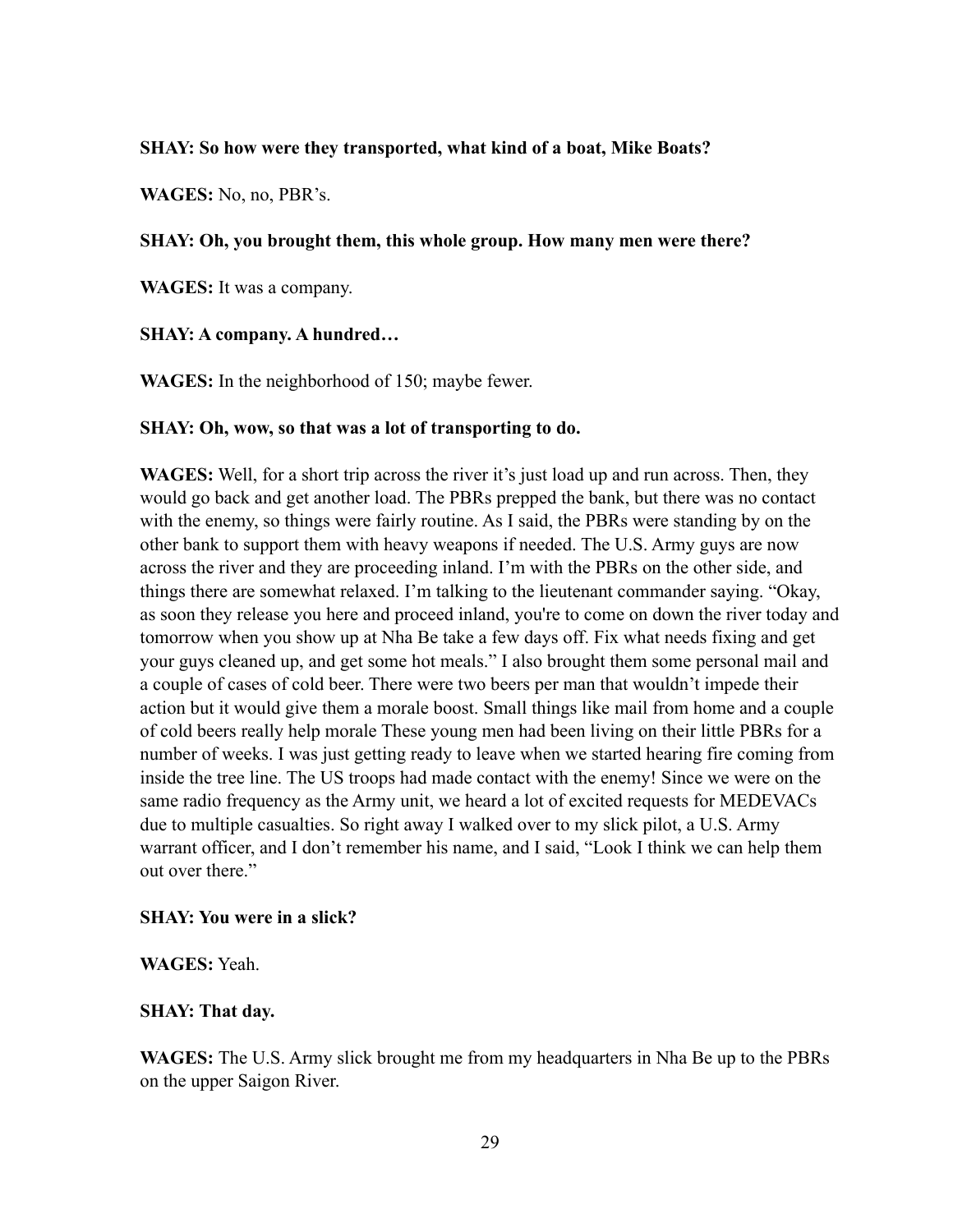**SHAY: So how were they transported, what kind of a boat, Mike Boats?**

**WAGES:** No, no, PBR's.

**SHAY: Oh, you brought them, this whole group. How many men were there?**

**WAGES:** It was a company.

**SHAY: A company. A hundred…**

**WAGES:** In the neighborhood of 150; maybe fewer.

**SHAY: Oh, wow, so that was a lot of transporting to do.**

**WAGES:** Well, for a short trip across the river it's just load up and run across. Then, they would go back and get another load. The PBRs prepped the bank, but there was no contact with the enemy, so things were fairly routine. As I said, the PBRs were standing by on the other bank to support them with heavy weapons if needed. The U.S. Army guys are now across the river and they are proceeding inland. I'm with the PBRs on the other side, and things there are somewhat relaxed. I'm talking to the lieutenant commander saying. "Okay, as soon they release you here and proceed inland, you're to come on down the river today and tomorrow when you show up at Nha Be take a few days off. Fix what needs fixing and get your guys cleaned up, and get some hot meals." I also brought them some personal mail and a couple of cases of cold beer. There were two beers per man that wouldn't impede their action but it would give them a morale boost. Small things like mail from home and a couple of cold beers really help morale These young men had been living on their little PBRs for a number of weeks. I was just getting ready to leave when we started hearing fire coming from inside the tree line. The US troops had made contact with the enemy! Since we were on the same radio frequency as the Army unit, we heard a lot of excited requests for MEDEVACs due to multiple casualties. So right away I walked over to my slick pilot, a U.S. Army warrant officer, and I don't remember his name, and I said, "Look I think we can help them out over there."

**SHAY: You were in a slick?**

**WAGES:** Yeah.

**SHAY: That day.**

**WAGES:** The U.S. Army slick brought me from my headquarters in Nha Be up to the PBRs on the upper Saigon River.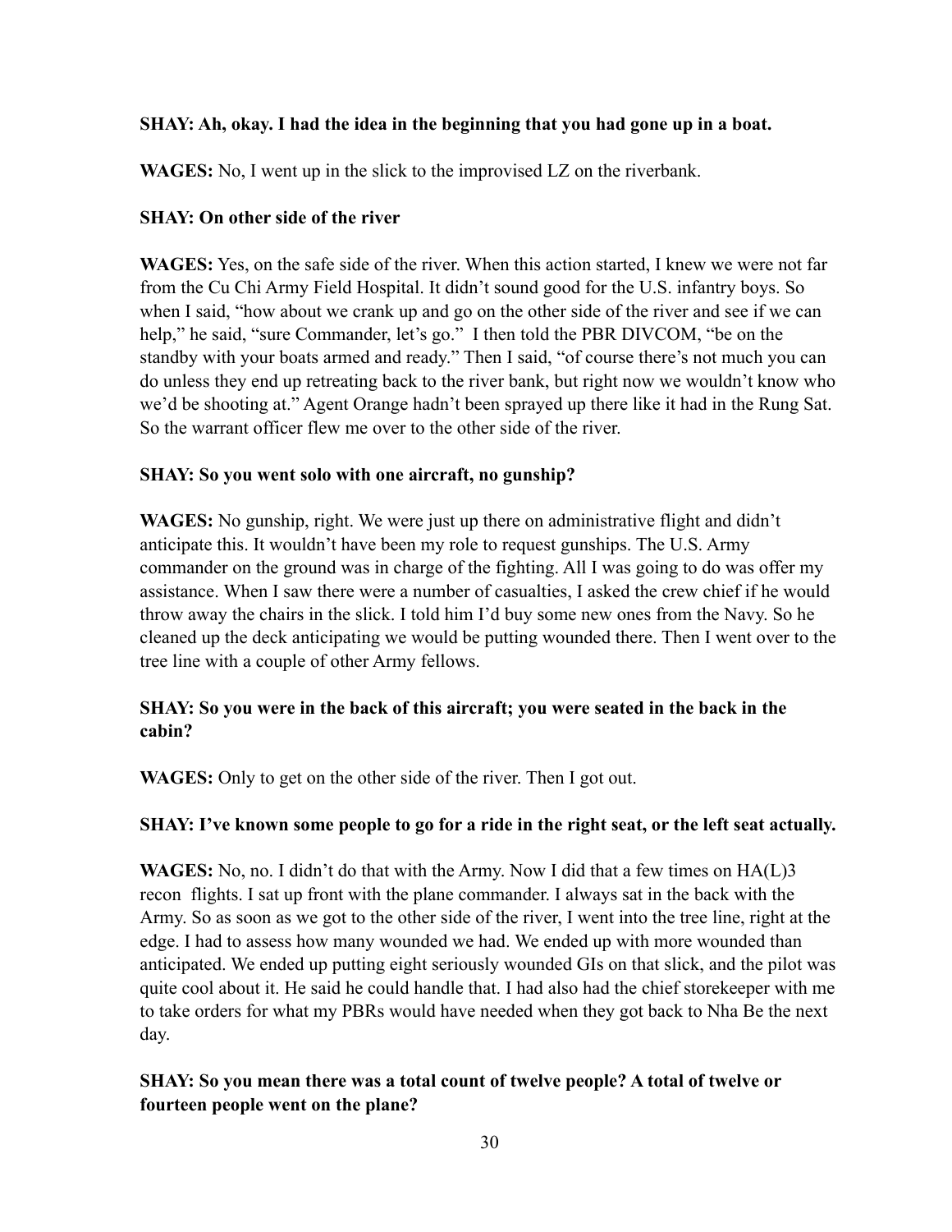**SHAY: Ah, okay. I had the idea in the beginning that you had gone up in a boat.**

**WAGES:** No, I went up in the slick to the improvised LZ on the riverbank.

**SHAY: On other side of the river**

**WAGES:** Yes, on the safe side of the river. When this action started, I knew we were not far from the Cu Chi Army Field Hospital. It didn't sound good for the U.S. infantry boys. So when I said, "how about we crank up and go on the other side of the river and see if we can help," he said, "sure Commander, let's go." I then told the PBR DIVCOM, "be on the standby with your boats armed and ready." Then I said, "of course there's not much you can do unless they end up retreating back to the river bank, but right now we wouldn't know who we'd be shooting at." Agent Orange hadn't been sprayed up there like it had in the Rung Sat. So the warrant officer flew me over to the other side of the river.

**SHAY: So you went solo with one aircraft, no gunship?**

**WAGES:** No gunship, right. We were just up there on administrative flight and didn't anticipate this. It wouldn't have been my role to request gunships. The U.S. Army commander on the ground was in charge of the fighting. All I was going to do was offer my assistance. When I saw there were a number of casualties, I asked the crew chief if he would throw away the chairs in the slick. I told him I'd buy some new ones from the Navy. So he cleaned up the deck anticipating we would be putting wounded there. Then I went over to the tree line with a couple of other Army fellows.

**SHAY: So you were in the back of this aircraft; you were seated in the back in the cabin?**

**WAGES:** Only to get on the other side of the river. Then I got out.

**SHAY: I've known some people to go for a ride in the right seat, or the left seat actually.**

**WAGES:** No, no. I didn't do that with the Army. Now I did that a few times on HA(L)3 recon flights. I sat up front with the plane commander. I always sat in the back with the Army. So as soon as we got to the other side of the river, I went into the tree line, right at the edge. I had to assess how many wounded we had. We ended up with more wounded than anticipated. We ended up putting eight seriously wounded GIs on that slick, and the pilot was quite cool about it. He said he could handle that. I had also had the chief storekeeper with me to take orders for what my PBRs would have needed when they got back to Nha Be the next day.

**SHAY: So you mean there was a total count of twelve people? A total of twelve or fourteen people went on the plane?**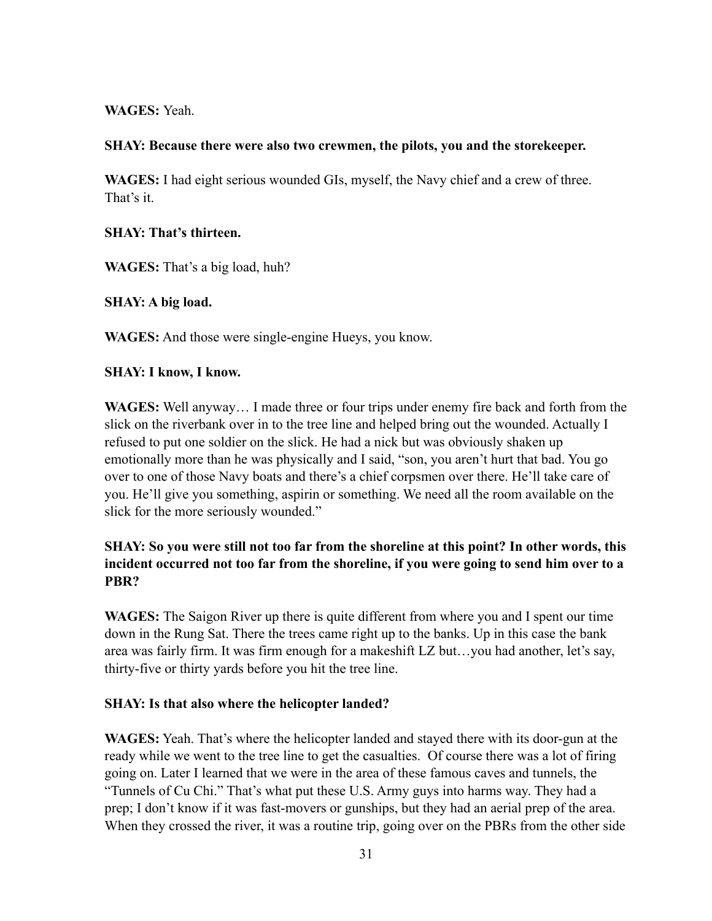**WAGES:** Yeah.

**SHAY: Because there were also two crewmen, the pilots, you and the storekeeper.**

**WAGES:** I had eight serious wounded GIs, myself, the Navy chief and a crew of three. That's it.

**SHAY: That's thirteen.**

**WAGES:** That's a big load, huh?

**SHAY: A big load.**

**WAGES:** And those were single-engine Hueys, you know.

**SHAY: I know, I know.**

**WAGES:** Well anyway… I made three or four trips under enemy fire back and forth from the slick on the riverbank over in to the tree line and helped bring out the wounded. Actually I refused to put one soldier on the slick. He had a nick but was obviously shaken up emotionally more than he was physically and I said, "son, you aren't hurt that bad. You go over to one of those Navy boats and there's a chief corpsmen over there. He'll take care of you. He'll give you something, aspirin or something. We need all the room available on the slick for the more seriously wounded."

**SHAY: So you were still not too far from the shoreline at this point? In other words, this incident occurred not too far from the shoreline, if you were going to send him over to a PBR?**

**WAGES:** The Saigon River up there is quite different from where you and I spent our time down in the Rung Sat. There the trees came right up to the banks. Up in this case the bank area was fairly firm. It was firm enough for a makeshift LZ but…you had another, let's say, thirty-five or thirty yards before you hit the tree line.

**SHAY: Is that also where the helicopter landed?**

**WAGES:** Yeah. That's where the helicopter landed and stayed there with its door-gun at the ready while we went to the tree line to get the casualties. Of course there was a lot of firing going on. Later I learned that we were in the area of these famous caves and tunnels, the "Tunnels of Cu Chi." That's what put these U.S. Army guys into harms way. They had a prep; I don't know if it was fast-movers or gunships, but they had an aerial prep of the area. When they crossed the river, it was a routine trip, going over on the PBRs from the other side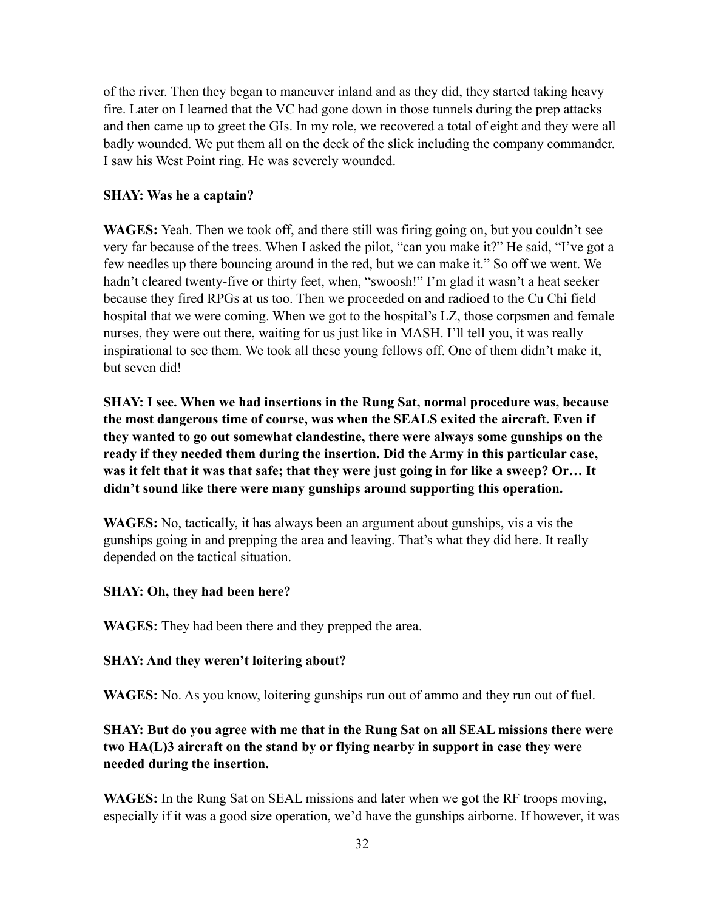of the river. Then they began to maneuver inland and as they did, they started taking heavy fire. Later on I learned that the VC had gone down in those tunnels during the prep attacks and then came up to greet the GIs. In my role, we recovered a total of eight and they were all badly wounded. We put them all on the deck of the slick including the company commander. I saw his West Point ring. He was severely wounded.

**SHAY: Was he a captain?**

**WAGES:** Yeah. Then we took off, and there still was firing going on, but you couldn't see very far because of the trees. When I asked the pilot, "can you make it?" He said, "I've got a few needles up there bouncing around in the red, but we can make it." So off we went. We hadn't cleared twenty-five or thirty feet, when, "swoosh!" I'm glad it wasn't a heat seeker because they fired RPGs at us too. Then we proceeded on and radioed to the Cu Chi field hospital that we were coming. When we got to the hospital's LZ, those corpsmen and female nurses, they were out there, waiting for us just like in MASH. I'll tell you, it was really inspirational to see them. We took all these young fellows off. One of them didn't make it, but seven did!

**SHAY: I see. When we had insertions in the Rung Sat, normal procedure was, because the most dangerous time of course, was when the SEALS exited the aircraft. Even if they wanted to go out somewhat clandestine, there were always some gunships on the ready if they needed them during the insertion. Did the Army in this particular case, was it felt that it was that safe; that they were just going in for like a sweep? Or… It didn't sound like there were many gunships around supporting this operation.**

**WAGES:** No, tactically, it has always been an argument about gunships, vis a vis the gunships going in and prepping the area and leaving. That's what they did here. It really depended on the tactical situation.

**SHAY: Oh, they had been here?**

**WAGES:** They had been there and they prepped the area.

**SHAY: And they weren't loitering about?**

**WAGES:** No. As you know, loitering gunships run out of ammo and they run out of fuel.

**SHAY: But do you agree with me that in the Rung Sat on all SEAL missions there were two HA(L)3 aircraft on the stand by or flying nearby in support in case they were needed during the insertion.**

**WAGES:** In the Rung Sat on SEAL missions and later when we got the RF troops moving, especially if it was a good size operation, we'd have the gunships airborne. If however, it was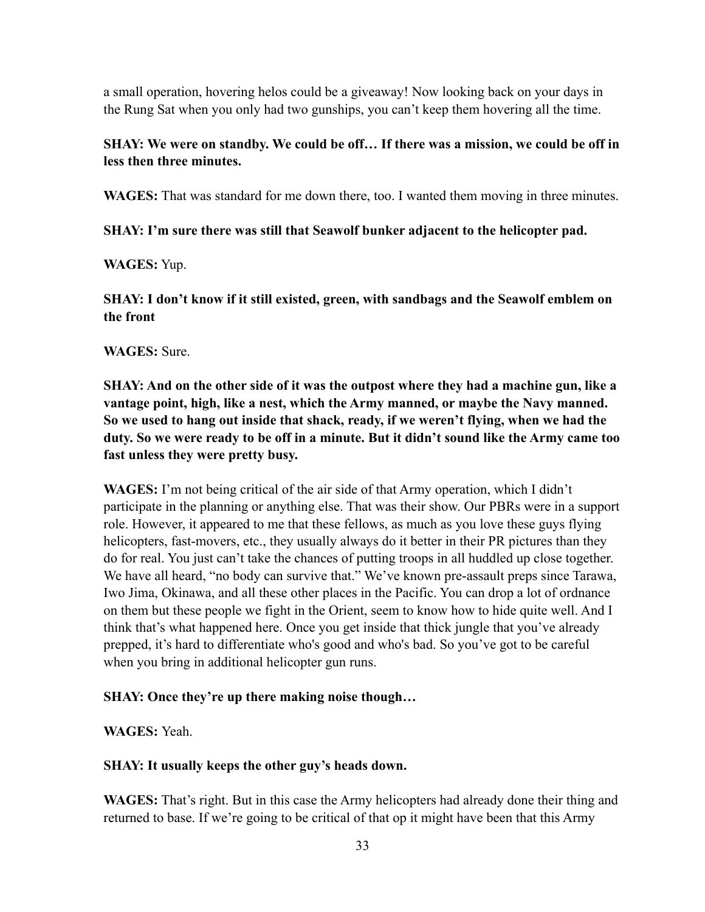a small operation, hovering helos could be a giveaway! Now looking back on your days in the Rung Sat when you only had two gunships, you can't keep them hovering all the time.

**SHAY: We were on standby. We could be off… If there was a mission, we could be off in less then three minutes.**

**WAGES:** That was standard for me down there, too. I wanted them moving in three minutes.

**SHAY: I'm sure there was still that Seawolf bunker adjacent to the helicopter pad.**

**WAGES:** Yup.

**SHAY: I don't know if it still existed, green, with sandbags and the Seawolf emblem on the front**

**WAGES:** Sure.

**SHAY: And on the other side of it was the outpost where they had a machine gun, like a vantage point, high, like a nest, which the Army manned, or maybe the Navy manned. So we used to hang out inside that shack, ready, if we weren't flying, when we had the duty. So we were ready to be off in a minute. But it didn't sound like the Army came too fast unless they were pretty busy.**

**WAGES:** I'm not being critical of the air side of that Army operation, which I didn't participate in the planning or anything else. That was their show. Our PBRs were in a support role. However, it appeared to me that these fellows, as much as you love these guys flying helicopters, fast-movers, etc., they usually always do it better in their PR pictures than they do for real. You just can't take the chances of putting troops in all huddled up close together. We have all heard, "no body can survive that." We've known pre-assault preps since Tarawa, Iwo Jima, Okinawa, and all these other places in the Pacific. You can drop a lot of ordnance on them but these people we fight in the Orient, seem to know how to hide quite well. And I think that's what happened here. Once you get inside that thick jungle that you've already prepped, it's hard to differentiate who's good and who's bad. So you've got to be careful when you bring in additional helicopter gun runs.

**SHAY: Once they're up there making noise though…**

**WAGES:** Yeah.

**SHAY: It usually keeps the other guy's heads down.**

**WAGES:** That's right. But in this case the Army helicopters had already done their thing and returned to base. If we're going to be critical of that op it might have been that this Army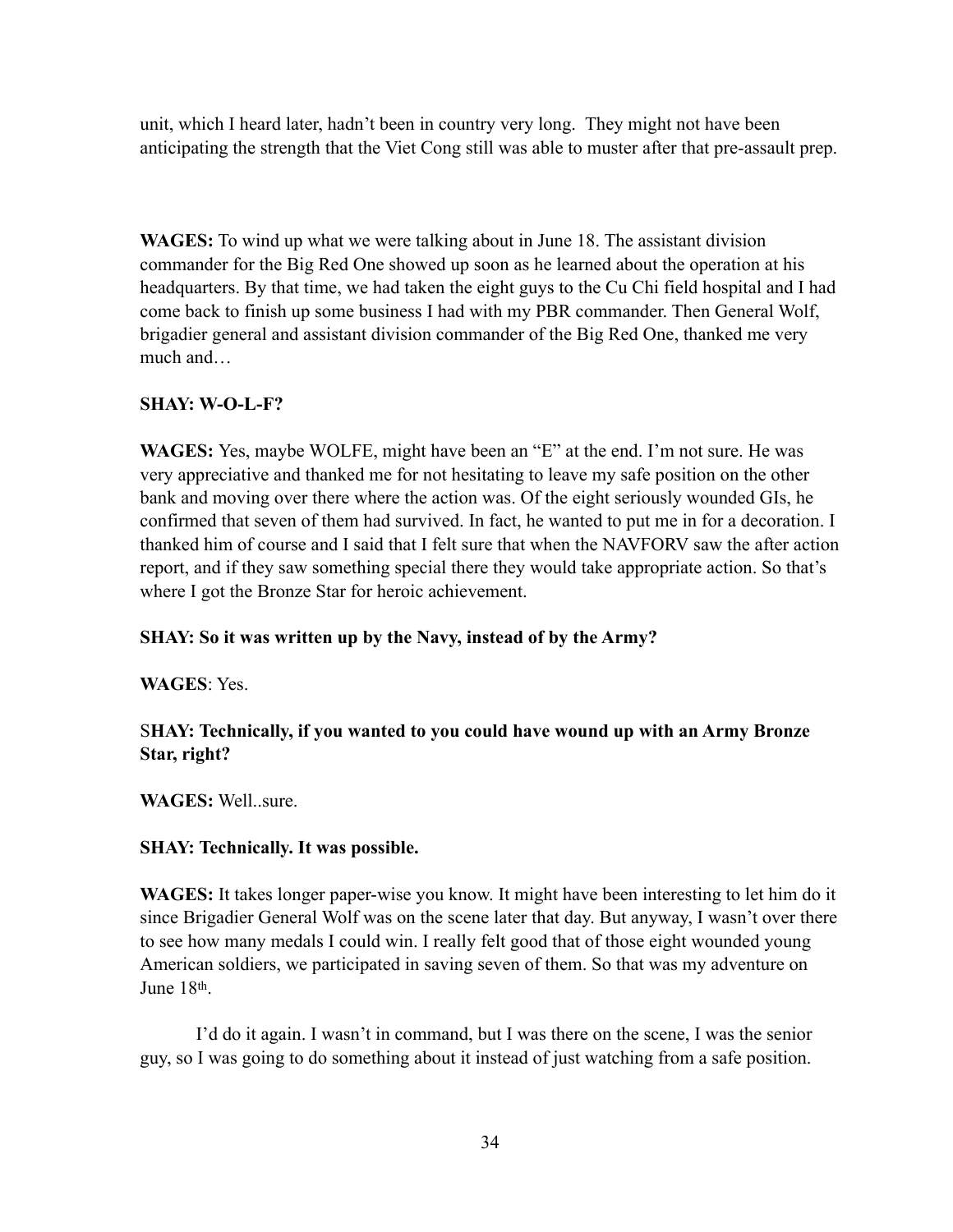unit, which I heard later, hadn't been in country very long. They might not have been anticipating the strength that the Viet Cong still was able to muster after that pre-assault prep.

**WAGES:** To wind up what we were talking about in June 18. The assistant division commander for the Big Red One showed up soon as he learned about the operation at his headquarters. By that time, we had taken the eight guys to the Cu Chi field hospital and I had come back to finish up some business I had with my PBR commander. Then General Wolf, brigadier general and assistant division commander of the Big Red One, thanked me very much and…

**SHAY: W-O-L-F?**

**WAGES:** Yes, maybe WOLFE, might have been an "E" at the end. I'm not sure. He was very appreciative and thanked me for not hesitating to leave my safe position on the other bank and moving over there where the action was. Of the eight seriously wounded GIs, he confirmed that seven of them had survived. In fact, he wanted to put me in for a decoration. I thanked him of course and I said that I felt sure that when the NAVFORV saw the after action report, and if they saw something special there they would take appropriate action. So that's where I got the Bronze Star for heroic achievement.

**SHAY: So it was written up by the Navy, instead of by the Army?**

**WAGES**: Yes.

**SHAY: Technically, if you wanted to you could have wound up with an Army Bronze Star, right?**

**WAGES:** Well..sure.

**SHAY: Technically. It was possible.**

**WAGES:** It takes longer paper-wise you know. It might have been interesting to let him do it since Brigadier General Wolf was on the scene later that day. But anyway, I wasn't over there to see how many medals I could win. I really felt good that of those eight wounded young American soldiers, we participated in saving seven of them. So that was my adventure on June 18th.

I'd do it again. I wasn't in command, but I was there on the scene, I was the senior guy, so I was going to do something about it instead of just watching from a safe position.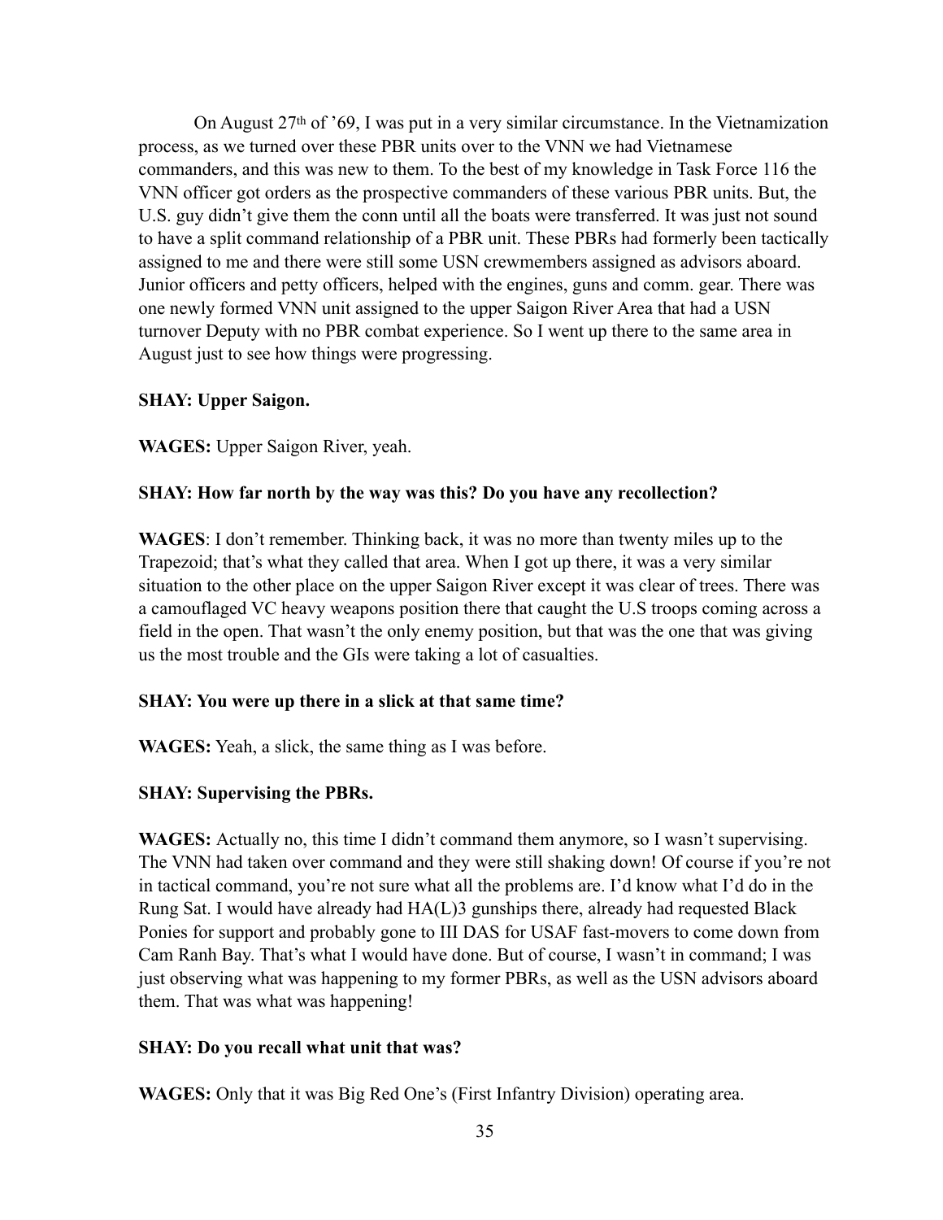On August 27th of '69, I was put in a very similar circumstance. In the Vietnamization process, as we turned over these PBR units over to the VNN we had Vietnamese commanders, and this was new to them. To the best of my knowledge in Task Force 116 the VNN officer got orders as the prospective commanders of these various PBR units. But, the U.S. guy didn't give them the conn until all the boats were transferred. It was just not sound to have a split command relationship of a PBR unit. These PBRs had formerly been tactically assigned to me and there were still some USN crewmembers assigned as advisors aboard. Junior officers and petty officers, helped with the engines, guns and comm. gear. There was one newly formed VNN unit assigned to the upper Saigon River Area that had a USN turnover Deputy with no PBR combat experience. So I went up there to the same area in August just to see how things were progressing.

**SHAY: Upper Saigon.**

**WAGES:** Upper Saigon River, yeah.

**SHAY: How far north by the way was this? Do you have any recollection?**

**WAGES**: I don't remember. Thinking back, it was no more than twenty miles up to the Trapezoid; that's what they called that area. When I got up there, it was a very similar situation to the other place on the upper Saigon River except it was clear of trees. There was a camouflaged VC heavy weapons position there that caught the U.S troops coming across a field in the open. That wasn't the only enemy position, but that was the one that was giving us the most trouble and the GIs were taking a lot of casualties.

**SHAY: You were up there in a slick at that same time?**

**WAGES:** Yeah, a slick, the same thing as I was before.

**SHAY: Supervising the PBRs.**

**WAGES:** Actually no, this time I didn't command them anymore, so I wasn't supervising. The VNN had taken over command and they were still shaking down! Of course if you're not in tactical command, you're not sure what all the problems are. I'd know what I'd do in the Rung Sat. I would have already had HA(L)3 gunships there, already had requested Black Ponies for support and probably gone to III DAS for USAF fast-movers to come down from Cam Ranh Bay. That's what I would have done. But of course, I wasn't in command; I was just observing what was happening to my former PBRs, as well as the USN advisors aboard them. That was what was happening!

**SHAY: Do you recall what unit that was?**

**WAGES:** Only that it was Big Red One's (First Infantry Division) operating area.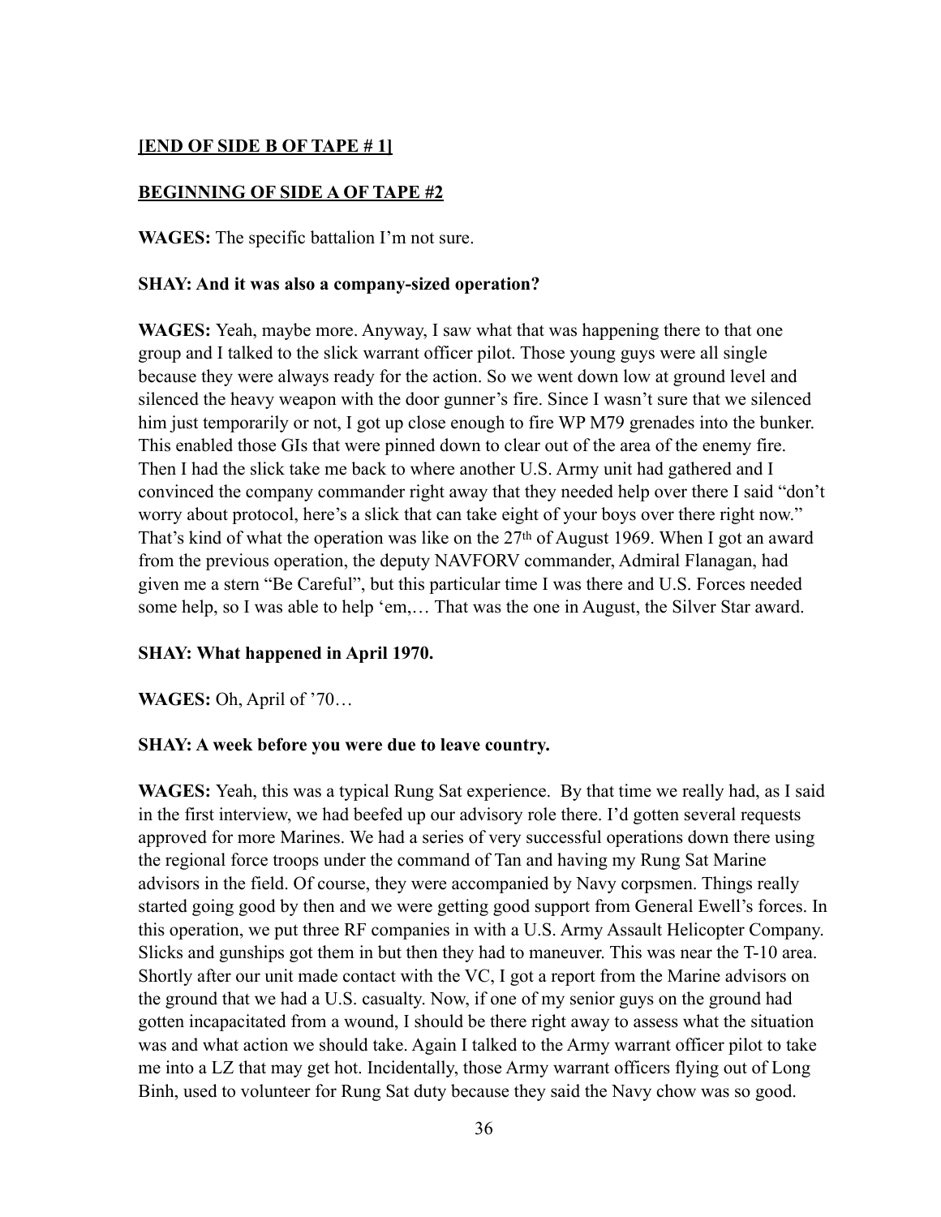**[END OF SIDE B OF TAPE # 1]**

**BEGINNING OF SIDE A OF TAPE #2**

**WAGES:** The specific battalion I'm not sure.

**SHAY: And it was also a company-sized operation?**

**WAGES:** Yeah, maybe more. Anyway, I saw what that was happening there to that one group and I talked to the slick warrant officer pilot. Those young guys were all single because they were always ready for the action. So we went down low at ground level and silenced the heavy weapon with the door gunner's fire. Since I wasn't sure that we silenced him just temporarily or not, I got up close enough to fire WP M79 grenades into the bunker. This enabled those GIs that were pinned down to clear out of the area of the enemy fire. Then I had the slick take me back to where another U.S. Army unit had gathered and I convinced the company commander right away that they needed help over there I said "don't worry about protocol, here's a slick that can take eight of your boys over there right now." That's kind of what the operation was like on the 27th of August 1969. When I got an award from the previous operation, the deputy NAVFORV commander, Admiral Flanagan, had given me a stern "Be Careful", but this particular time I was there and U.S. Forces needed some help, so I was able to help 'em,… That was the one in August, the Silver Star award.

**SHAY: What happened in April 1970.**

**WAGES:** Oh, April of '70…

**SHAY: A week before you were due to leave country.**

**WAGES:** Yeah, this was a typical Rung Sat experience. By that time we really had, as I said in the first interview, we had beefed up our advisory role there. I'd gotten several requests approved for more Marines. We had a series of very successful operations down there using the regional force troops under the command of Tan and having my Rung Sat Marine advisors in the field. Of course, they were accompanied by Navy corpsmen. Things really started going good by then and we were getting good support from General Ewell's forces. In this operation, we put three RF companies in with a U.S. Army Assault Helicopter Company. Slicks and gunships got them in but then they had to maneuver. This was near the T-10 area. Shortly after our unit made contact with the VC, I got a report from the Marine advisors on the ground that we had a U.S. casualty. Now, if one of my senior guys on the ground had gotten incapacitated from a wound, I should be there right away to assess what the situation was and what action we should take. Again I talked to the Army warrant officer pilot to take me into a LZ that may get hot. Incidentally, those Army warrant officers flying out of Long Binh, used to volunteer for Rung Sat duty because they said the Navy chow was so good.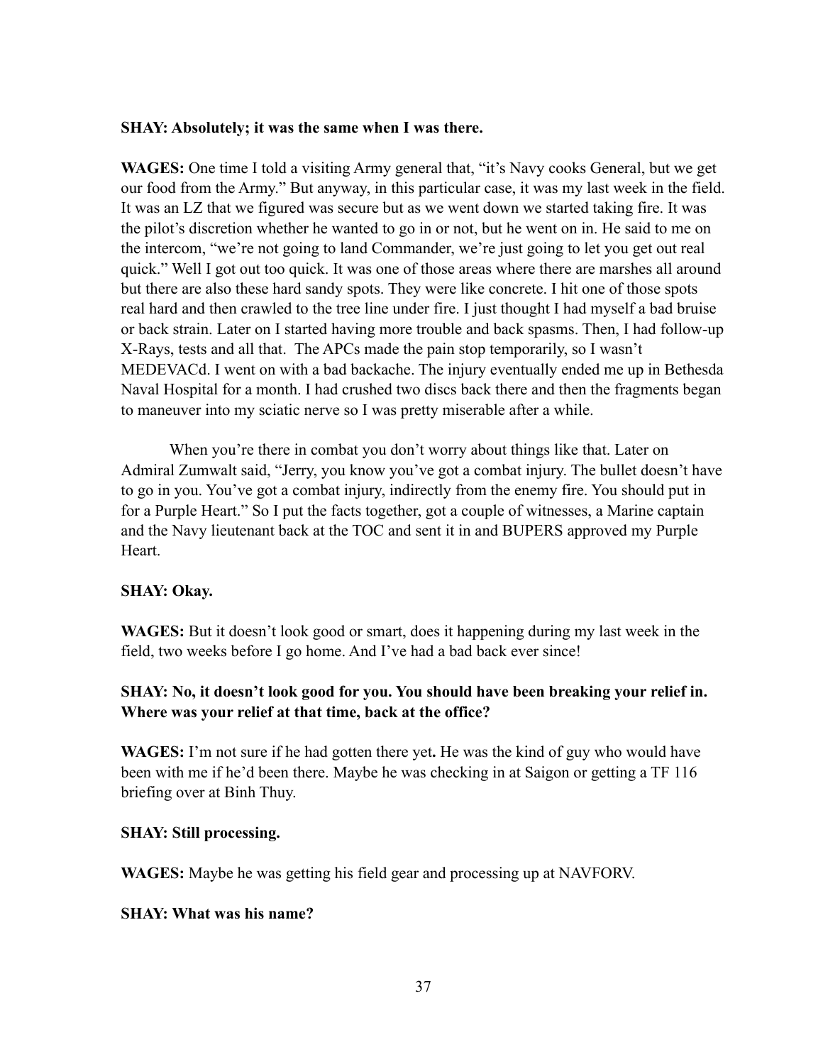**SHAY: Absolutely; it was the same when I was there.**

**WAGES:** One time I told a visiting Army general that, "it's Navy cooks General, but we get our food from the Army." But anyway, in this particular case, it was my last week in the field. It was an LZ that we figured was secure but as we went down we started taking fire. It was the pilot's discretion whether he wanted to go in or not, but he went on in. He said to me on the intercom, "we're not going to land Commander, we're just going to let you get out real quick." Well I got out too quick. It was one of those areas where there are marshes all around but there are also these hard sandy spots. They were like concrete. I hit one of those spots real hard and then crawled to the tree line under fire. I just thought I had myself a bad bruise or back strain. Later on I started having more trouble and back spasms. Then, I had follow-up X-Rays, tests and all that. The APCs made the pain stop temporarily, so I wasn't MEDEVACd. I went on with a bad backache. The injury eventually ended me up in Bethesda Naval Hospital for a month. I had crushed two discs back there and then the fragments began to maneuver into my sciatic nerve so I was pretty miserable after a while.

When you're there in combat you don't worry about things like that. Later on Admiral Zumwalt said, "Jerry, you know you've got a combat injury. The bullet doesn't have to go in you. You've got a combat injury, indirectly from the enemy fire. You should put in for a Purple Heart." So I put the facts together, got a couple of witnesses, a Marine captain and the Navy lieutenant back at the TOC and sent it in and BUPERS approved my Purple Heart.

**SHAY: Okay.**

**WAGES:** But it doesn't look good or smart, does it happening during my last week in the field, two weeks before I go home. And I've had a bad back ever since!

**SHAY: No, it doesn't look good for you. You should have been breaking your relief in. Where was your relief at that time, back at the office?**

**WAGES:** I'm not sure if he had gotten there yet. He was the kind of guy who would have been with me if he'd been there. Maybe he was checking in at Saigon or getting a TF 116 briefing over at Binh Thuy.

**SHAY: Still processing.**

**WAGES:** Maybe he was getting his field gear and processing up at NAVFORV.

**SHAY: What was his name?**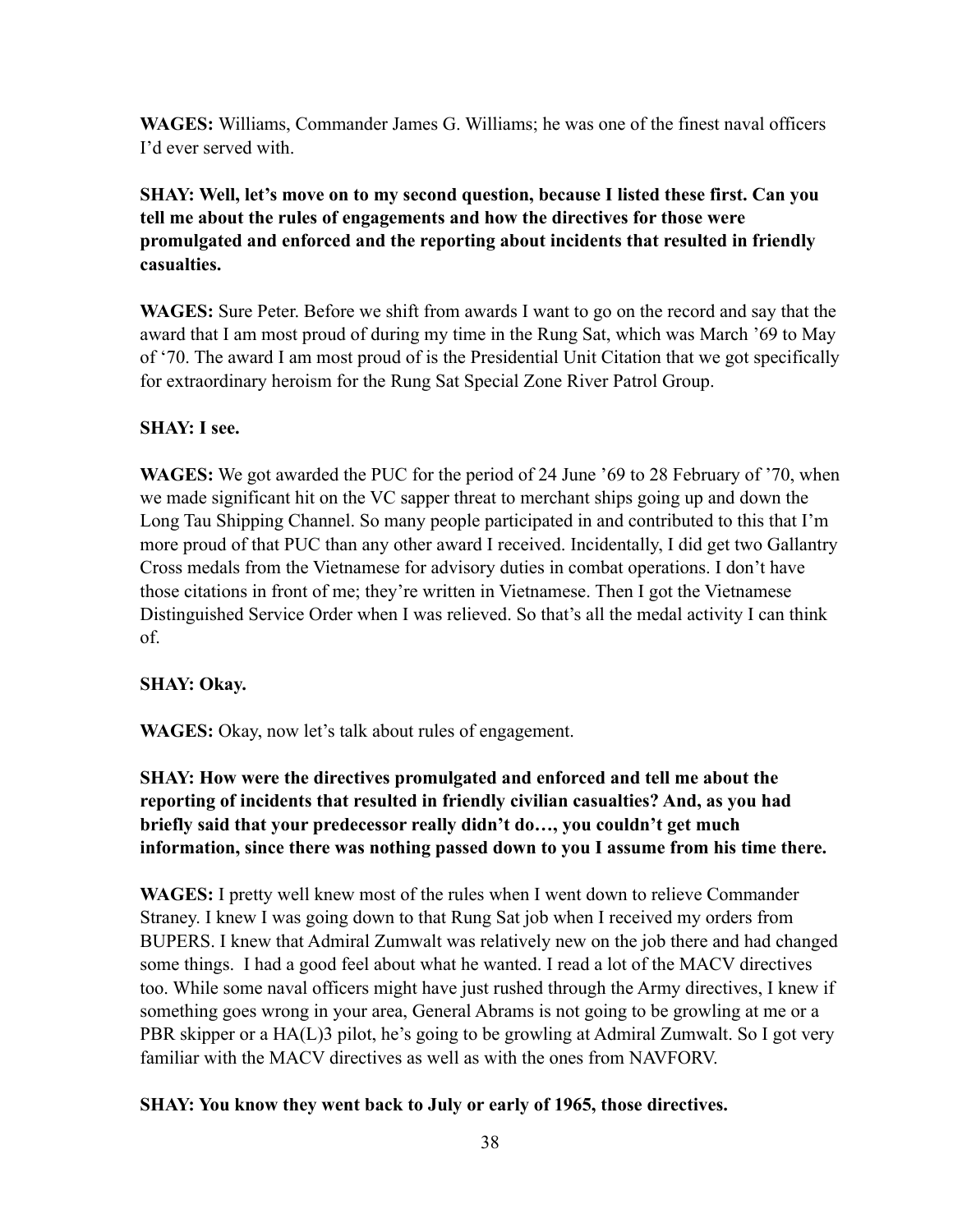**WAGES:** Williams, Commander James G. Williams; he was one of the finest naval officers I'd ever served with.

**SHAY: Well, let's move on to my second question, because I listed these first. Can you tell me about the rules of engagements and how the directives for those were promulgated and enforced and the reporting about incidents that resulted in friendly casualties.**

**WAGES:** Sure Peter. Before we shift from awards I want to go on the record and say that the award that I am most proud of during my time in the Rung Sat, which was March '69 to May of '70. The award I am most proud of is the Presidential Unit Citation that we got specifically for extraordinary heroism for the Rung Sat Special Zone River Patrol Group.

**SHAY: I see.**

**WAGES:** We got awarded the PUC for the period of 24 June '69 to 28 February of '70, when we made significant hit on the VC sapper threat to merchant ships going up and down the Long Tau Shipping Channel. So many people participated in and contributed to this that I'm more proud of that PUC than any other award I received. Incidentally, I did get two Gallantry Cross medals from the Vietnamese for advisory duties in combat operations. I don't have those citations in front of me; they're written in Vietnamese. Then I got the Vietnamese Distinguished Service Order when I was relieved. So that's all the medal activity I can think of.

**SHAY: Okay.**

**WAGES:** Okay, now let's talk about rules of engagement.

**SHAY: How were the directives promulgated and enforced and tell me about the reporting of incidents that resulted in friendly civilian casualties? And, as you had briefly said that your predecessor really didn't do…, you couldn't get much information, since there was nothing passed down to you I assume from his time there.**

**WAGES:** I pretty well knew most of the rules when I went down to relieve Commander Straney. I knew I was going down to that Rung Sat job when I received my orders from BUPERS. I knew that Admiral Zumwalt was relatively new on the job there and had changed some things. I had a good feel about what he wanted. I read a lot of the MACV directives too. While some naval officers might have just rushed through the Army directives, I knew if something goes wrong in your area, General Abrams is not going to be growling at me or a PBR skipper or a HA(L)3 pilot, he's going to be growling at Admiral Zumwalt. So I got very familiar with the MACV directives as well as with the ones from NAVFORV.

**SHAY: You know they went back to July or early of 1965, those directives.**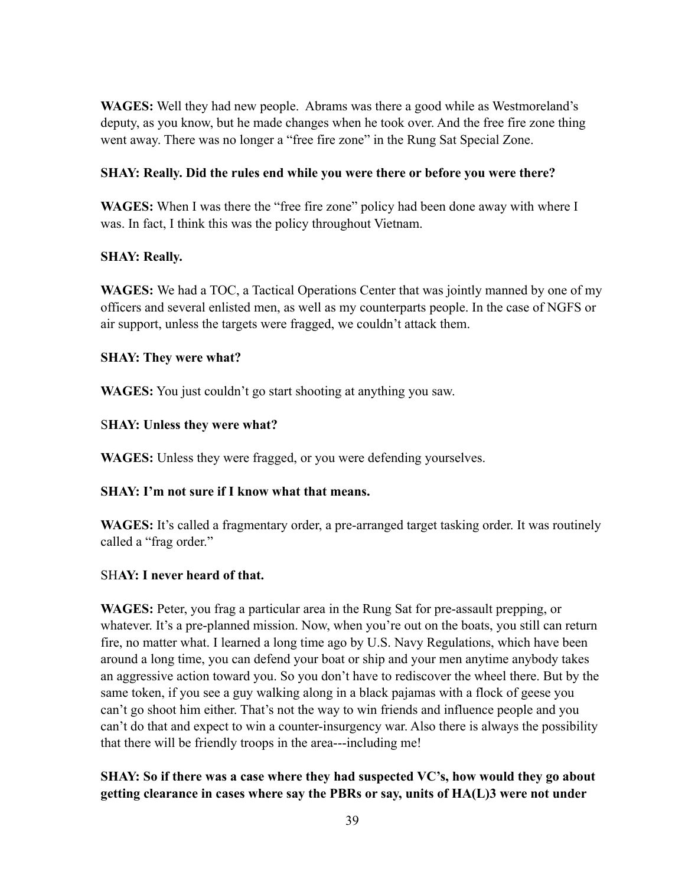**WAGES:** Well they had new people. Abrams was there a good while as Westmoreland's deputy, as you know, but he made changes when he took over. And the free fire zone thing went away. There was no longer a "free fire zone" in the Rung Sat Special Zone.

**SHAY: Really. Did the rules end while you were there or before you were there?**

**WAGES:** When I was there the "free fire zone" policy had been done away with where I was. In fact, I think this was the policy throughout Vietnam.

**SHAY: Really.**

**WAGES:** We had a TOC, a Tactical Operations Center that was jointly manned by one of my officers and several enlisted men, as well as my counterparts people. In the case of NGFS or air support, unless the targets were fragged, we couldn't attack them.

**SHAY: They were what?**

**WAGES:** You just couldn't go start shooting at anything you saw.

S**HAY: Unless they were what?**

**WAGES:** Unless they were fragged, or you were defending yourselves.

**SHAY: I'm not sure if I know what that means.**

**WAGES:** It's called a fragmentary order, a pre-arranged target tasking order. It was routinely called a "frag order."

SH**AY: I never heard of that.**

**WAGES:** Peter, you frag a particular area in the Rung Sat for pre-assault prepping, or whatever. It's a pre-planned mission. Now, when you're out on the boats, you still can return fire, no matter what. I learned a long time ago by U.S. Navy Regulations, which have been around a long time, you can defend your boat or ship and your men anytime anybody takes an aggressive action toward you. So you don't have to rediscover the wheel there. But by the same token, if you see a guy walking along in a black pajamas with a flock of geese you can't go shoot him either. That's not the way to win friends and influence people and you can't do that and expect to win a counter-insurgency war. Also there is always the possibility that there will be friendly troops in the area---including me!

**SHAY: So if there was a case where they had suspected VC's, how would they go about getting clearance in cases where say the PBRs or say, units of HA(L)3 were not under**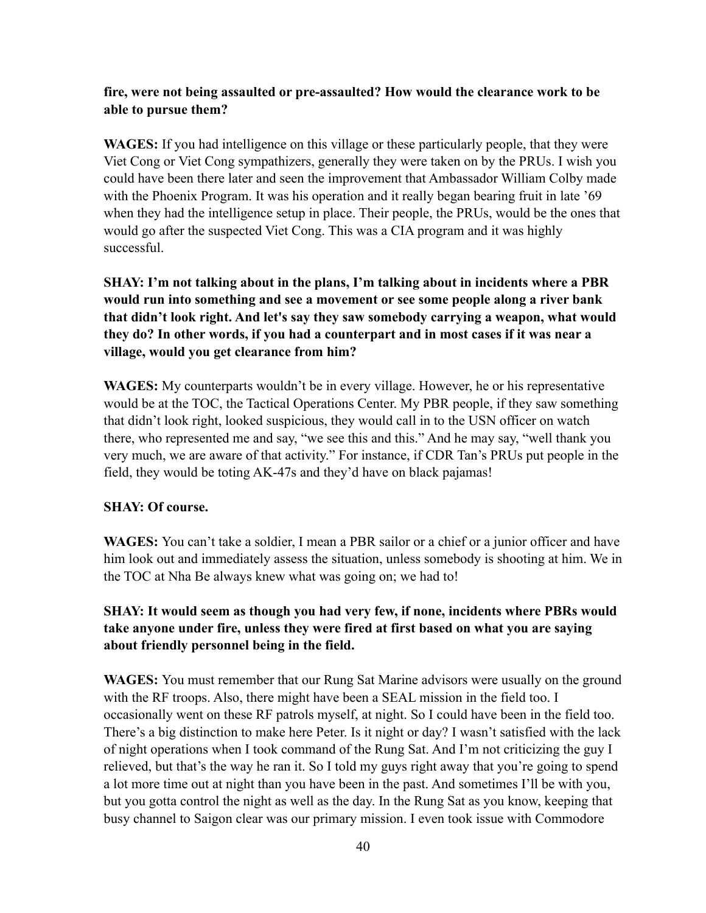**fire, were not being assaulted or pre-assaulted? How would the clearance work to be able to pursue them?**

**WAGES:** If you had intelligence on this village or these particularly people, that they were Viet Cong or Viet Cong sympathizers, generally they were taken on by the PRUs. I wish you could have been there later and seen the improvement that Ambassador William Colby made with the Phoenix Program. It was his operation and it really began bearing fruit in late '69 when they had the intelligence setup in place. Their people, the PRUs, would be the ones that would go after the suspected Viet Cong. This was a CIA program and it was highly successful.

**SHAY: I'm not talking about in the plans, I'm talking about in incidents where a PBR would run into something and see a movement or see some people along a river bank that didn't look right. And let's say they saw somebody carrying a weapon, what would they do? In other words, if you had a counterpart and in most cases if it was near a village, would you get clearance from him?**

**WAGES:** My counterparts wouldn't be in every village. However, he or his representative would be at the TOC, the Tactical Operations Center. My PBR people, if they saw something that didn't look right, looked suspicious, they would call in to the USN officer on watch there, who represented me and say, "we see this and this." And he may say, "well thank you very much, we are aware of that activity." For instance, if CDR Tan's PRUs put people in the field, they would be toting AK-47s and they'd have on black pajamas!

**SHAY: Of course.**

**WAGES:** You can't take a soldier, I mean a PBR sailor or a chief or a junior officer and have him look out and immediately assess the situation, unless somebody is shooting at him. We in the TOC at Nha Be always knew what was going on; we had to!

**SHAY: It would seem as though you had very few, if none, incidents where PBRs would take anyone under fire, unless they were fired at first based on what you are saying about friendly personnel being in the field.**

**WAGES:** You must remember that our Rung Sat Marine advisors were usually on the ground with the RF troops. Also, there might have been a SEAL mission in the field too. I occasionally went on these RF patrols myself, at night. So I could have been in the field too. There's a big distinction to make here Peter. Is it night or day? I wasn't satisfied with the lack of night operations when I took command of the Rung Sat. And I'm not criticizing the guy I relieved, but that's the way he ran it. So I told my guys right away that you're going to spend a lot more time out at night than you have been in the past. And sometimes I'll be with you, but you gotta control the night as well as the day. In the Rung Sat as you know, keeping that busy channel to Saigon clear was our primary mission. I even took issue with Commodore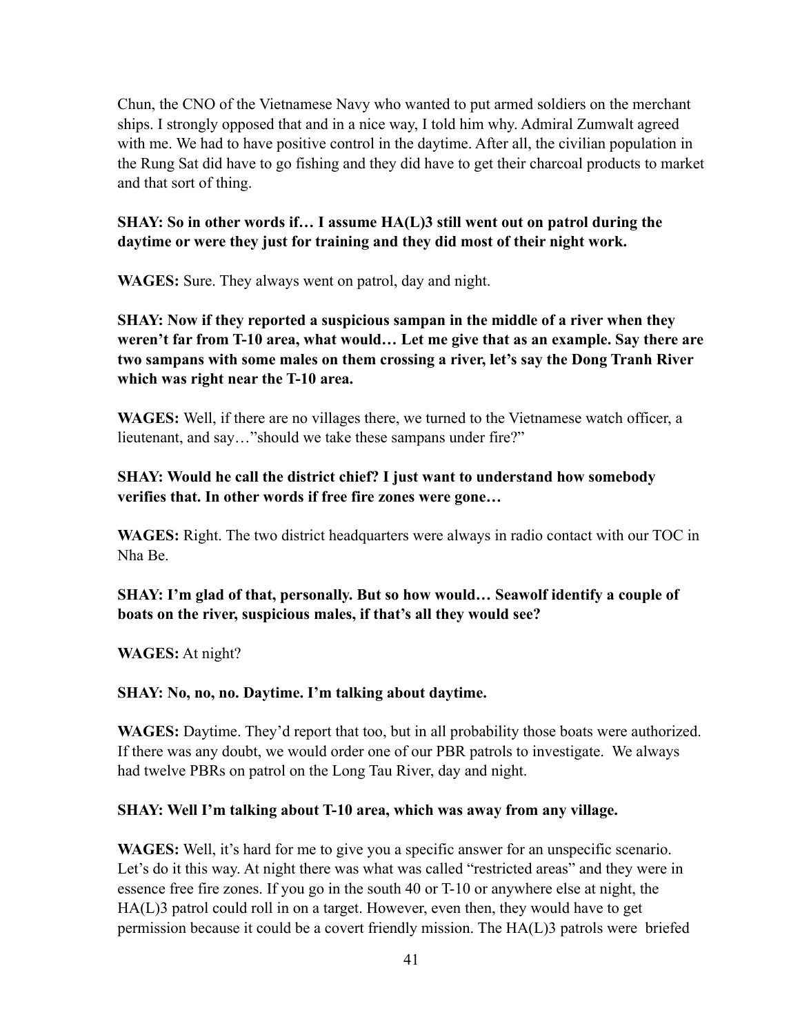Chun, the CNO of the Vietnamese Navy who wanted to put armed soldiers on the merchant ships. I strongly opposed that and in a nice way, I told him why. Admiral Zumwalt agreed with me. We had to have positive control in the daytime. After all, the civilian population in the Rung Sat did have to go fishing and they did have to get their charcoal products to market and that sort of thing.

**SHAY: So in other words if… I assume HA(L)3 still went out on patrol during the daytime or were they just for training and they did most of their night work.**

**WAGES:** Sure. They always went on patrol, day and night.

**SHAY: Now if they reported a suspicious sampan in the middle of a river when they weren't far from T-10 area, what would… Let me give that as an example. Say there are two sampans with some males on them crossing a river, let's say the Dong Tranh River which was right near the T-10 area.**

**WAGES:** Well, if there are no villages there, we turned to the Vietnamese watch officer, a lieutenant, and say…"should we take these sampans under fire?"

**SHAY: Would he call the district chief? I just want to understand how somebody verifies that. In other words if free fire zones were gone…**

**WAGES:** Right. The two district headquarters were always in radio contact with our TOC in Nha Be.

**SHAY: I'm glad of that, personally. But so how would… Seawolf identify a couple of boats on the river, suspicious males, if that's all they would see?**

**WAGES:** At night?

**SHAY: No, no, no. Daytime. I'm talking about daytime.**

**WAGES:** Daytime. They'd report that too, but in all probability those boats were authorized. If there was any doubt, we would order one of our PBR patrols to investigate. We always had twelve PBRs on patrol on the Long Tau River, day and night.

**SHAY: Well I'm talking about T-10 area, which was away from any village.**

**WAGES:** Well, it's hard for me to give you a specific answer for an unspecific scenario. Let's do it this way. At night there was what was called "restricted areas" and they were in essence free fire zones. If you go in the south 40 or T-10 or anywhere else at night, the HA(L)3 patrol could roll in on a target. However, even then, they would have to get permission because it could be a covert friendly mission. The HA(L)3 patrols were briefed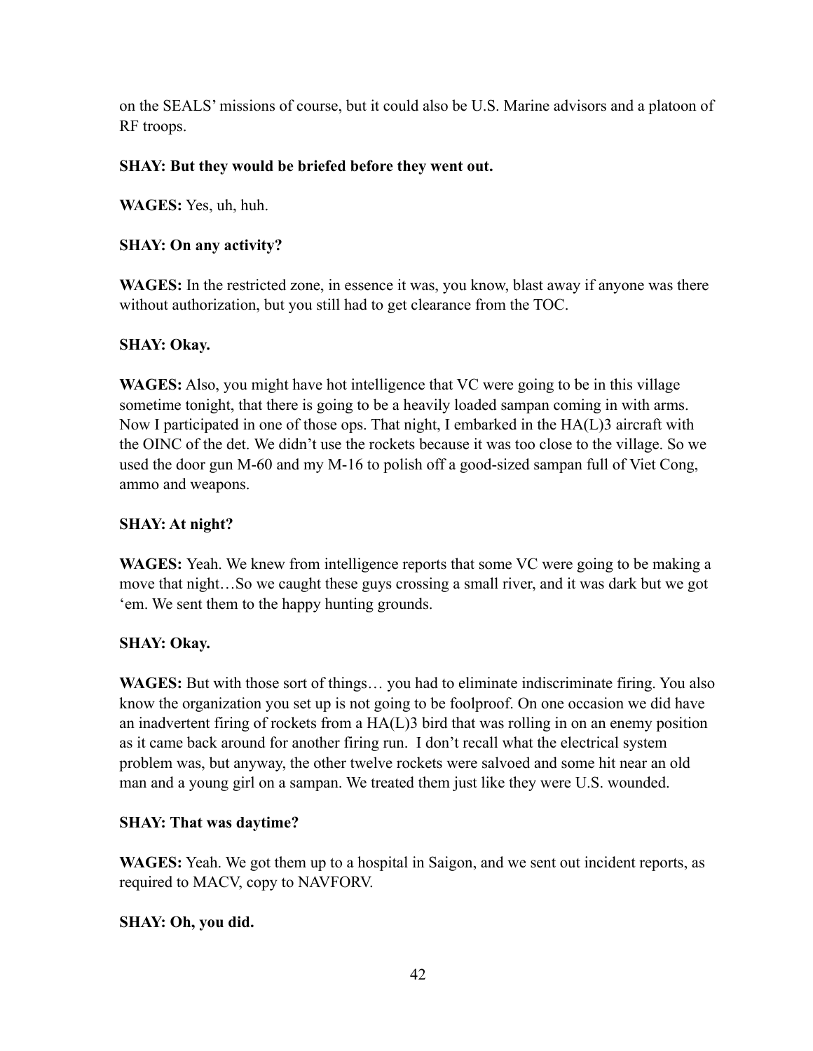on the SEALS' missions of course, but it could also be U.S. Marine advisors and a platoon of RF troops.

**SHAY: But they would be briefed before they went out.**

**WAGES:** Yes, uh, huh.

**SHAY: On any activity?**

**WAGES:** In the restricted zone, in essence it was, you know, blast away if anyone was there without authorization, but you still had to get clearance from the TOC.

**SHAY: Okay.**

**WAGES:** Also, you might have hot intelligence that VC were going to be in this village sometime tonight, that there is going to be a heavily loaded sampan coming in with arms. Now I participated in one of those ops. That night, I embarked in the HA(L)3 aircraft with the OINC of the det. We didn't use the rockets because it was too close to the village. So we used the door gun M-60 and my M-16 to polish off a good-sized sampan full of Viet Cong, ammo and weapons.

**SHAY: At night?**

**WAGES:** Yeah. We knew from intelligence reports that some VC were going to be making a move that night…So we caught these guys crossing a small river, and it was dark but we got 'em. We sent them to the happy hunting grounds.

**SHAY: Okay.**

**WAGES:** But with those sort of things… you had to eliminate indiscriminate firing. You also know the organization you set up is not going to be foolproof. On one occasion we did have an inadvertent firing of rockets from a HA(L)3 bird that was rolling in on an enemy position as it came back around for another firing run. I don't recall what the electrical system problem was, but anyway, the other twelve rockets were salvoed and some hit near an old man and a young girl on a sampan. We treated them just like they were U.S. wounded.

**SHAY: That was daytime?**

**WAGES:** Yeah. We got them up to a hospital in Saigon, and we sent out incident reports, as required to MACV, copy to NAVFORV.

**SHAY: Oh, you did.**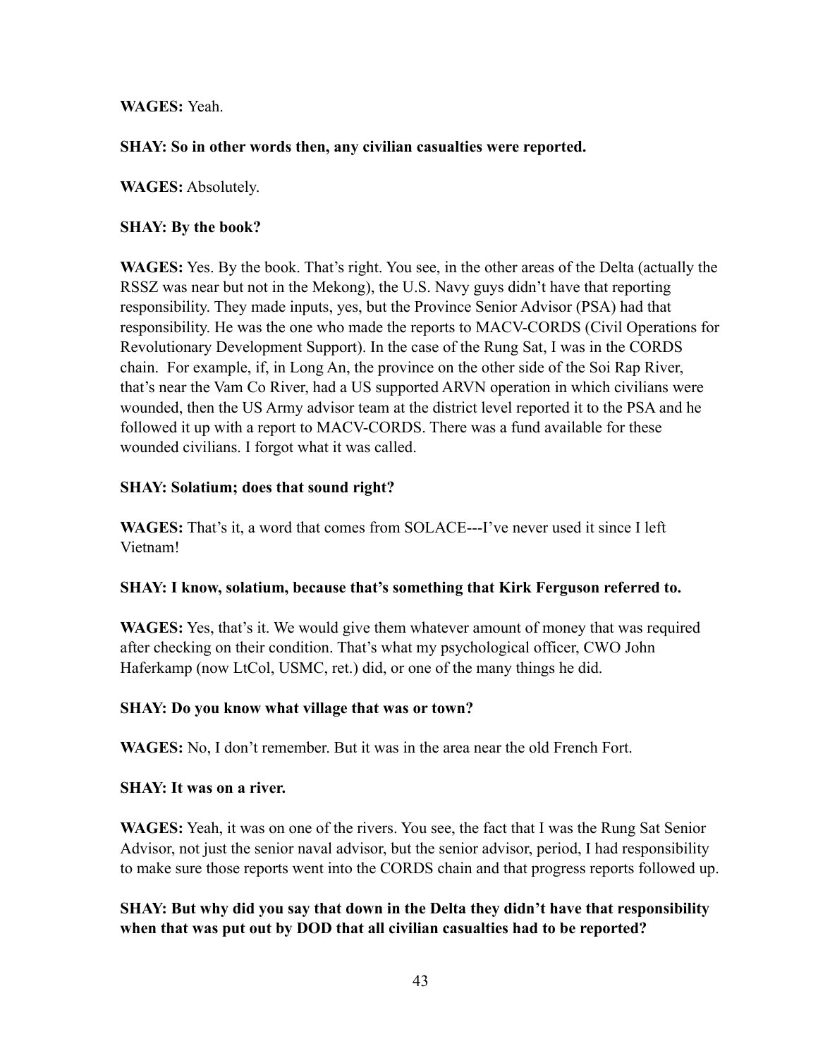**WAGES:** Yeah.

**SHAY: So in other words then, any civilian casualties were reported.**

**WAGES:** Absolutely.

**SHAY: By the book?**

**WAGES:** Yes. By the book. That's right. You see, in the other areas of the Delta (actually the RSSZ was near but not in the Mekong), the U.S. Navy guys didn't have that reporting responsibility. They made inputs, yes, but the Province Senior Advisor (PSA) had that responsibility. He was the one who made the reports to MACV-CORDS (Civil Operations for Revolutionary Development Support). In the case of the Rung Sat, I was in the CORDS chain. For example, if, in Long An, the province on the other side of the Soi Rap River, that's near the Vam Co River, had a US supported ARVN operation in which civilians were wounded, then the US Army advisor team at the district level reported it to the PSA and he followed it up with a report to MACV-CORDS. There was a fund available for these wounded civilians. I forgot what it was called.

**SHAY: Solatium; does that sound right?**

**WAGES:** That's it, a word that comes from SOLACE---I've never used it since I left Vietnam!

**SHAY: I know, solatium, because that's something that Kirk Ferguson referred to.**

**WAGES:** Yes, that's it. We would give them whatever amount of money that was required after checking on their condition. That's what my psychological officer, CWO John Haferkamp (now LtCol, USMC, ret.) did, or one of the many things he did.

**SHAY: Do you know what village that was or town?**

**WAGES:** No, I don't remember. But it was in the area near the old French Fort.

**SHAY: It was on a river.**

**WAGES:** Yeah, it was on one of the rivers. You see, the fact that I was the Rung Sat Senior Advisor, not just the senior naval advisor, but the senior advisor, period, I had responsibility to make sure those reports went into the CORDS chain and that progress reports followed up.

**SHAY: But why did you say that down in the Delta they didn't have that responsibility when that was put out by DOD that all civilian casualties had to be reported?**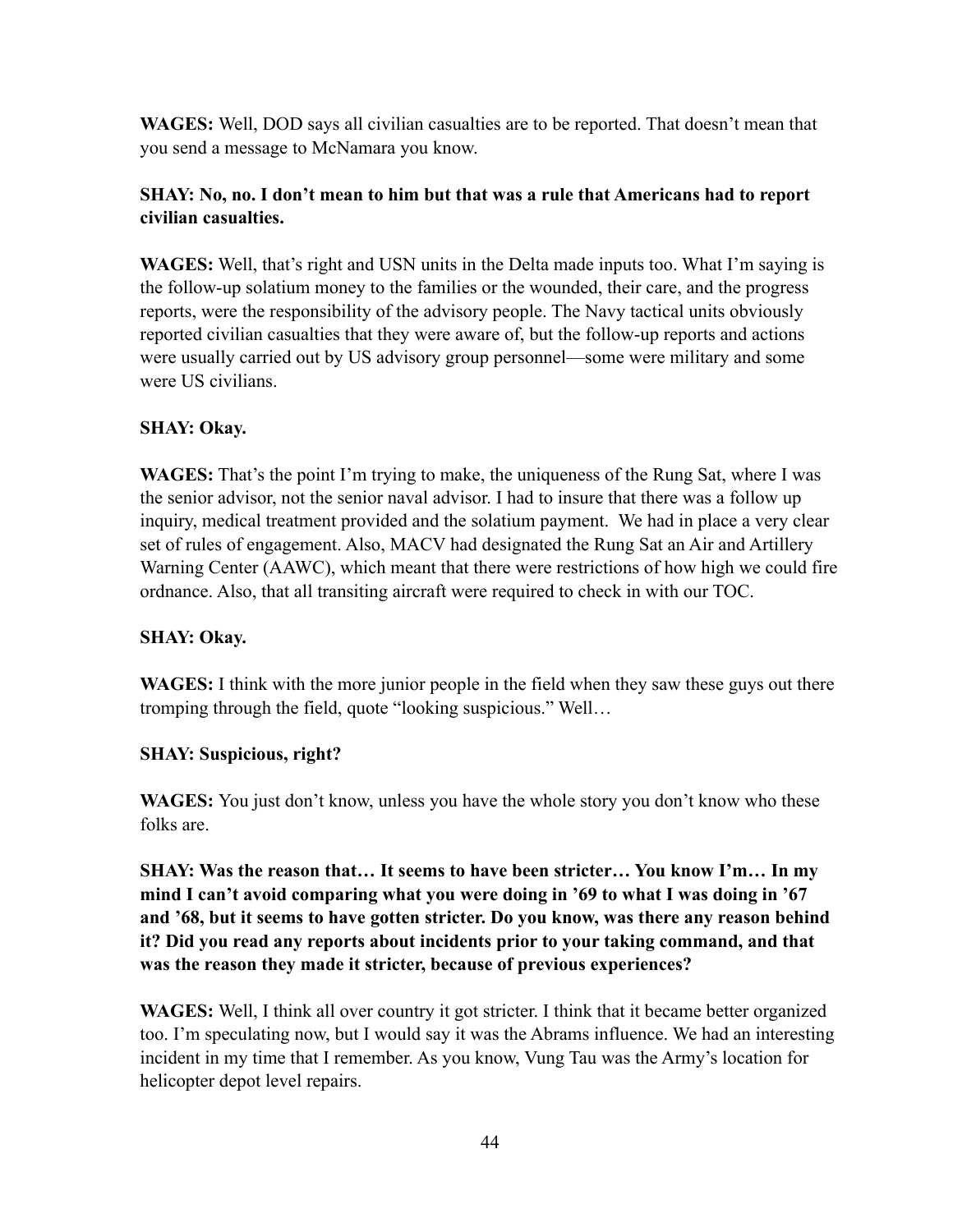**WAGES:** Well, DOD says all civilian casualties are to be reported. That doesn't mean that you send a message to McNamara you know.

**SHAY: No, no. I don't mean to him but that was a rule that Americans had to report civilian casualties.**

**WAGES:** Well, that's right and USN units in the Delta made inputs too. What I'm saying is the follow-up solatium money to the families or the wounded, their care, and the progress reports, were the responsibility of the advisory people. The Navy tactical units obviously reported civilian casualties that they were aware of, but the follow-up reports and actions were usually carried out by US advisory group personnel—some were military and some were US civilians.

**SHAY: Okay.**

**WAGES:** That's the point I'm trying to make, the uniqueness of the Rung Sat, where I was the senior advisor, not the senior naval advisor. I had to insure that there was a follow up inquiry, medical treatment provided and the solatium payment. We had in place a very clear set of rules of engagement. Also, MACV had designated the Rung Sat an Air and Artillery Warning Center (AAWC), which meant that there were restrictions of how high we could fire ordnance. Also, that all transiting aircraft were required to check in with our TOC.

**SHAY: Okay.**

**WAGES:** I think with the more junior people in the field when they saw these guys out there tromping through the field, quote "looking suspicious." Well…

**SHAY: Suspicious, right?**

**WAGES:** You just don't know, unless you have the whole story you don't know who these folks are.

**SHAY: Was the reason that… It seems to have been stricter… You know I'm… In my mind I can't avoid comparing what you were doing in '69 to what I was doing in '67 and '68, but it seems to have gotten stricter. Do you know, was there any reason behind it? Did you read any reports about incidents prior to your taking command, and that was the reason they made it stricter, because of previous experiences?**

**WAGES:** Well, I think all over country it got stricter. I think that it became better organized too. I'm speculating now, but I would say it was the Abrams influence. We had an interesting incident in my time that I remember. As you know, Vung Tau was the Army's location for helicopter depot level repairs.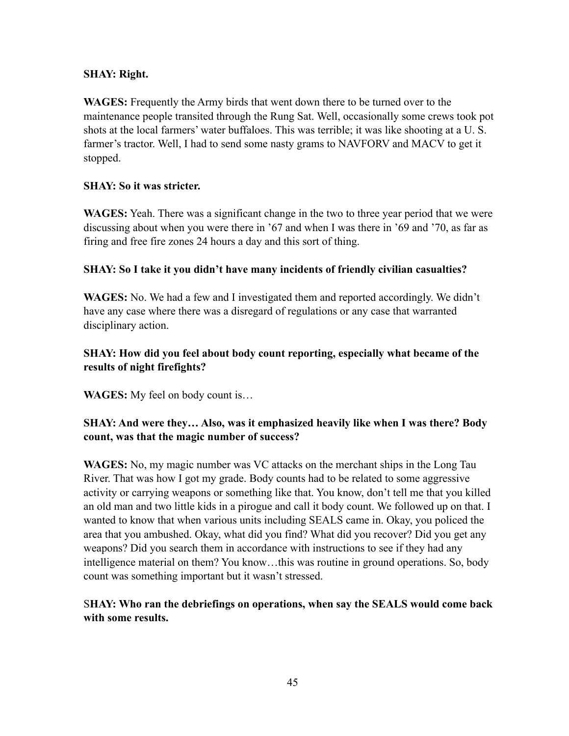**SHAY: Right.**

**WAGES:** Frequently the Army birds that went down there to be turned over to the maintenance people transited through the Rung Sat. Well, occasionally some crews took pot shots at the local farmers' water buffaloes. This was terrible; it was like shooting at a U. S. farmer's tractor. Well, I had to send some nasty grams to NAVFORV and MACV to get it stopped.

**SHAY: So it was stricter.**

**WAGES:** Yeah. There was a significant change in the two to three year period that we were discussing about when you were there in '67 and when I was there in '69 and '70, as far as firing and free fire zones 24 hours a day and this sort of thing.

**SHAY: So I take it you didn't have many incidents of friendly civilian casualties?**

**WAGES:** No. We had a few and I investigated them and reported accordingly. We didn't have any case where there was a disregard of regulations or any case that warranted disciplinary action.

**SHAY: How did you feel about body count reporting, especially what became of the results of night firefights?**

**WAGES:** My feel on body count is…

**SHAY: And were they… Also, was it emphasized heavily like when I was there? Body count, was that the magic number of success?**

**WAGES:** No, my magic number was VC attacks on the merchant ships in the Long Tau River. That was how I got my grade. Body counts had to be related to some aggressive activity or carrying weapons or something like that. You know, don't tell me that you killed an old man and two little kids in a pirogue and call it body count. We followed up on that. I wanted to know that when various units including SEALS came in. Okay, you policed the area that you ambushed. Okay, what did you find? What did you recover? Did you get any weapons? Did you search them in accordance with instructions to see if they had any intelligence material on them? You know…this was routine in ground operations. So, body count was something important but it wasn't stressed.

**SHAY: Who ran the debriefings on operations, when say the SEALS would come back with some results.**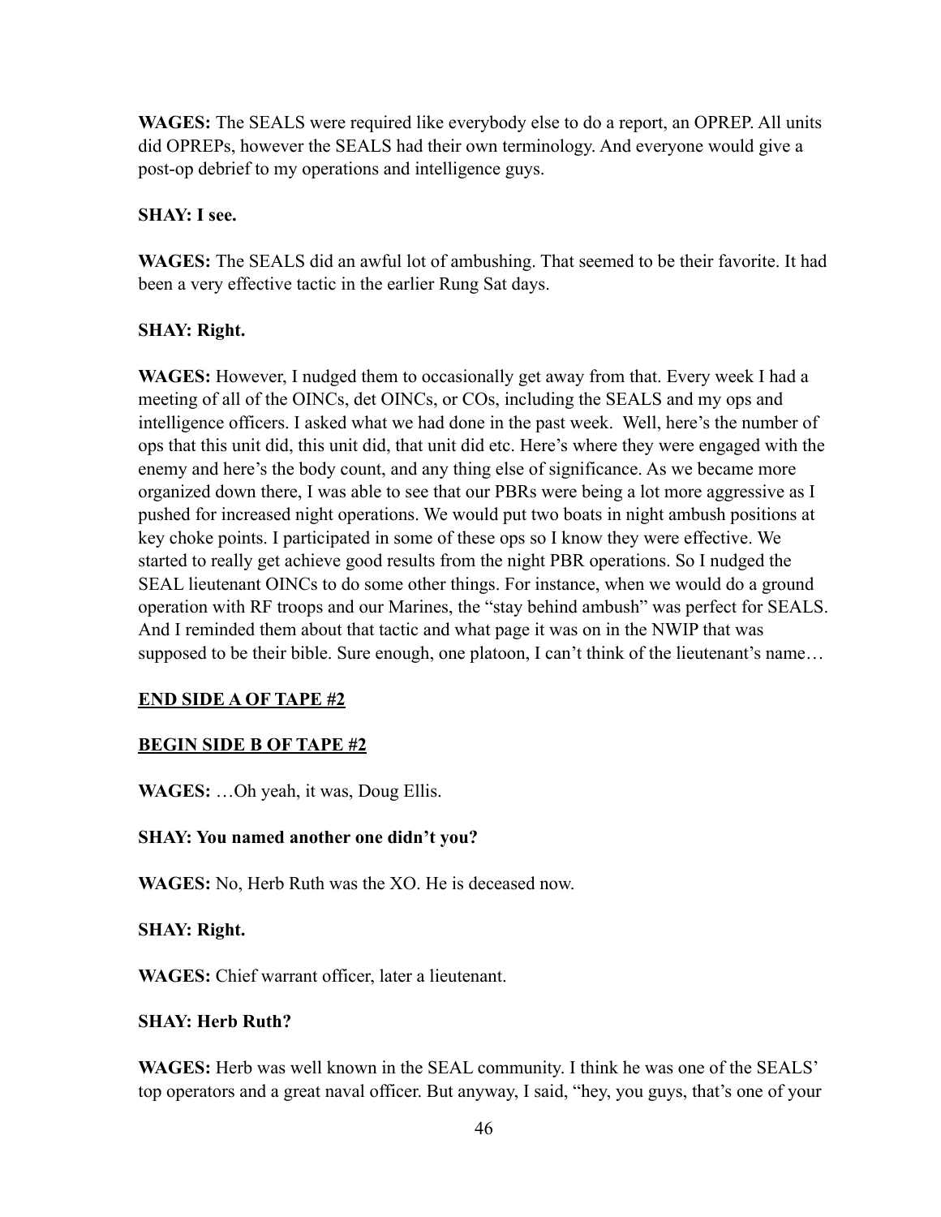**WAGES:** The SEALS were required like everybody else to do a report, an OPREP. All units did OPREPs, however the SEALS had their own terminology. And everyone would give a post-op debrief to my operations and intelligence guys.

**SHAY: I see.**

**WAGES:** The SEALS did an awful lot of ambushing. That seemed to be their favorite. It had been a very effective tactic in the earlier Rung Sat days.

**SHAY: Right.**

**WAGES:** However, I nudged them to occasionally get away from that. Every week I had a meeting of all of the OINCs, det OINCs, or COs, including the SEALS and my ops and intelligence officers. I asked what we had done in the past week. Well, here's the number of ops that this unit did, this unit did, that unit did etc. Here's where they were engaged with the enemy and here's the body count, and any thing else of significance. As we became more organized down there, I was able to see that our PBRs were being a lot more aggressive as I pushed for increased night operations. We would put two boats in night ambush positions at key choke points. I participated in some of these ops so I know they were effective. We started to really get achieve good results from the night PBR operations. So I nudged the SEAL lieutenant OINCs to do some other things. For instance, when we would do a ground operation with RF troops and our Marines, the "stay behind ambush" was perfect for SEALS. And I reminded them about that tactic and what page it was on in the NWIP that was supposed to be their bible. Sure enough, one platoon, I can't think of the lieutenant's name…

**<u>END SIDE A OF TAPE #2</u>**

**<u>BEGIN SIDE B OF TAPE #2</u>**

**WAGES:** …Oh yeah, it was, Doug Ellis.

**SHAY: You named another one didn't you?**

**WAGES:** No, Herb Ruth was the XO. He is deceased now.

**SHAY: Right.**

**WAGES:** Chief warrant officer, later a lieutenant.

**SHAY: Herb Ruth?**

**WAGES:** Herb was well known in the SEAL community. I think he was one of the SEALS' top operators and a great naval officer. But anyway, I said, "hey, you guys, that's one of your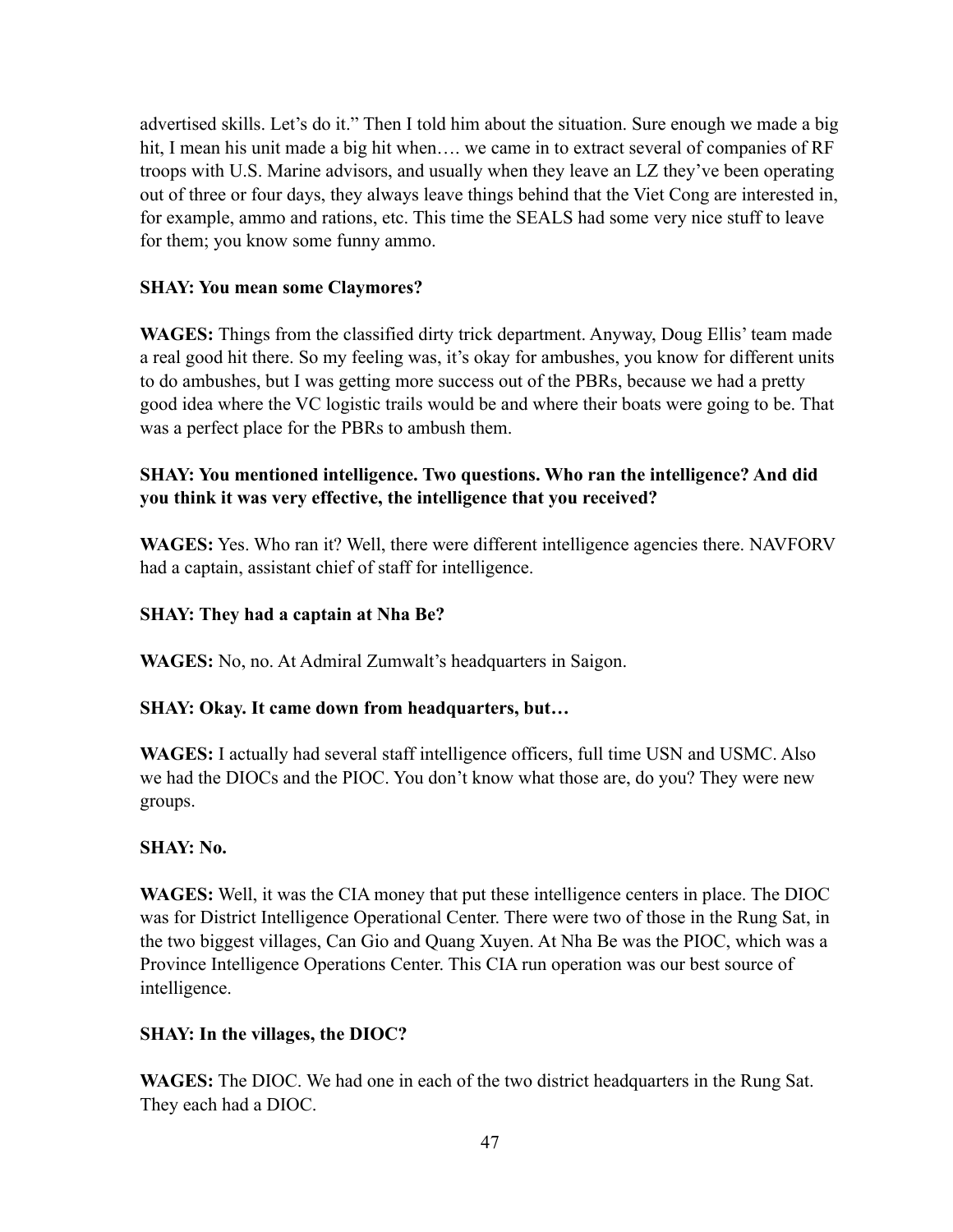advertised skills. Let's do it." Then I told him about the situation. Sure enough we made a big hit, I mean his unit made a big hit when…. we came in to extract several of companies of RF troops with U.S. Marine advisors, and usually when they leave an LZ they've been operating out of three or four days, they always leave things behind that the Viet Cong are interested in, for example, ammo and rations, etc. This time the SEALS had some very nice stuff to leave for them; you know some funny ammo.

**SHAY: You mean some Claymores?**

**WAGES:** Things from the classified dirty trick department. Anyway, Doug Ellis' team made a real good hit there. So my feeling was, it's okay for ambushes, you know for different units to do ambushes, but I was getting more success out of the PBRs, because we had a pretty good idea where the VC logistic trails would be and where their boats were going to be. That was a perfect place for the PBRs to ambush them.

**SHAY: You mentioned intelligence. Two questions. Who ran the intelligence? And did you think it was very effective, the intelligence that you received?**

**WAGES:** Yes. Who ran it? Well, there were different intelligence agencies there. NAVFORV had a captain, assistant chief of staff for intelligence.

**SHAY: They had a captain at Nha Be?**

**WAGES:** No, no. At Admiral Zumwalt's headquarters in Saigon.

**SHAY: Okay. It came down from headquarters, but…**

**WAGES:** I actually had several staff intelligence officers, full time USN and USMC. Also we had the DIOCs and the PIOC. You don't know what those are, do you? They were new groups.

**SHAY: No.**

**WAGES:** Well, it was the CIA money that put these intelligence centers in place. The DIOC was for District Intelligence Operational Center. There were two of those in the Rung Sat, in the two biggest villages, Can Gio and Quang Xuyen. At Nha Be was the PIOC, which was a Province Intelligence Operations Center. This CIA run operation was our best source of intelligence.

**SHAY: In the villages, the DIOC?**

**WAGES:** The DIOC. We had one in each of the two district headquarters in the Rung Sat. They each had a DIOC.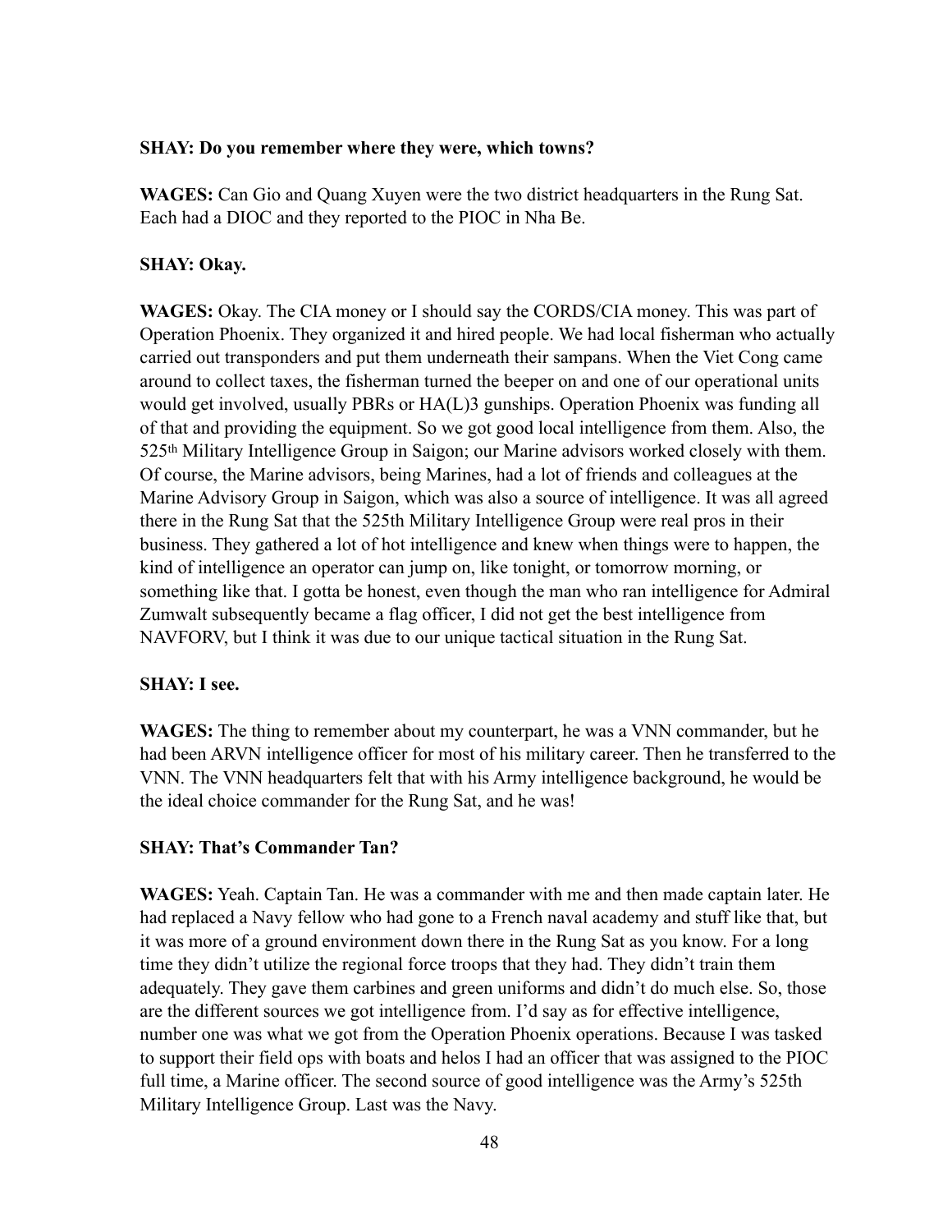**SHAY: Do you remember where they were, which towns?**

**WAGES:** Can Gio and Quang Xuyen were the two district headquarters in the Rung Sat. Each had a DIOC and they reported to the PIOC in Nha Be.

**SHAY: Okay.**

**WAGES:** Okay. The CIA money or I should say the CORDS/CIA money. This was part of Operation Phoenix. They organized it and hired people. We had local fisherman who actually carried out transponders and put them underneath their sampans. When the Viet Cong came around to collect taxes, the fisherman turned the beeper on and one of our operational units would get involved, usually PBRs or HA(L)3 gunships. Operation Phoenix was funding all of that and providing the equipment. So we got good local intelligence from them. Also, the 525th Military Intelligence Group in Saigon; our Marine advisors worked closely with them. Of course, the Marine advisors, being Marines, had a lot of friends and colleagues at the Marine Advisory Group in Saigon, which was also a source of intelligence. It was all agreed there in the Rung Sat that the 525th Military Intelligence Group were real pros in their business. They gathered a lot of hot intelligence and knew when things were to happen, the kind of intelligence an operator can jump on, like tonight, or tomorrow morning, or something like that. I gotta be honest, even though the man who ran intelligence for Admiral Zumwalt subsequently became a flag officer, I did not get the best intelligence from NAVFORV, but I think it was due to our unique tactical situation in the Rung Sat.

**SHAY: I see.**

**WAGES:** The thing to remember about my counterpart, he was a VNN commander, but he had been ARVN intelligence officer for most of his military career. Then he transferred to the VNN. The VNN headquarters felt that with his Army intelligence background, he would be the ideal choice commander for the Rung Sat, and he was!

**SHAY: That's Commander Tan?**

**WAGES:** Yeah. Captain Tan. He was a commander with me and then made captain later. He had replaced a Navy fellow who had gone to a French naval academy and stuff like that, but it was more of a ground environment down there in the Rung Sat as you know. For a long time they didn't utilize the regional force troops that they had. They didn't train them adequately. They gave them carbines and green uniforms and didn't do much else. So, those are the different sources we got intelligence from. I'd say as for effective intelligence, number one was what we got from the Operation Phoenix operations. Because I was tasked to support their field ops with boats and helos I had an officer that was assigned to the PIOC full time, a Marine officer. The second source of good intelligence was the Army's 525th Military Intelligence Group. Last was the Navy.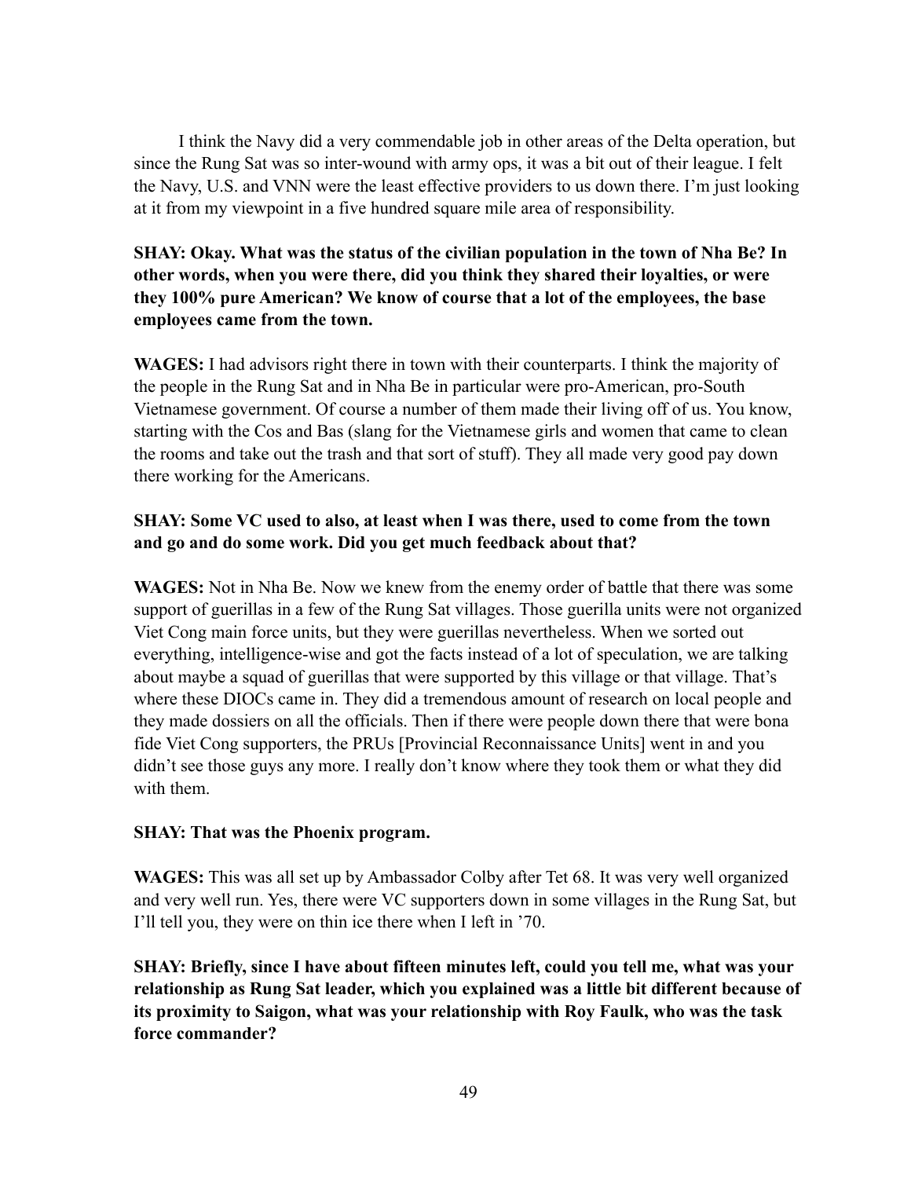I think the Navy did a very commendable job in other areas of the Delta operation, but since the Rung Sat was so inter-wound with army ops, it was a bit out of their league. I felt the Navy, U.S. and VNN were the least effective providers to us down there. I'm just looking at it from my viewpoint in a five hundred square mile area of responsibility.

**SHAY: Okay. What was the status of the civilian population in the town of Nha Be? In other words, when you were there, did you think they shared their loyalties, or were they 100% pure American? We know of course that a lot of the employees, the base employees came from the town.**

**WAGES:** I had advisors right there in town with their counterparts. I think the majority of the people in the Rung Sat and in Nha Be in particular were pro-American, pro-South Vietnamese government. Of course a number of them made their living off of us. You know, starting with the Cos and Bas (slang for the Vietnamese girls and women that came to clean the rooms and take out the trash and that sort of stuff). They all made very good pay down there working for the Americans.

**SHAY: Some VC used to also, at least when I was there, used to come from the town and go and do some work. Did you get much feedback about that?**

**WAGES:** Not in Nha Be. Now we knew from the enemy order of battle that there was some support of guerillas in a few of the Rung Sat villages. Those guerilla units were not organized Viet Cong main force units, but they were guerillas nevertheless. When we sorted out everything, intelligence-wise and got the facts instead of a lot of speculation, we are talking about maybe a squad of guerillas that were supported by this village or that village. That's where these DIOCs came in. They did a tremendous amount of research on local people and they made dossiers on all the officials. Then if there were people down there that were bona fide Viet Cong supporters, the PRUs [Provincial Reconnaissance Units] went in and you didn't see those guys any more. I really don't know where they took them or what they did with them.

**SHAY: That was the Phoenix program.**

**WAGES:** This was all set up by Ambassador Colby after Tet 68. It was very well organized and very well run. Yes, there were VC supporters down in some villages in the Rung Sat, but I'll tell you, they were on thin ice there when I left in '70.

**SHAY: Briefly, since I have about fifteen minutes left, could you tell me, what was your relationship as Rung Sat leader, which you explained was a little bit different because of its proximity to Saigon, what was your relationship with Roy Faulk, who was the task force commander?**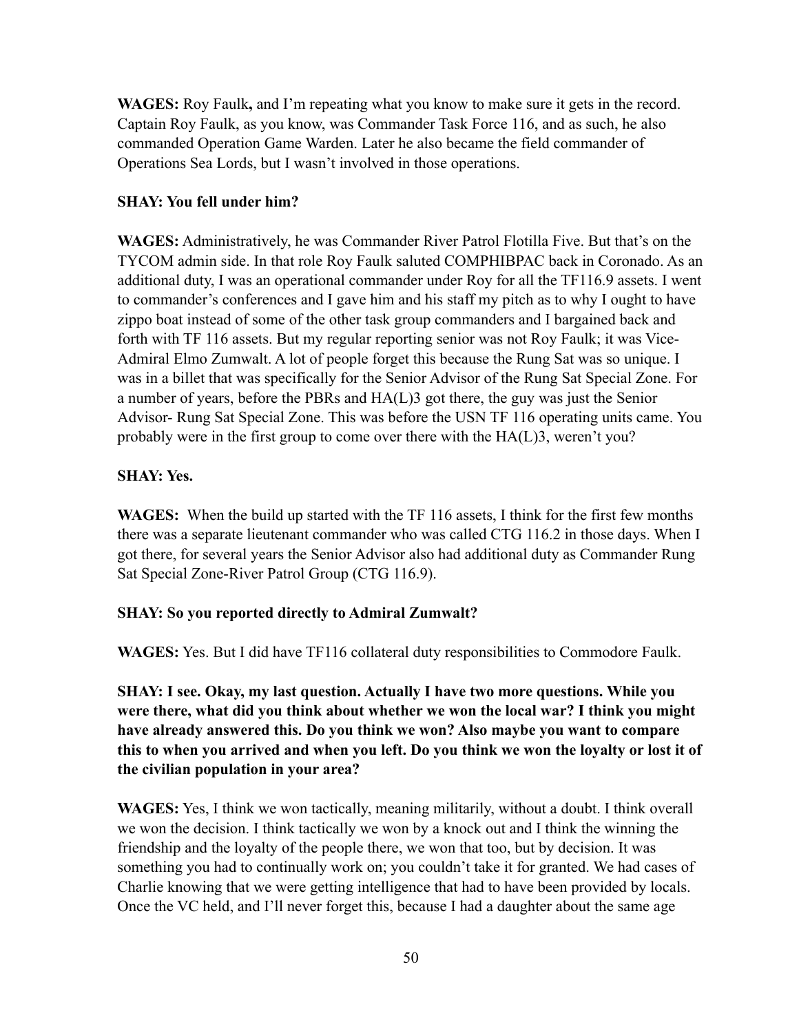**WAGES:** Roy Faulk**,** and I'm repeating what you know to make sure it gets in the record. Captain Roy Faulk, as you know, was Commander Task Force 116, and as such, he also commanded Operation Game Warden. Later he also became the field commander of Operations Sea Lords, but I wasn't involved in those operations.

**SHAY: You fell under him?**

**WAGES:** Administratively, he was Commander River Patrol Flotilla Five. But that's on the TYCOM admin side. In that role Roy Faulk saluted COMPHIBPAC back in Coronado. As an additional duty, I was an operational commander under Roy for all the TF116.9 assets. I went to commander's conferences and I gave him and his staff my pitch as to why I ought to have zippo boat instead of some of the other task group commanders and I bargained back and forth with TF 116 assets. But my regular reporting senior was not Roy Faulk; it was Vice-Admiral Elmo Zumwalt. A lot of people forget this because the Rung Sat was so unique. I was in a billet that was specifically for the Senior Advisor of the Rung Sat Special Zone. For a number of years, before the PBRs and HA(L)3 got there, the guy was just the Senior Advisor- Rung Sat Special Zone. This was before the USN TF 116 operating units came. You probably were in the first group to come over there with the HA(L)3, weren't you?

**SHAY: Yes.**

**WAGES:** When the build up started with the TF 116 assets, I think for the first few months there was a separate lieutenant commander who was called CTG 116.2 in those days. When I got there, for several years the Senior Advisor also had additional duty as Commander Rung Sat Special Zone-River Patrol Group (CTG 116.9).

**SHAY: So you reported directly to Admiral Zumwalt?**

**WAGES:** Yes. But I did have TF116 collateral duty responsibilities to Commodore Faulk.

**SHAY: I see. Okay, my last question. Actually I have two more questions. While you were there, what did you think about whether we won the local war? I think you might have already answered this. Do you think we won? Also maybe you want to compare this to when you arrived and when you left. Do you think we won the loyalty or lost it of the civilian population in your area?**

**WAGES:** Yes, I think we won tactically, meaning militarily, without a doubt. I think overall we won the decision. I think tactically we won by a knock out and I think the winning the friendship and the loyalty of the people there, we won that too, but by decision. It was something you had to continually work on; you couldn't take it for granted. We had cases of Charlie knowing that we were getting intelligence that had to have been provided by locals. Once the VC held, and I'll never forget this, because I had a daughter about the same age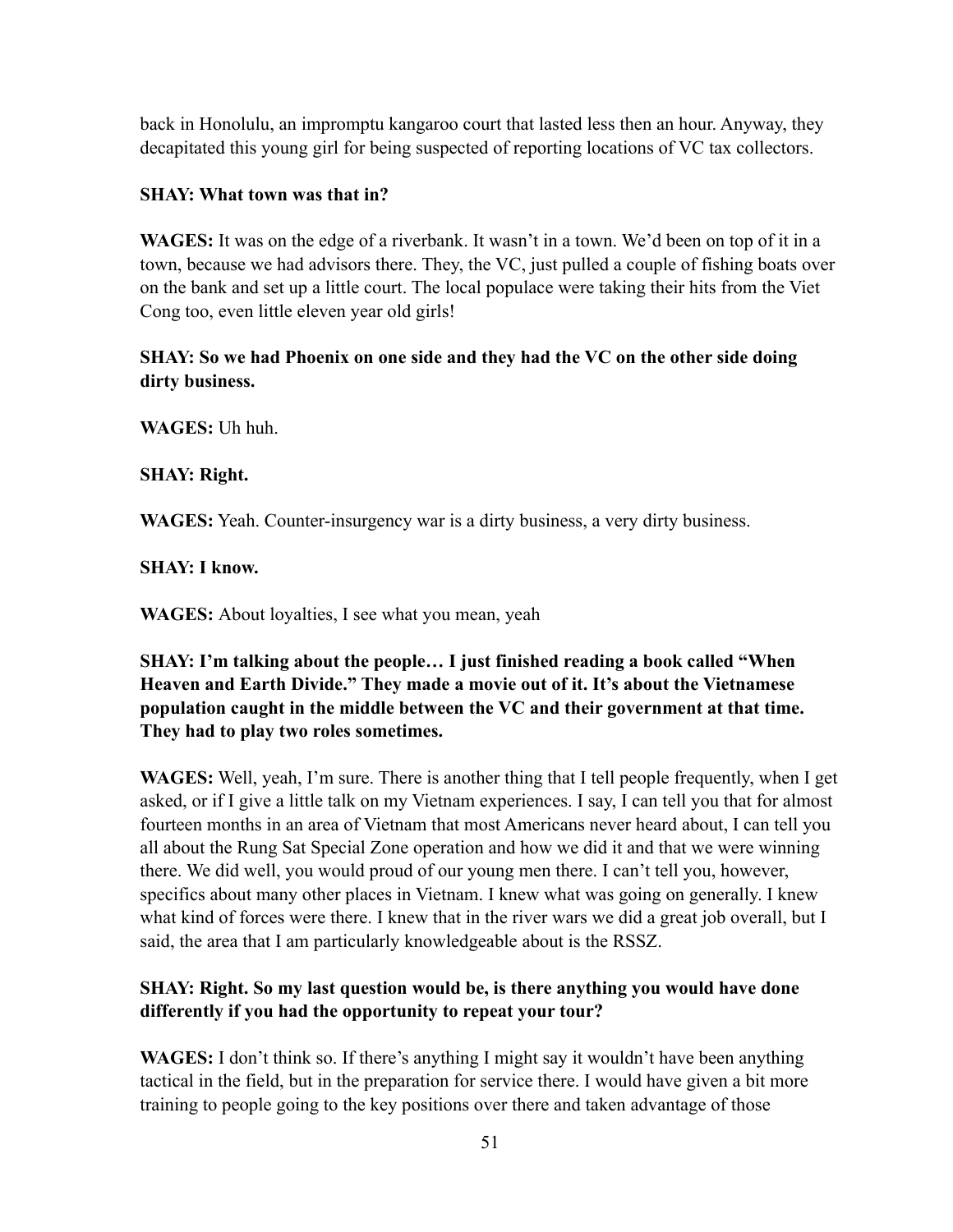back in Honolulu, an impromptu kangaroo court that lasted less then an hour. Anyway, they decapitated this young girl for being suspected of reporting locations of VC tax collectors.

**SHAY: What town was that in?**

**WAGES:** It was on the edge of a riverbank. It wasn't in a town. We'd been on top of it in a town, because we had advisors there. They, the VC, just pulled a couple of fishing boats over on the bank and set up a little court. The local populace were taking their hits from the Viet Cong too, even little eleven year old girls!

**SHAY: So we had Phoenix on one side and they had the VC on the other side doing dirty business.**

**WAGES:** Uh huh.

**SHAY: Right.**

**WAGES:** Yeah. Counter-insurgency war is a dirty business, a very dirty business.

**SHAY: I know.**

**WAGES:** About loyalties, I see what you mean, yeah

**SHAY: I'm talking about the people… I just finished reading a book called "When Heaven and Earth Divide." They made a movie out of it. It's about the Vietnamese population caught in the middle between the VC and their government at that time. They had to play two roles sometimes.**

**WAGES:** Well, yeah, I'm sure. There is another thing that I tell people frequently, when I get asked, or if I give a little talk on my Vietnam experiences. I say, I can tell you that for almost fourteen months in an area of Vietnam that most Americans never heard about, I can tell you all about the Rung Sat Special Zone operation and how we did it and that we were winning there. We did well, you would proud of our young men there. I can't tell you, however, specifics about many other places in Vietnam. I knew what was going on generally. I knew what kind of forces were there. I knew that in the river wars we did a great job overall, but I said, the area that I am particularly knowledgeable about is the RSSZ.

**SHAY: Right. So my last question would be, is there anything you would have done differently if you had the opportunity to repeat your tour?**

**WAGES:** I don't think so. If there's anything I might say it wouldn't have been anything tactical in the field, but in the preparation for service there. I would have given a bit more training to people going to the key positions over there and taken advantage of those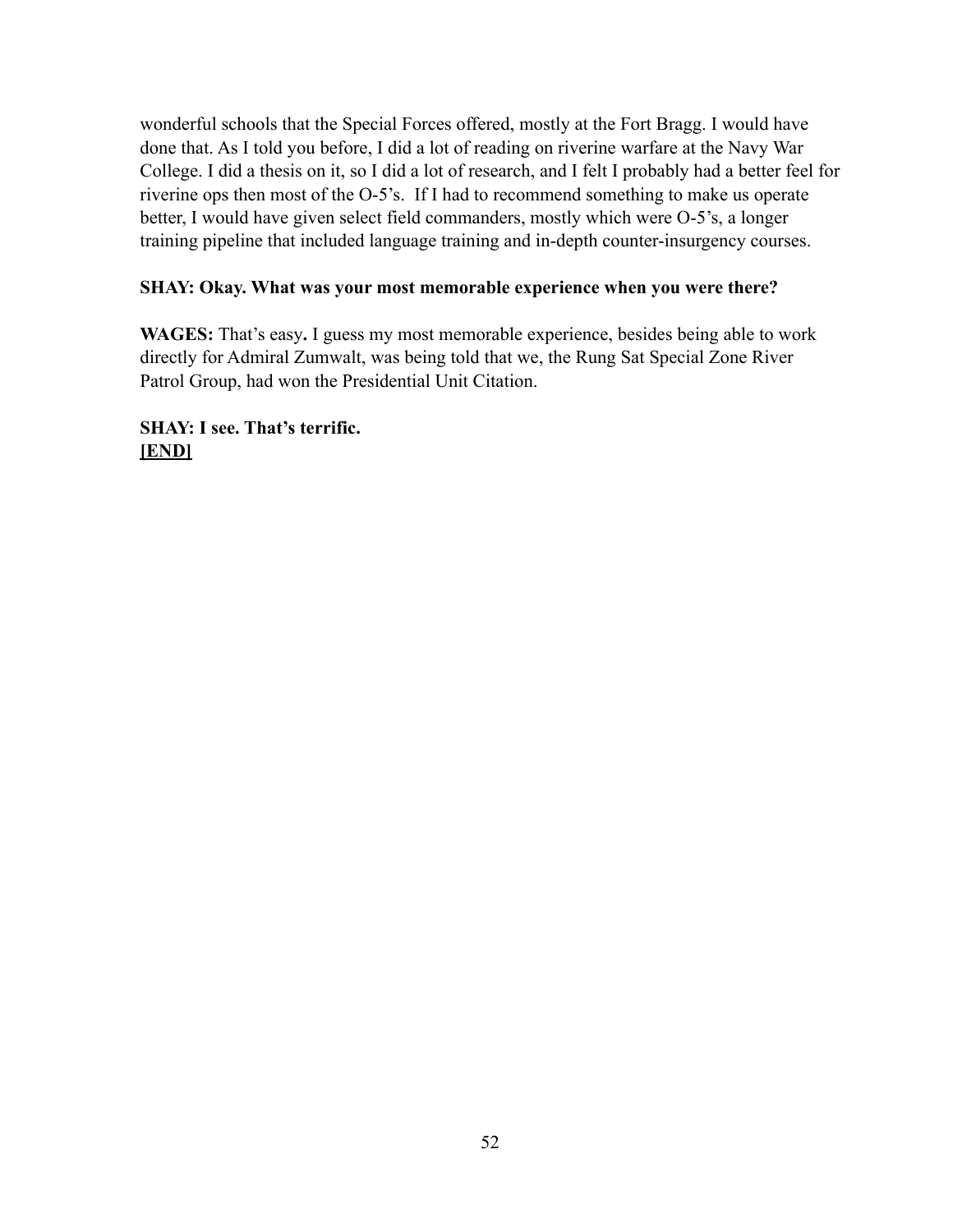wonderful schools that the Special Forces offered, mostly at the Fort Bragg. I would have done that. As I told you before, I did a lot of reading on riverine warfare at the Navy War College. I did a thesis on it, so I did a lot of research, and I felt I probably had a better feel for riverine ops then most of the O-5's. If I had to recommend something to make us operate better, I would have given select field commanders, mostly which were O-5's, a longer training pipeline that included language training and in-depth counter-insurgency courses.

**SHAY: Okay. What was your most memorable experience when you were there?**

**WAGES:** That's easy**.** I guess my most memorable experience, besides being able to work directly for Admiral Zumwalt, was being told that we, the Rung Sat Special Zone River Patrol Group, had won the Presidential Unit Citation.

**SHAY: I see. That's terrific.**
**[END]**